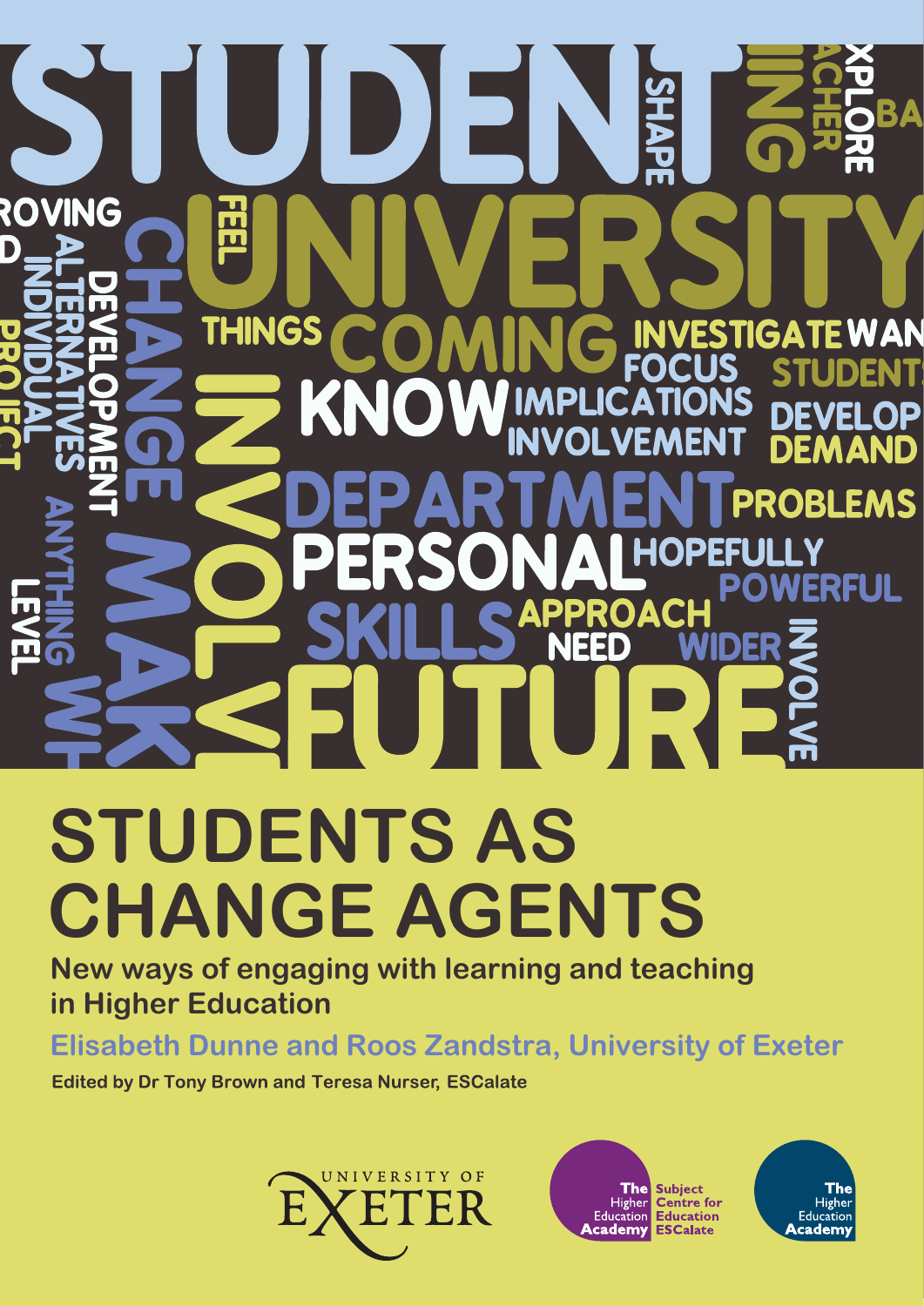# STUDENTS AS CHANGE AGENTS

## New ways of engaging with learning and teaching in Higher Education

**Elisabeth Dunne and Roos Zandstra, University of Exeter**

**Edited by Dr Tony Brown and Teresa Nurser, ESCalate**

University of Exeter

The Higher Education Academy Subject Centre for Education ESCalate

The Higher Education Academy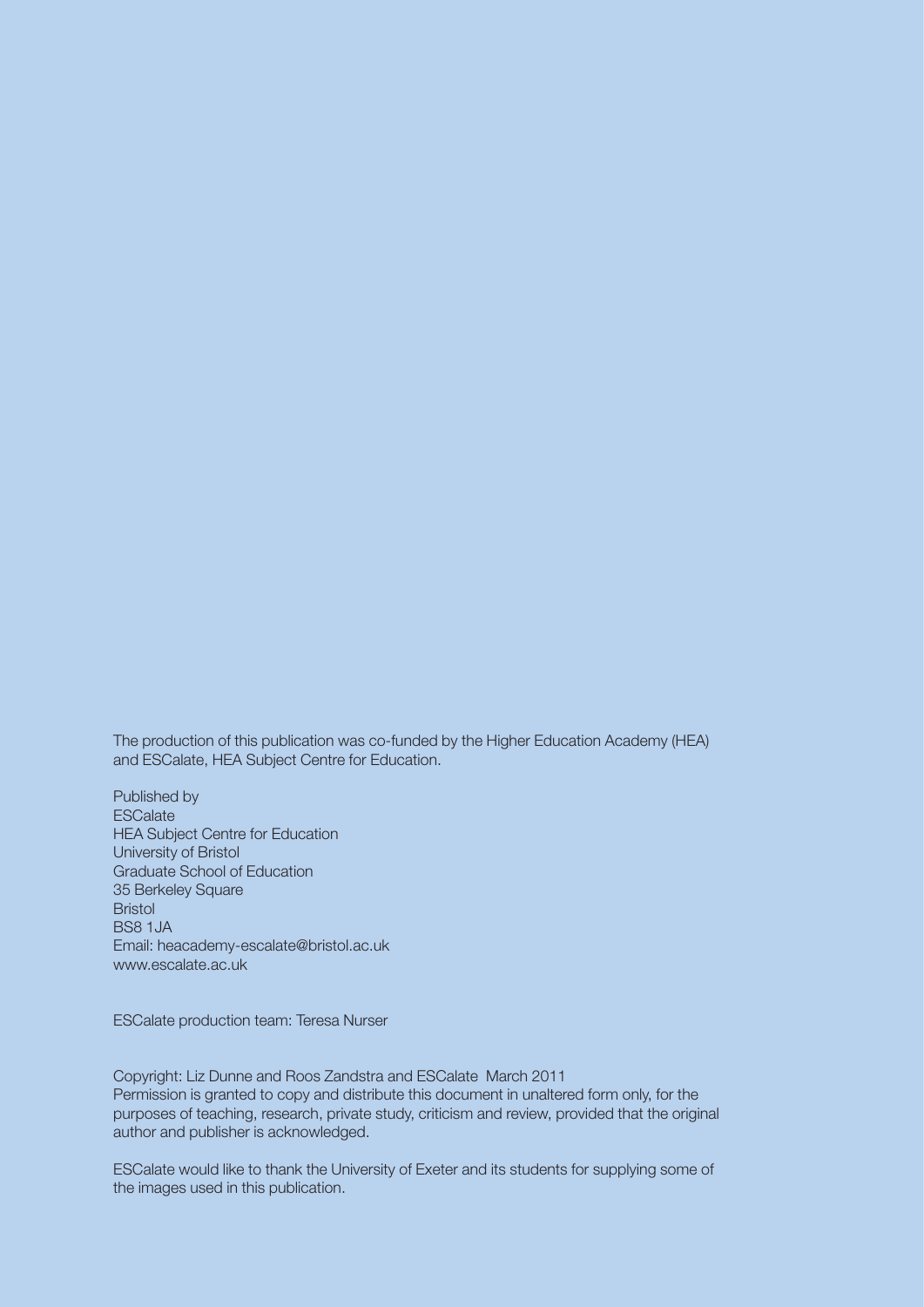The production of this publication was co-funded by the Higher Education Academy (HEA) and ESCalate, HEA Subject Centre for Education.

Published by  
ESCalate  
HEA Subject Centre for Education  
University of Bristol  
Graduate School of Education  
35 Berkeley Square  
Bristol  
BS8 1JA  
Email: heacademy-escalate@bristol.ac.uk  
www.escalate.ac.uk

ESCalate production team: Teresa Nurser

Copyright: Liz Dunne and Roos Zandstra and ESCalate March 2011  
Permission is granted to copy and distribute this document in unaltered form only, for the purposes of teaching, research, private study, criticism and review, provided that the original author and publisher is acknowledged.

ESCalate would like to thank the University of Exeter and its students for supplying some of the images used in this publication.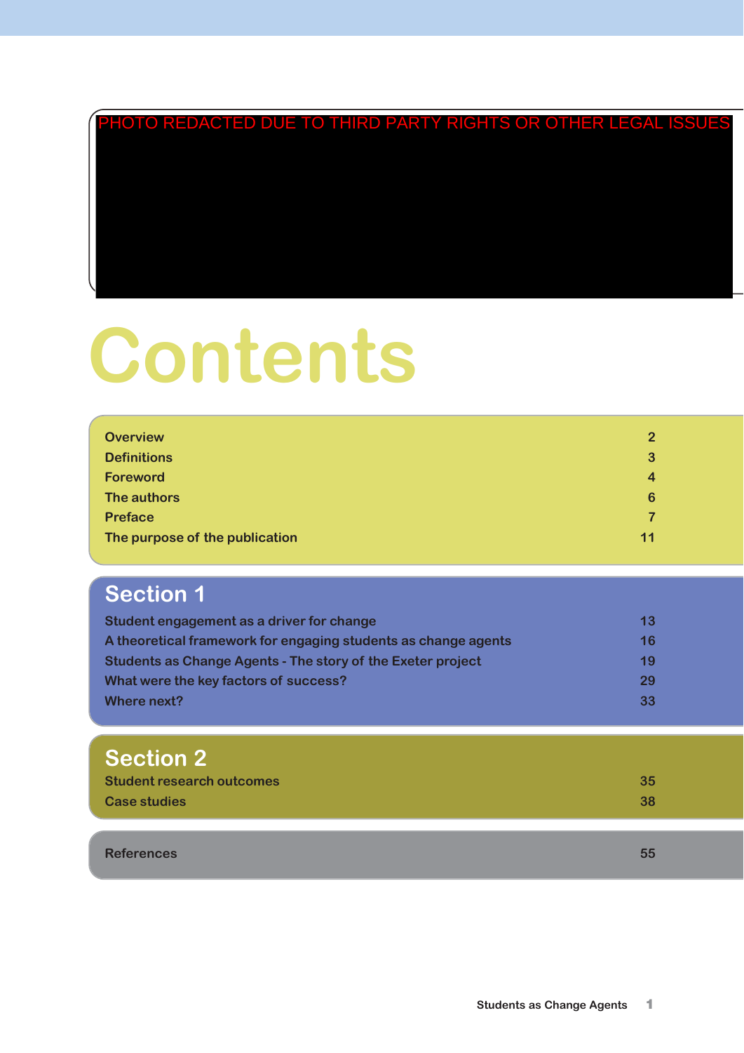PHOTO REDACTED DUE TO THIRD PARTY RIGHTS OR OTHER LEGAL ISSUES

# Contents

| | |
|---|---|
| Overview | 2 |
| Definitions | 3 |
| Foreword | 4 |
| The authors | 6 |
| Preface | 7 |
| The purpose of the publication | 11 |

## Section 1

| | |
|---|---|
| Student engagement as a driver for change | 13 |
| A theoretical framework for engaging students as change agents | 16 |
| Students as Change Agents - The story of the Exeter project | 19 |
| What were the key factors of success? | 29 |
| Where next? | 33 |

## Section 2

| | |
|---|---|
| Student research outcomes | 35 |
| Case studies | 38 |

| | |
|---|---|
| References | 55 |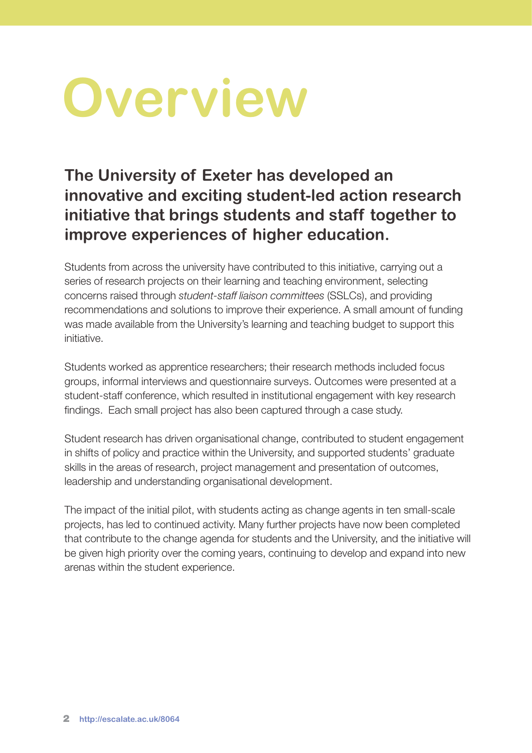# Overview

**The University of Exeter has developed an innovative and exciting student-led action research initiative that brings students and staff together to improve experiences of higher education.**

Students from across the university have contributed to this initiative, carrying out a series of research projects on their learning and teaching environment, selecting concerns raised through *student-staff liaison committees* (SSLCs), and providing recommendations and solutions to improve their experience. A small amount of funding was made available from the University's learning and teaching budget to support this initiative.

Students worked as apprentice researchers; their research methods included focus groups, informal interviews and questionnaire surveys. Outcomes were presented at a student-staff conference, which resulted in institutional engagement with key research findings. Each small project has also been captured through a case study.

Student research has driven organisational change, contributed to student engagement in shifts of policy and practice within the University, and supported students' graduate skills in the areas of research, project management and presentation of outcomes, leadership and understanding organisational development.

The impact of the initial pilot, with students acting as change agents in ten small-scale projects, has led to continued activity. Many further projects have now been completed that contribute to the change agenda for students and the University, and the initiative will be given high priority over the coming years, continuing to develop and expand into new arenas within the student experience.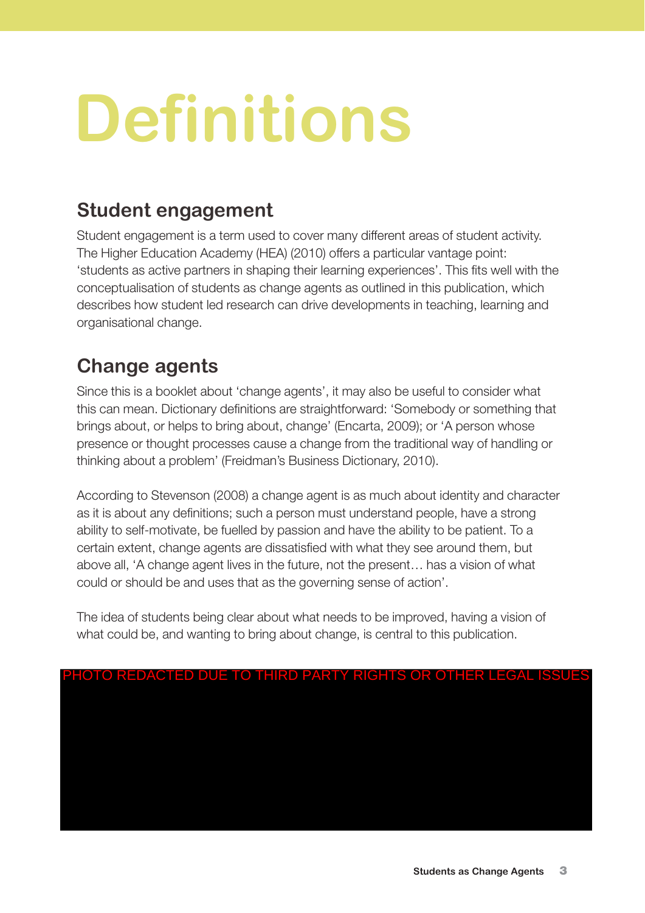# Definitions

## Student engagement

Student engagement is a term used to cover many different areas of student activity. The Higher Education Academy (HEA) (2010) offers a particular vantage point: 'students as active partners in shaping their learning experiences'. This fits well with the conceptualisation of students as change agents as outlined in this publication, which describes how student led research can drive developments in teaching, learning and organisational change.

## Change agents

Since this is a booklet about 'change agents', it may also be useful to consider what this can mean. Dictionary definitions are straightforward: 'Somebody or something that brings about, or helps to bring about, change' (Encarta, 2009); or 'A person whose presence or thought processes cause a change from the traditional way of handling or thinking about a problem' (Freidman's Business Dictionary, 2010).

According to Stevenson (2008) a change agent is as much about identity and character as it is about any definitions; such a person must understand people, have a strong ability to self-motivate, be fuelled by passion and have the ability to be patient. To a certain extent, change agents are dissatisfied with what they see around them, but above all, 'A change agent lives in the future, not the present… has a vision of what could or should be and uses that as the governing sense of action'.

The idea of students being clear about what needs to be improved, having a vision of what could be, and wanting to bring about change, is central to this publication.

PHOTO REDACTED DUE TO THIRD PARTY RIGHTS OR OTHER LEGAL ISSUES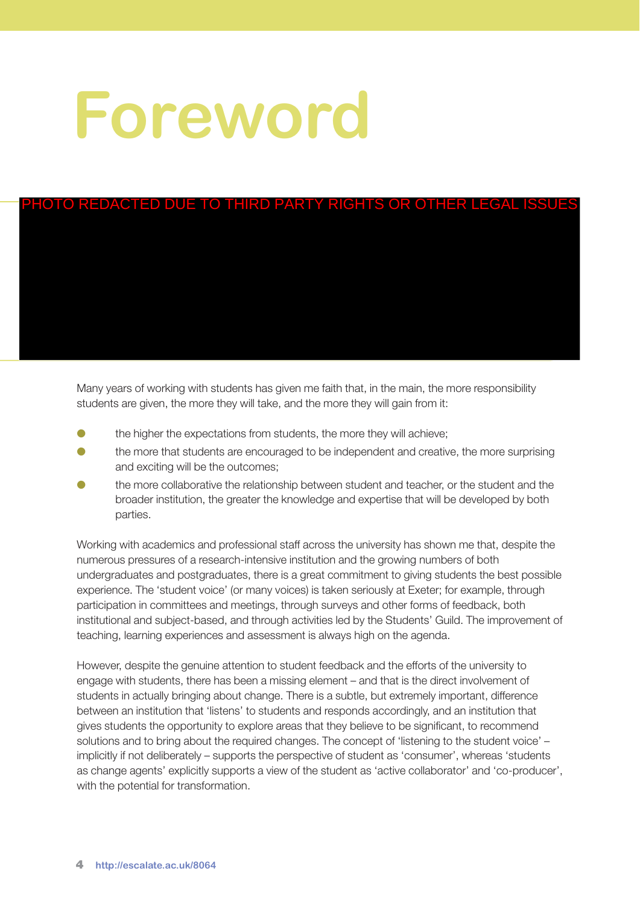# Foreword

PHOTO REDACTED DUE TO THIRD PARTY RIGHTS OR OTHER LEGAL ISSUES

Many years of working with students has given me faith that, in the main, the more responsibility students are given, the more they will take, and the more they will gain from it:

- the higher the expectations from students, the more they will achieve;
- the more that students are encouraged to be independent and creative, the more surprising and exciting will be the outcomes;
- the more collaborative the relationship between student and teacher, or the student and the broader institution, the greater the knowledge and expertise that will be developed by both parties.

Working with academics and professional staff across the university has shown me that, despite the numerous pressures of a research-intensive institution and the growing numbers of both undergraduates and postgraduates, there is a great commitment to giving students the best possible experience. The 'student voice' (or many voices) is taken seriously at Exeter; for example, through participation in committees and meetings, through surveys and other forms of feedback, both institutional and subject-based, and through activities led by the Students' Guild. The improvement of teaching, learning experiences and assessment is always high on the agenda.

However, despite the genuine attention to student feedback and the efforts of the university to engage with students, there has been a missing element – and that is the direct involvement of students in actually bringing about change. There is a subtle, but extremely important, difference between an institution that 'listens' to students and responds accordingly, and an institution that gives students the opportunity to explore areas that they believe to be significant, to recommend solutions and to bring about the required changes. The concept of 'listening to the student voice' – implicitly if not deliberately – supports the perspective of student as 'consumer', whereas 'students as change agents' explicitly supports a view of the student as 'active collaborator' and 'co-producer', with the potential for transformation.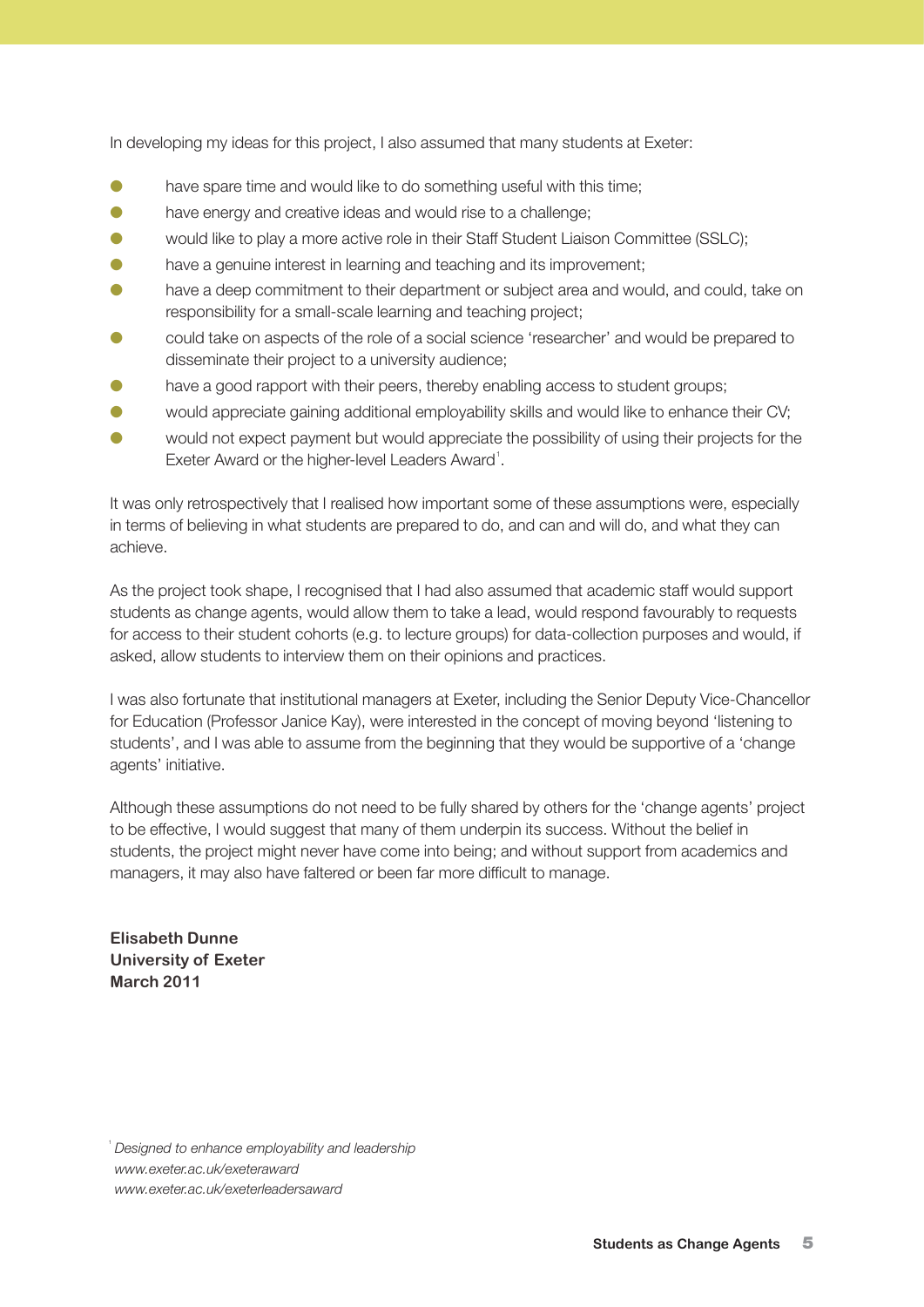In developing my ideas for this project, I also assumed that many students at Exeter:

- have spare time and would like to do something useful with this time;
- have energy and creative ideas and would rise to a challenge;
- would like to play a more active role in their Staff Student Liaison Committee (SSLC);
- have a genuine interest in learning and teaching and its improvement;
- have a deep commitment to their department or subject area and would, and could, take on responsibility for a small-scale learning and teaching project;
- could take on aspects of the role of a social science 'researcher' and would be prepared to disseminate their project to a university audience;
- have a good rapport with their peers, thereby enabling access to student groups;
- would appreciate gaining additional employability skills and would like to enhance their CV;
- would not expect payment but would appreciate the possibility of using their projects for the Exeter Award or the higher-level Leaders Award[1].

It was only retrospectively that I realised how important some of these assumptions were, especially in terms of believing in what students are prepared to do, and can and will do, and what they can achieve.

As the project took shape, I recognised that I had also assumed that academic staff would support students as change agents, would allow them to take a lead, would respond favourably to requests for access to their student cohorts (e.g. to lecture groups) for data-collection purposes and would, if asked, allow students to interview them on their opinions and practices.

I was also fortunate that institutional managers at Exeter, including the Senior Deputy Vice-Chancellor for Education (Professor Janice Kay), were interested in the concept of moving beyond 'listening to students', and I was able to assume from the beginning that they would be supportive of a 'change agents' initiative.

Although these assumptions do not need to be fully shared by others for the 'change agents' project to be effective, I would suggest that many of them underpin its success. Without the belief in students, the project might never have come into being; and without support from academics and managers, it may also have faltered or been far more difficult to manage.

**Elisabeth Dunne**
**University of Exeter**
**March 2011**

[1] *Designed to enhance employability and leadership*
*www.exeter.ac.uk/exeteraward*
*www.exeter.ac.uk/exeterleadersaward*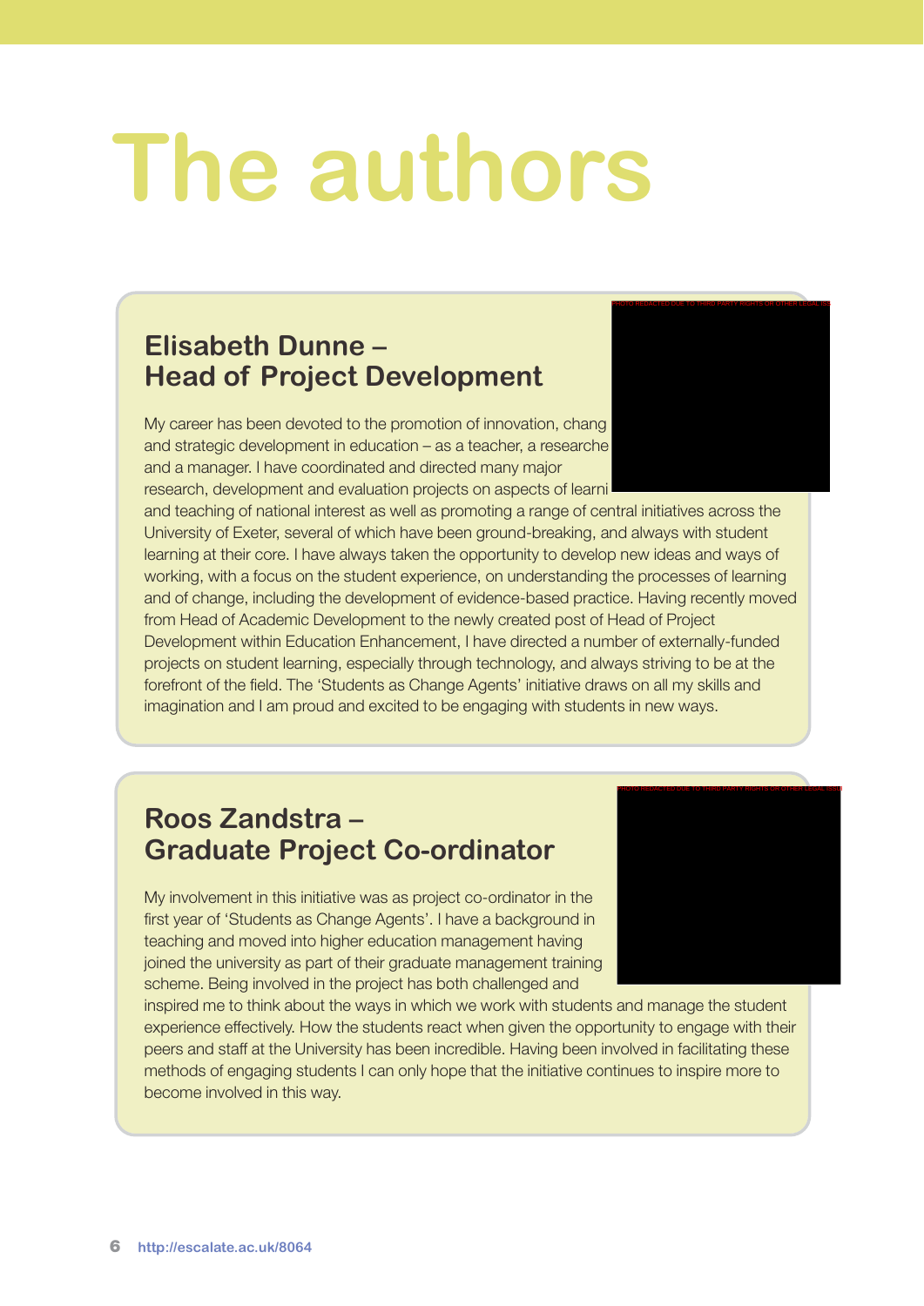# The authors

## Elisabeth Dunne – Head of Project Development

My career has been devoted to the promotion of innovation, chang and strategic development in education – as a teacher, a researche and a manager. I have coordinated and directed many major research, development and evaluation projects on aspects of learni and teaching of national interest as well as promoting a range of central initiatives across the University of Exeter, several of which have been ground-breaking, and always with student learning at their core. I have always taken the opportunity to develop new ideas and ways of working, with a focus on the student experience, on understanding the processes of learning and of change, including the development of evidence-based practice. Having recently moved from Head of Academic Development to the newly created post of Head of Project Development within Education Enhancement, I have directed a number of externally-funded projects on student learning, especially through technology, and always striving to be at the forefront of the field. The 'Students as Change Agents' initiative draws on all my skills and imagination and I am proud and excited to be engaging with students in new ways.

## Roos Zandstra – Graduate Project Co-ordinator

My involvement in this initiative was as project co-ordinator in the first year of 'Students as Change Agents'. I have a background in teaching and moved into higher education management having joined the university as part of their graduate management training scheme. Being involved in the project has both challenged and inspired me to think about the ways in which we work with students and manage the student experience effectively. How the students react when given the opportunity to engage with their peers and staff at the University has been incredible. Having been involved in facilitating these methods of engaging students I can only hope that the initiative continues to inspire more to become involved in this way.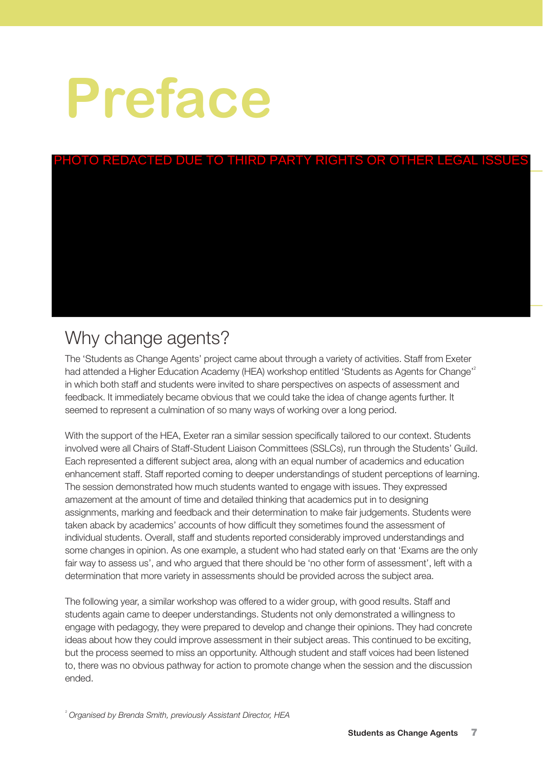# Preface

PHOTO REDACTED DUE TO THIRD PARTY RIGHTS OR OTHER LEGAL ISSUES

## Why change agents?

The 'Students as Change Agents' project came about through a variety of activities. Staff from Exeter had attended a Higher Education Academy (HEA) workshop entitled 'Students as Agents for Change'[2] in which both staff and students were invited to share perspectives on aspects of assessment and feedback. It immediately became obvious that we could take the idea of change agents further. It seemed to represent a culmination of so many ways of working over a long period.

With the support of the HEA, Exeter ran a similar session specifically tailored to our context. Students involved were all Chairs of Staff-Student Liaison Committees (SSLCs), run through the Students' Guild. Each represented a different subject area, along with an equal number of academics and education enhancement staff. Staff reported coming to deeper understandings of student perceptions of learning. The session demonstrated how much students wanted to engage with issues. They expressed amazement at the amount of time and detailed thinking that academics put in to designing assignments, marking and feedback and their determination to make fair judgements. Students were taken aback by academics' accounts of how difficult they sometimes found the assessment of individual students. Overall, staff and students reported considerably improved understandings and some changes in opinion. As one example, a student who had stated early on that 'Exams are the only fair way to assess us', and who argued that there should be 'no other form of assessment', left with a determination that more variety in assessments should be provided across the subject area.

The following year, a similar workshop was offered to a wider group, with good results. Staff and students again came to deeper understandings. Students not only demonstrated a willingness to engage with pedagogy, they were prepared to develop and change their opinions. They had concrete ideas about how they could improve assessment in their subject areas. This continued to be exciting, but the process seemed to miss an opportunity. Although student and staff voices had been listened to, there was no obvious pathway for action to promote change when the session and the discussion ended.

[2] *Organised by Brenda Smith, previously Assistant Director, HEA*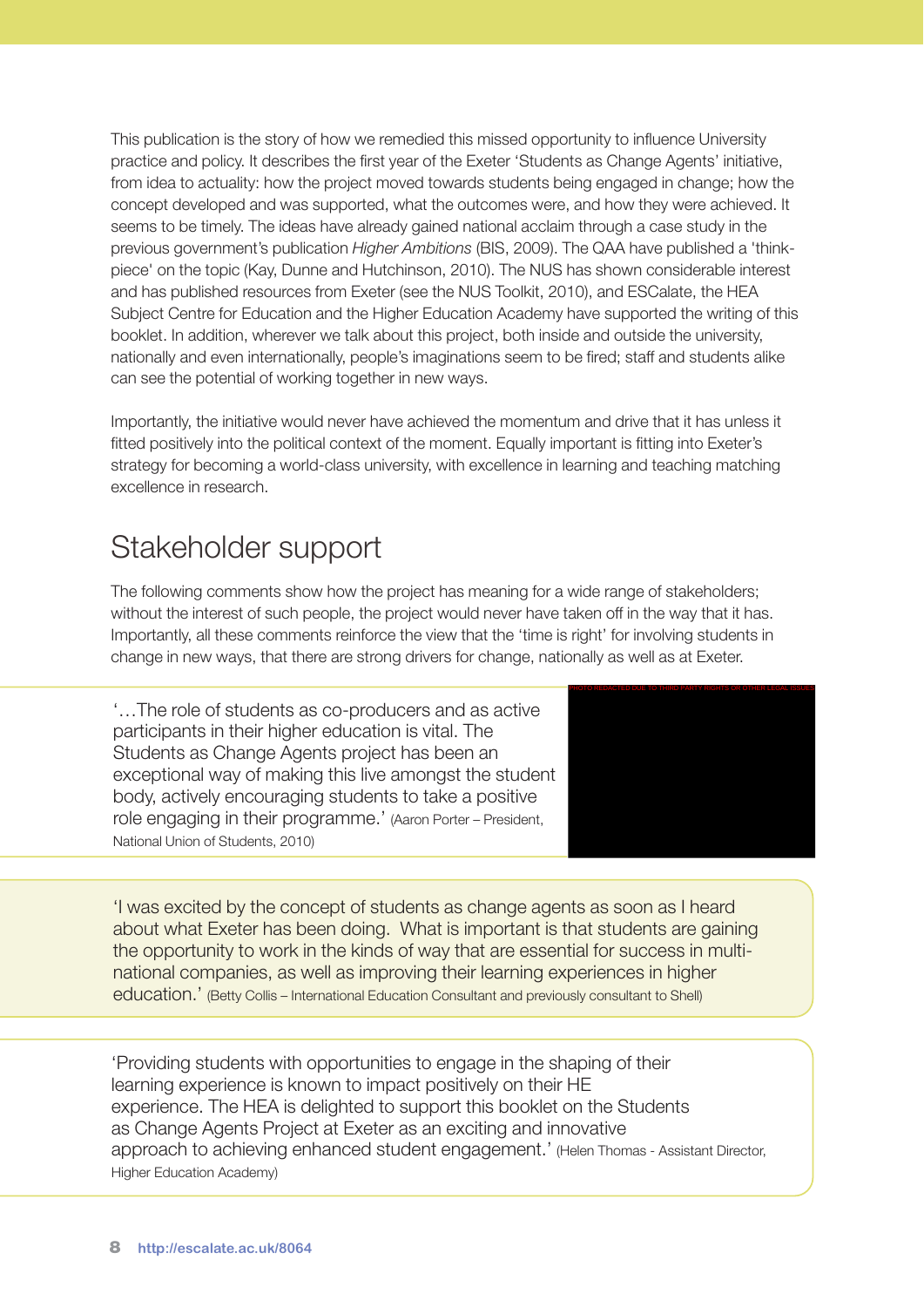This publication is the story of how we remedied this missed opportunity to influence University practice and policy. It describes the first year of the Exeter 'Students as Change Agents' initiative, from idea to actuality: how the project moved towards students being engaged in change; how the concept developed and was supported, what the outcomes were, and how they were achieved. It seems to be timely. The ideas have already gained national acclaim through a case study in the previous government's publication *Higher Ambitions* (BIS, 2009). The QAA have published a 'think-piece' on the topic (Kay, Dunne and Hutchinson, 2010). The NUS has shown considerable interest and has published resources from Exeter (see the NUS Toolkit, 2010), and ESCalate, the HEA Subject Centre for Education and the Higher Education Academy have supported the writing of this booklet. In addition, wherever we talk about this project, both inside and outside the university, nationally and even internationally, people's imaginations seem to be fired; staff and students alike can see the potential of working together in new ways.

Importantly, the initiative would never have achieved the momentum and drive that it has unless it fitted positively into the political context of the moment. Equally important is fitting into Exeter's strategy for becoming a world-class university, with excellence in learning and teaching matching excellence in research.

## Stakeholder support

The following comments show how the project has meaning for a wide range of stakeholders; without the interest of such people, the project would never have taken off in the way that it has. Importantly, all these comments reinforce the view that the 'time is right' for involving students in change in new ways, that there are strong drivers for change, nationally as well as at Exeter.

'…The role of students as co-producers and as active participants in their higher education is vital. The Students as Change Agents project has been an exceptional way of making this live amongst the student body, actively encouraging students to take a positive role engaging in their programme.' (Aaron Porter – President, National Union of Students, 2010)

PHOTO REDACTED DUE TO THIRD PARTY RIGHTS OR OTHER LEGAL ISSUES

'I was excited by the concept of students as change agents as soon as I heard about what Exeter has been doing. What is important is that students are gaining the opportunity to work in the kinds of way that are essential for success in multi-national companies, as well as improving their learning experiences in higher education.' (Betty Collis – International Education Consultant and previously consultant to Shell)

'Providing students with opportunities to engage in the shaping of their learning experience is known to impact positively on their HE experience. The HEA is delighted to support this booklet on the Students as Change Agents Project at Exeter as an exciting and innovative approach to achieving enhanced student engagement.' (Helen Thomas - Assistant Director, Higher Education Academy)

http://escalate.ac.uk/8064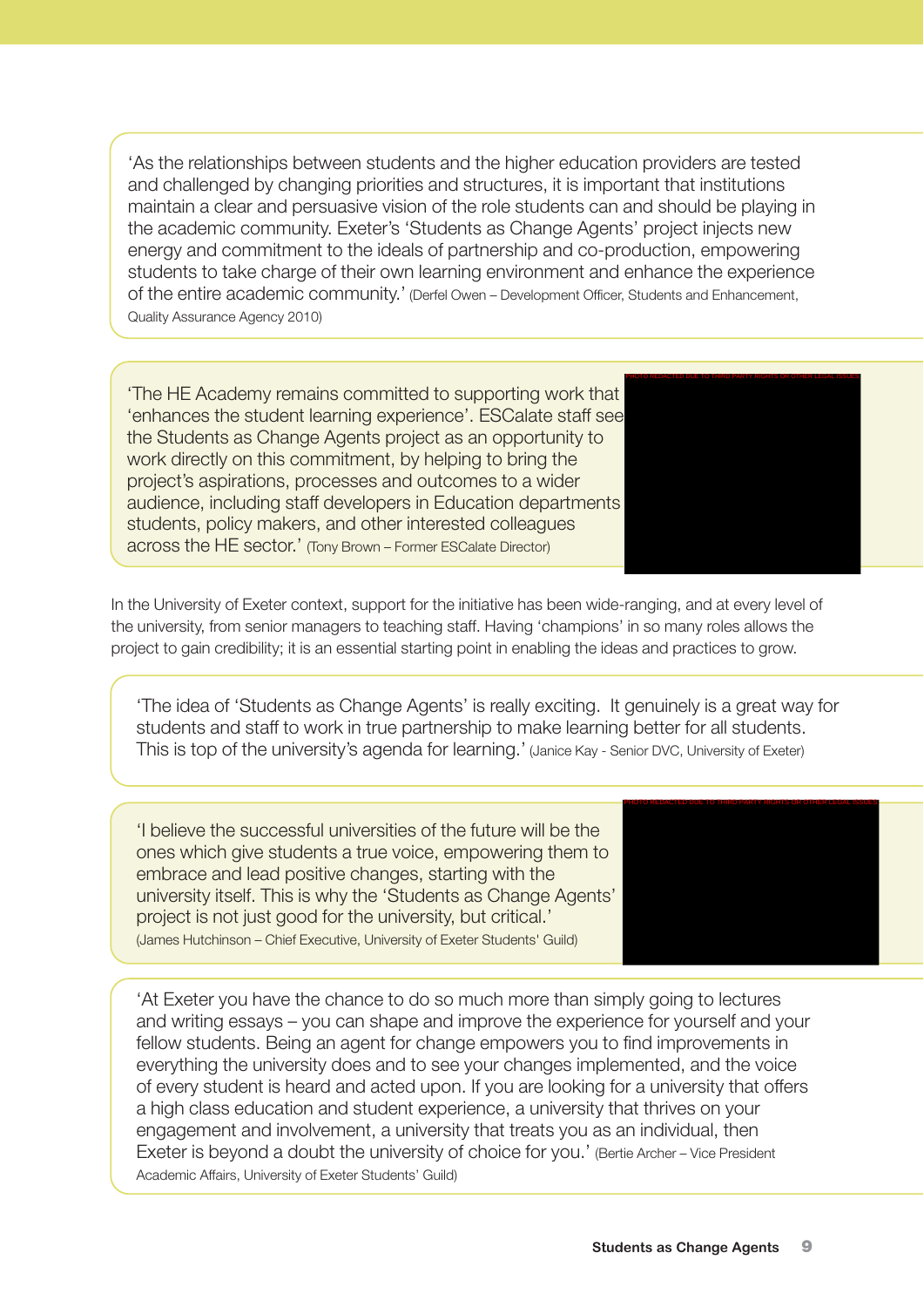‘As the relationships between students and the higher education providers are tested and challenged by changing priorities and structures, it is important that institutions maintain a clear and persuasive vision of the role students can and should be playing in the academic community. Exeter’s ‘Students as Change Agents’ project injects new energy and commitment to the ideals of partnership and co-production, empowering students to take charge of their own learning environment and enhance the experience of the entire academic community.’ (Derfel Owen – Development Officer, Students and Enhancement, Quality Assurance Agency 2010)

‘The HE Academy remains committed to supporting work that ‘enhances the student learning experience’. ESCalate staff see the Students as Change Agents project as an opportunity to work directly on this commitment, by helping to bring the project’s aspirations, processes and outcomes to a wider audience, including staff developers in Education departments students, policy makers, and other interested colleagues across the HE sector.’ (Tony Brown – Former ESCalate Director)

In the University of Exeter context, support for the initiative has been wide-ranging, and at every level of the university, from senior managers to teaching staff. Having ‘champions’ in so many roles allows the project to gain credibility; it is an essential starting point in enabling the ideas and practices to grow.

‘The idea of ‘Students as Change Agents’ is really exciting. It genuinely is a great way for students and staff to work in true partnership to make learning better for all students. This is top of the university’s agenda for learning.’ (Janice Kay - Senior DVC, University of Exeter)

‘I believe the successful universities of the future will be the ones which give students a true voice, empowering them to embrace and lead positive changes, starting with the university itself. This is why the ‘Students as Change Agents’ project is not just good for the university, but critical.’ (James Hutchinson – Chief Executive, University of Exeter Students' Guild)

‘At Exeter you have the chance to do so much more than simply going to lectures and writing essays – you can shape and improve the experience for yourself and your fellow students. Being an agent for change empowers you to find improvements in everything the university does and to see your changes implemented, and the voice of every student is heard and acted upon. If you are looking for a university that offers a high class education and student experience, a university that thrives on your engagement and involvement, a university that treats you as an individual, then Exeter is beyond a doubt the university of choice for you.’ (Bertie Archer – Vice President Academic Affairs, University of Exeter Students’ Guild)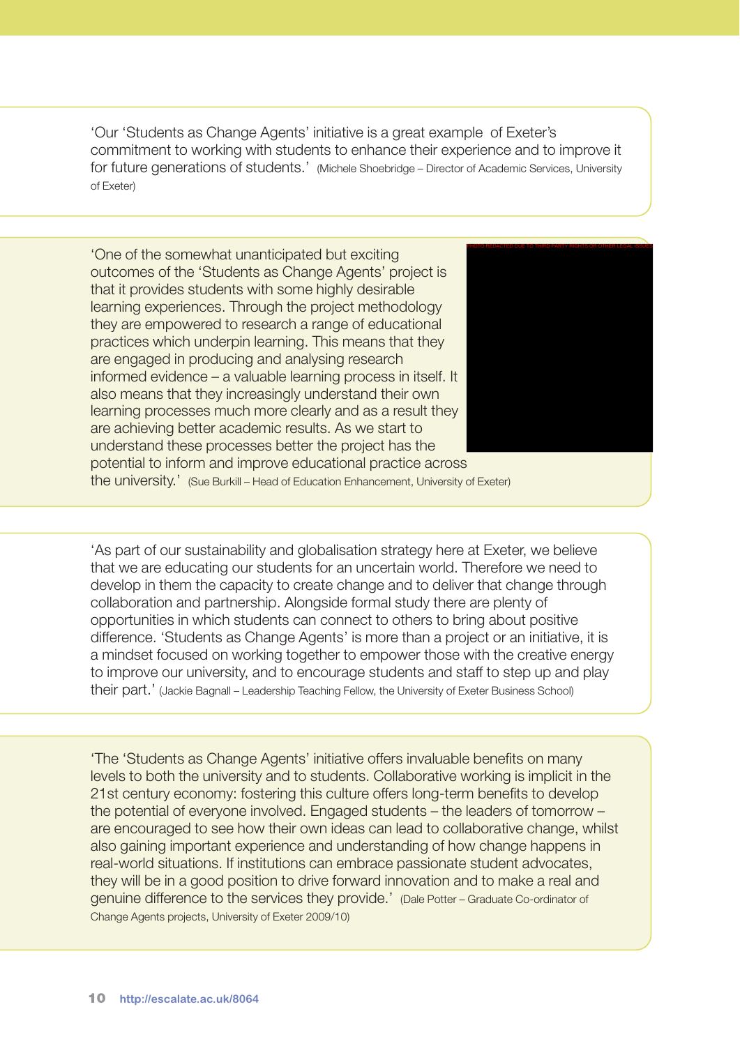'Our 'Students as Change Agents' initiative is a great example of Exeter's commitment to working with students to enhance their experience and to improve it for future generations of students.' (Michele Shoebridge – Director of Academic Services, University of Exeter)

'One of the somewhat unanticipated but exciting outcomes of the 'Students as Change Agents' project is that it provides students with some highly desirable learning experiences. Through the project methodology they are empowered to research a range of educational practices which underpin learning. This means that they are engaged in producing and analysing research informed evidence – a valuable learning process in itself. It also means that they increasingly understand their own learning processes much more clearly and as a result they are achieving better academic results. As we start to understand these processes better the project has the potential to inform and improve educational practice across the university.' (Sue Burkill – Head of Education Enhancement, University of Exeter)

'As part of our sustainability and globalisation strategy here at Exeter, we believe that we are educating our students for an uncertain world. Therefore we need to develop in them the capacity to create change and to deliver that change through collaboration and partnership. Alongside formal study there are plenty of opportunities in which students can connect to others to bring about positive difference. 'Students as Change Agents' is more than a project or an initiative, it is a mindset focused on working together to empower those with the creative energy to improve our university, and to encourage students and staff to step up and play their part.' (Jackie Bagnall – Leadership Teaching Fellow, the University of Exeter Business School)

'The 'Students as Change Agents' initiative offers invaluable benefits on many levels to both the university and to students. Collaborative working is implicit in the 21st century economy: fostering this culture offers long-term benefits to develop the potential of everyone involved. Engaged students – the leaders of tomorrow – are encouraged to see how their own ideas can lead to collaborative change, whilst also gaining important experience and understanding of how change happens in real-world situations. If institutions can embrace passionate student advocates, they will be in a good position to drive forward innovation and to make a real and genuine difference to the services they provide.' (Dale Potter – Graduate Co-ordinator of Change Agents projects, University of Exeter 2009/10)

http://escalate.ac.uk/8064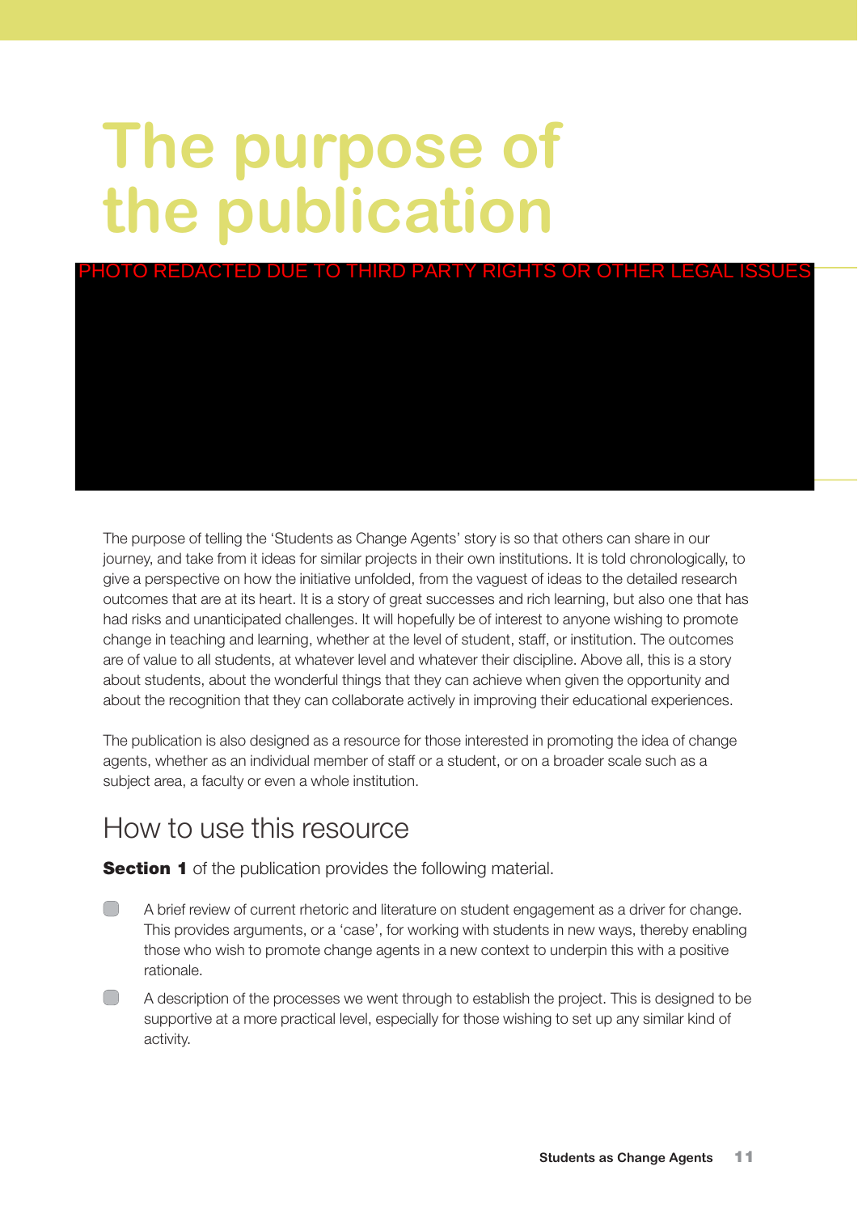# The purpose of the publication

PHOTO REDACTED DUE TO THIRD PARTY RIGHTS OR OTHER LEGAL ISSUES

The purpose of telling the 'Students as Change Agents' story is so that others can share in our journey, and take from it ideas for similar projects in their own institutions. It is told chronologically, to give a perspective on how the initiative unfolded, from the vaguest of ideas to the detailed research outcomes that are at its heart. It is a story of great successes and rich learning, but also one that has had risks and unanticipated challenges. It will hopefully be of interest to anyone wishing to promote change in teaching and learning, whether at the level of student, staff, or institution. The outcomes are of value to all students, at whatever level and whatever their discipline. Above all, this is a story about students, about the wonderful things that they can achieve when given the opportunity and about the recognition that they can collaborate actively in improving their educational experiences.

The publication is also designed as a resource for those interested in promoting the idea of change agents, whether as an individual member of staff or a student, or on a broader scale such as a subject area, a faculty or even a whole institution.

## How to use this resource

**Section 1** of the publication provides the following material.

- A brief review of current rhetoric and literature on student engagement as a driver for change. This provides arguments, or a 'case', for working with students in new ways, thereby enabling those who wish to promote change agents in a new context to underpin this with a positive rationale.
- A description of the processes we went through to establish the project. This is designed to be supportive at a more practical level, especially for those wishing to set up any similar kind of activity.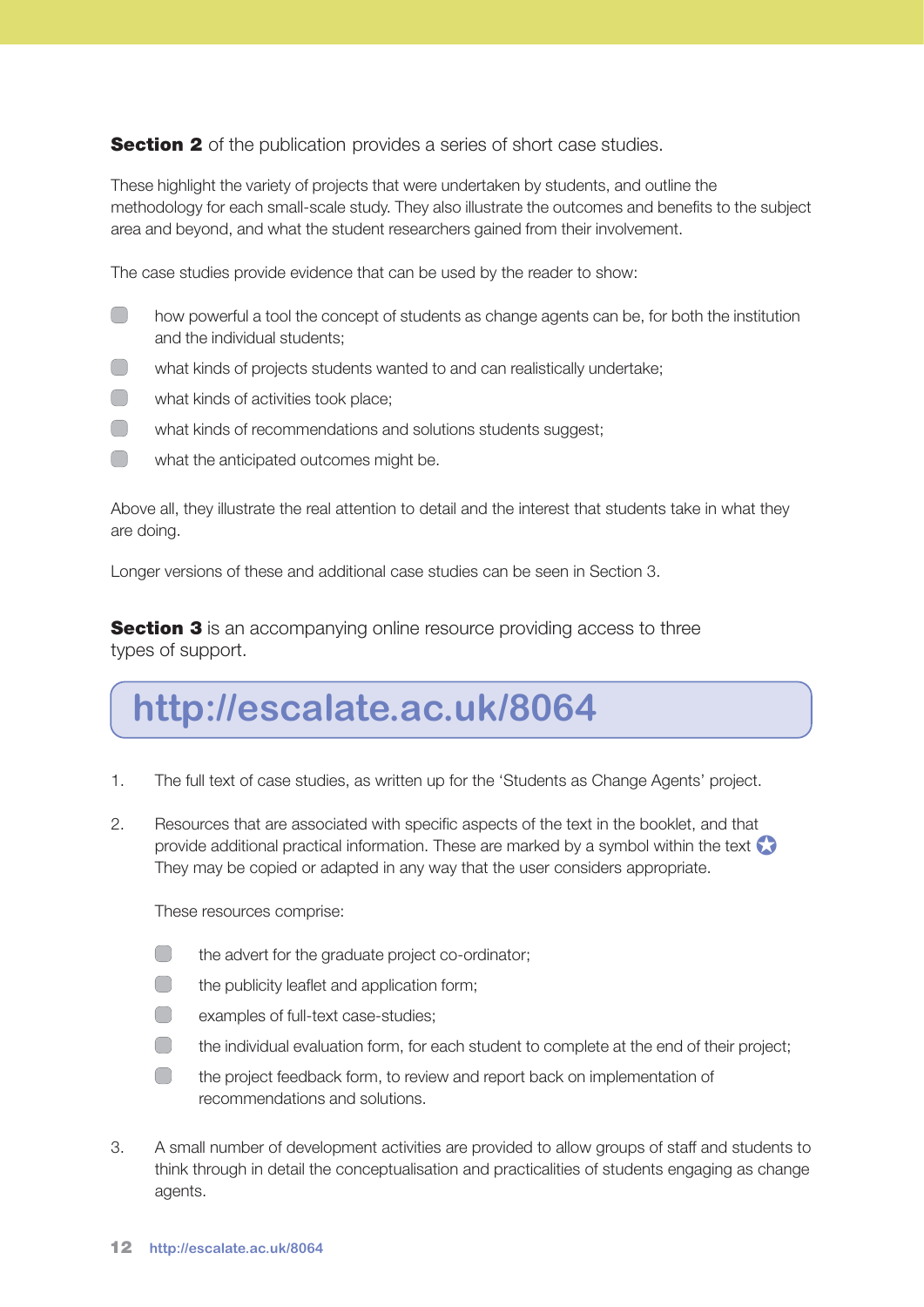**Section 2** of the publication provides a series of short case studies.

These highlight the variety of projects that were undertaken by students, and outline the methodology for each small-scale study. They also illustrate the outcomes and benefits to the subject area and beyond, and what the student researchers gained from their involvement.

The case studies provide evidence that can be used by the reader to show:

- how powerful a tool the concept of students as change agents can be, for both the institution and the individual students;
- what kinds of projects students wanted to and can realistically undertake;
- what kinds of activities took place;
- what kinds of recommendations and solutions students suggest;
- what the anticipated outcomes might be.

Above all, they illustrate the real attention to detail and the interest that students take in what they are doing.

Longer versions of these and additional case studies can be seen in Section 3.

**Section 3** is an accompanying online resource providing access to three types of support.

## http://escalate.ac.uk/8064

1. The full text of case studies, as written up for the 'Students as Change Agents' project.

2. Resources that are associated with specific aspects of the text in the booklet, and that provide additional practical information. These are marked by a symbol within the text ✪ They may be copied or adapted in any way that the user considers appropriate.

   These resources comprise:

   - the advert for the graduate project co-ordinator;
   - the publicity leaflet and application form;
   - examples of full-text case-studies;
   - the individual evaluation form, for each student to complete at the end of their project;
   - the project feedback form, to review and report back on implementation of recommendations and solutions.

3. A small number of development activities are provided to allow groups of staff and students to think through in detail the conceptualisation and practicalities of students engaging as change agents.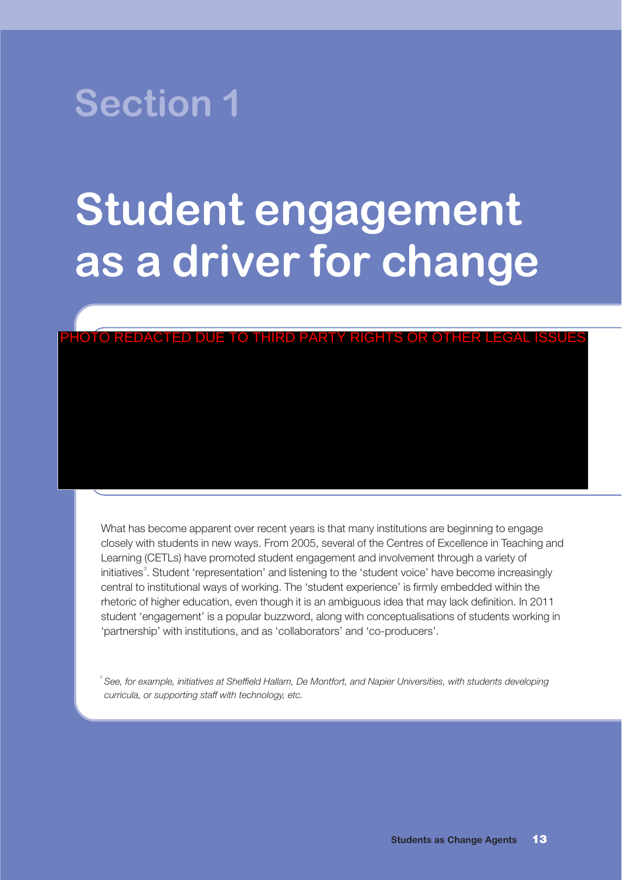# Section 1

# Student engagement as a driver for change

PHOTO REDACTED DUE TO THIRD PARTY RIGHTS OR OTHER LEGAL ISSUES

What has become apparent over recent years is that many institutions are beginning to engage closely with students in new ways. From 2005, several of the Centres of Excellence in Teaching and Learning (CETLs) have promoted student engagement and involvement through a variety of initiatives[3]. Student 'representation' and listening to the 'student voice' have become increasingly central to institutional ways of working. The 'student experience' is firmly embedded within the rhetoric of higher education, even though it is an ambiguous idea that may lack definition. In 2011 student 'engagement' is a popular buzzword, along with conceptualisations of students working in 'partnership' with institutions, and as 'collaborators' and 'co-producers'.

[3] *See, for example, initiatives at Sheffield Hallam, De Montfort, and Napier Universities, with students developing curricula, or supporting staff with technology, etc.*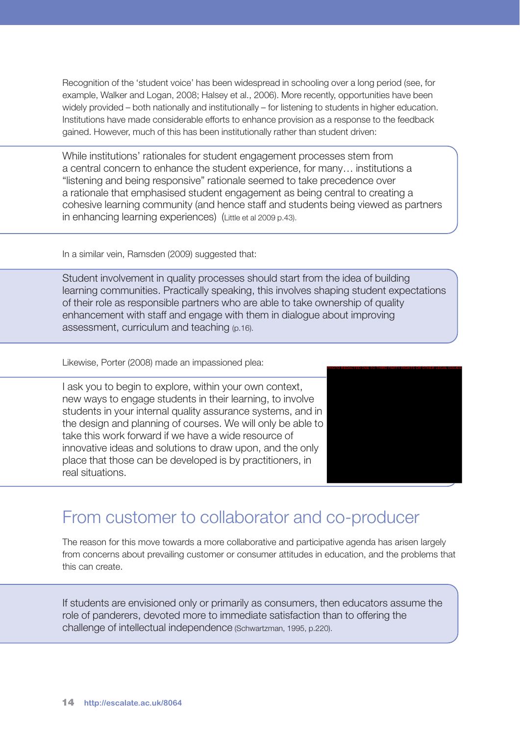Recognition of the 'student voice' has been widespread in schooling over a long period (see, for example, Walker and Logan, 2008; Halsey et al., 2006). More recently, opportunities have been widely provided – both nationally and institutionally – for listening to students in higher education. Institutions have made considerable efforts to enhance provision as a response to the feedback gained. However, much of this has been institutionally rather than student driven:

> While institutions' rationales for student engagement processes stem from a central concern to enhance the student experience, for many… institutions a "listening and being responsive" rationale seemed to take precedence over a rationale that emphasised student engagement as being central to creating a cohesive learning community (and hence staff and students being viewed as partners in enhancing learning experiences) (Little et al 2009 p.43).

In a similar vein, Ramsden (2009) suggested that:

> Student involvement in quality processes should start from the idea of building learning communities. Practically speaking, this involves shaping student expectations of their role as responsible partners who are able to take ownership of quality enhancement with staff and engage with them in dialogue about improving assessment, curriculum and teaching (p.16).

Likewise, Porter (2008) made an impassioned plea:

> I ask you to begin to explore, within your own context, new ways to engage students in their learning, to involve students in your internal quality assurance systems, and in the design and planning of courses. We will only be able to take this work forward if we have a wide resource of innovative ideas and solutions to draw upon, and the only place that those can be developed is by practitioners, in real situations.

PHOTO REDACTED DUE TO THIRD PARTY RIGHTS OR OTHER LEGAL ISSUES

## From customer to collaborator and co-producer

The reason for this move towards a more collaborative and participative agenda has arisen largely from concerns about prevailing customer or consumer attitudes in education, and the problems that this can create.

> If students are envisioned only or primarily as consumers, then educators assume the role of panderers, devoted more to immediate satisfaction than to offering the challenge of intellectual independence (Schwartzman, 1995, p.220).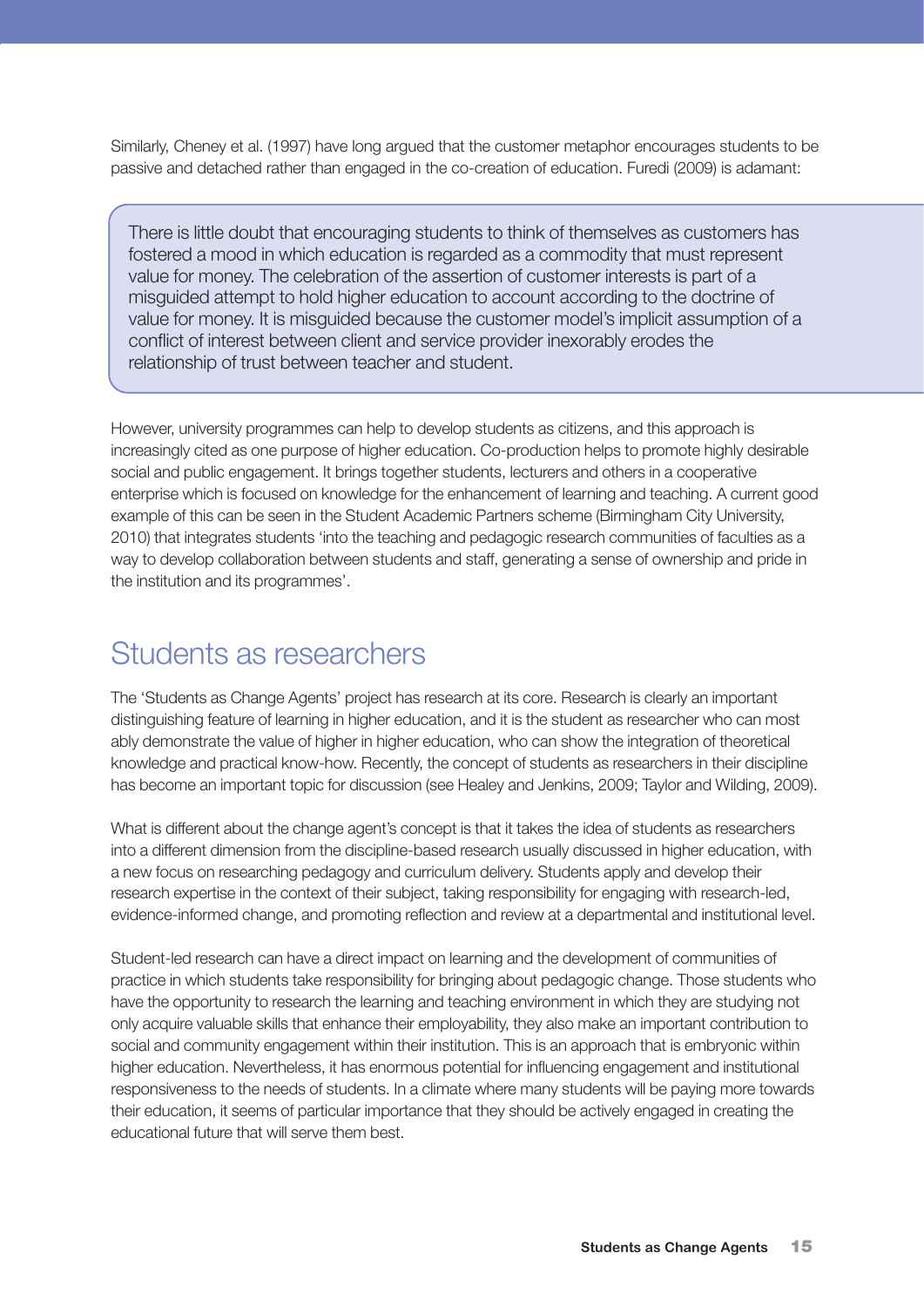Similarly, Cheney et al. (1997) have long argued that the customer metaphor encourages students to be passive and detached rather than engaged in the co-creation of education. Furedi (2009) is adamant:

> There is little doubt that encouraging students to think of themselves as customers has fostered a mood in which education is regarded as a commodity that must represent value for money. The celebration of the assertion of customer interests is part of a misguided attempt to hold higher education to account according to the doctrine of value for money. It is misguided because the customer model's implicit assumption of a conflict of interest between client and service provider inexorably erodes the relationship of trust between teacher and student.

However, university programmes can help to develop students as citizens, and this approach is increasingly cited as one purpose of higher education. Co-production helps to promote highly desirable social and public engagement. It brings together students, lecturers and others in a cooperative enterprise which is focused on knowledge for the enhancement of learning and teaching. A current good example of this can be seen in the Student Academic Partners scheme (Birmingham City University, 2010) that integrates students 'into the teaching and pedagogic research communities of faculties as a way to develop collaboration between students and staff, generating a sense of ownership and pride in the institution and its programmes'.

## Students as researchers

The 'Students as Change Agents' project has research at its core. Research is clearly an important distinguishing feature of learning in higher education, and it is the student as researcher who can most ably demonstrate the value of higher in higher education, who can show the integration of theoretical knowledge and practical know-how. Recently, the concept of students as researchers in their discipline has become an important topic for discussion (see Healey and Jenkins, 2009; Taylor and Wilding, 2009).

What is different about the change agent's concept is that it takes the idea of students as researchers into a different dimension from the discipline-based research usually discussed in higher education, with a new focus on researching pedagogy and curriculum delivery. Students apply and develop their research expertise in the context of their subject, taking responsibility for engaging with research-led, evidence-informed change, and promoting reflection and review at a departmental and institutional level.

Student-led research can have a direct impact on learning and the development of communities of practice in which students take responsibility for bringing about pedagogic change. Those students who have the opportunity to research the learning and teaching environment in which they are studying not only acquire valuable skills that enhance their employability, they also make an important contribution to social and community engagement within their institution. This is an approach that is embryonic within higher education. Nevertheless, it has enormous potential for influencing engagement and institutional responsiveness to the needs of students. In a climate where many students will be paying more towards their education, it seems of particular importance that they should be actively engaged in creating the educational future that will serve them best.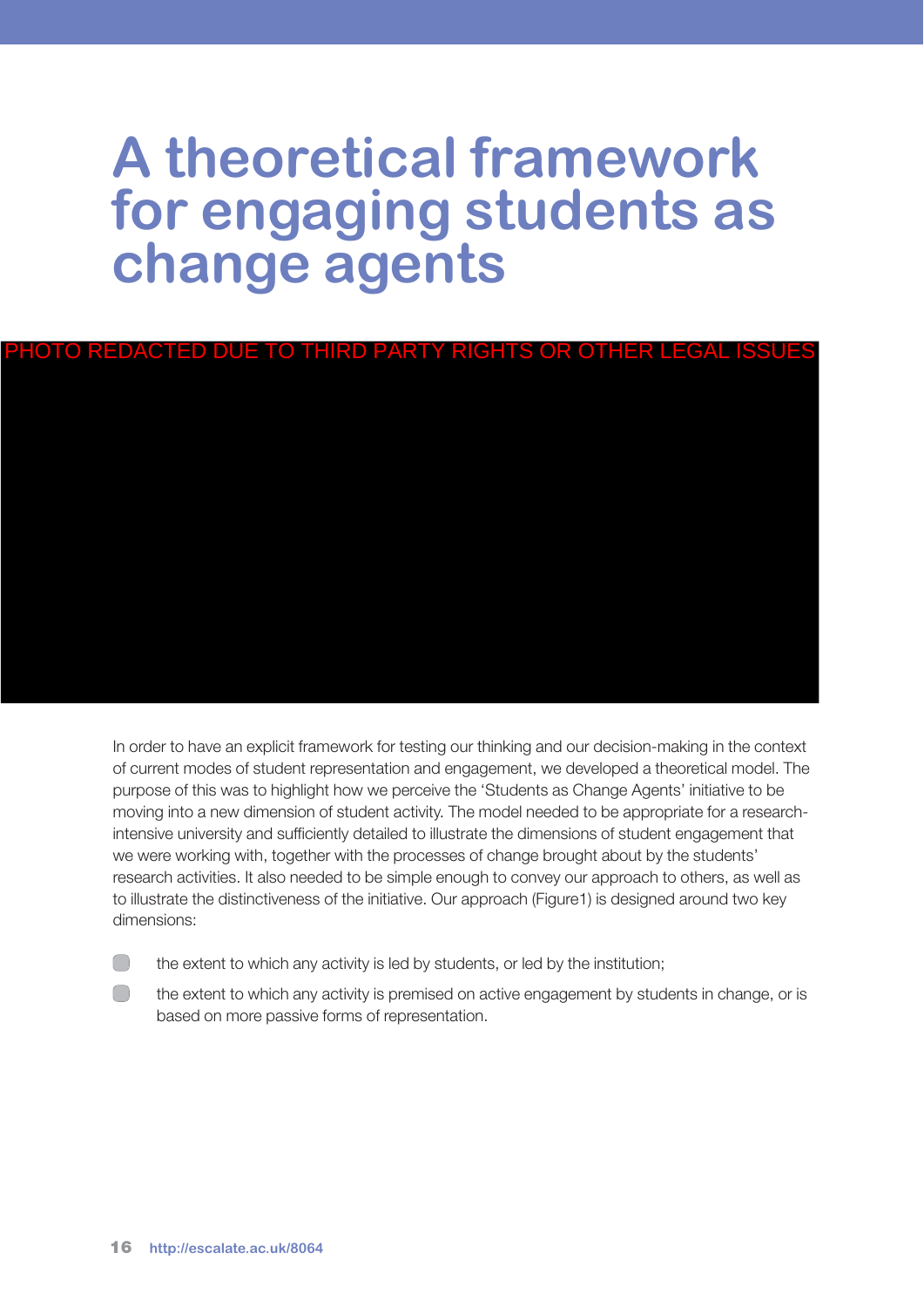# A theoretical framework for engaging students as change agents

PHOTO REDACTED DUE TO THIRD PARTY RIGHTS OR OTHER LEGAL ISSUES

In order to have an explicit framework for testing our thinking and our decision-making in the context of current modes of student representation and engagement, we developed a theoretical model. The purpose of this was to highlight how we perceive the 'Students as Change Agents' initiative to be moving into a new dimension of student activity. The model needed to be appropriate for a research-intensive university and sufficiently detailed to illustrate the dimensions of student engagement that we were working with, together with the processes of change brought about by the students' research activities. It also needed to be simple enough to convey our approach to others, as well as to illustrate the distinctiveness of the initiative. Our approach (Figure1) is designed around two key dimensions:

- the extent to which any activity is led by students, or led by the institution;
- the extent to which any activity is premised on active engagement by students in change, or is based on more passive forms of representation.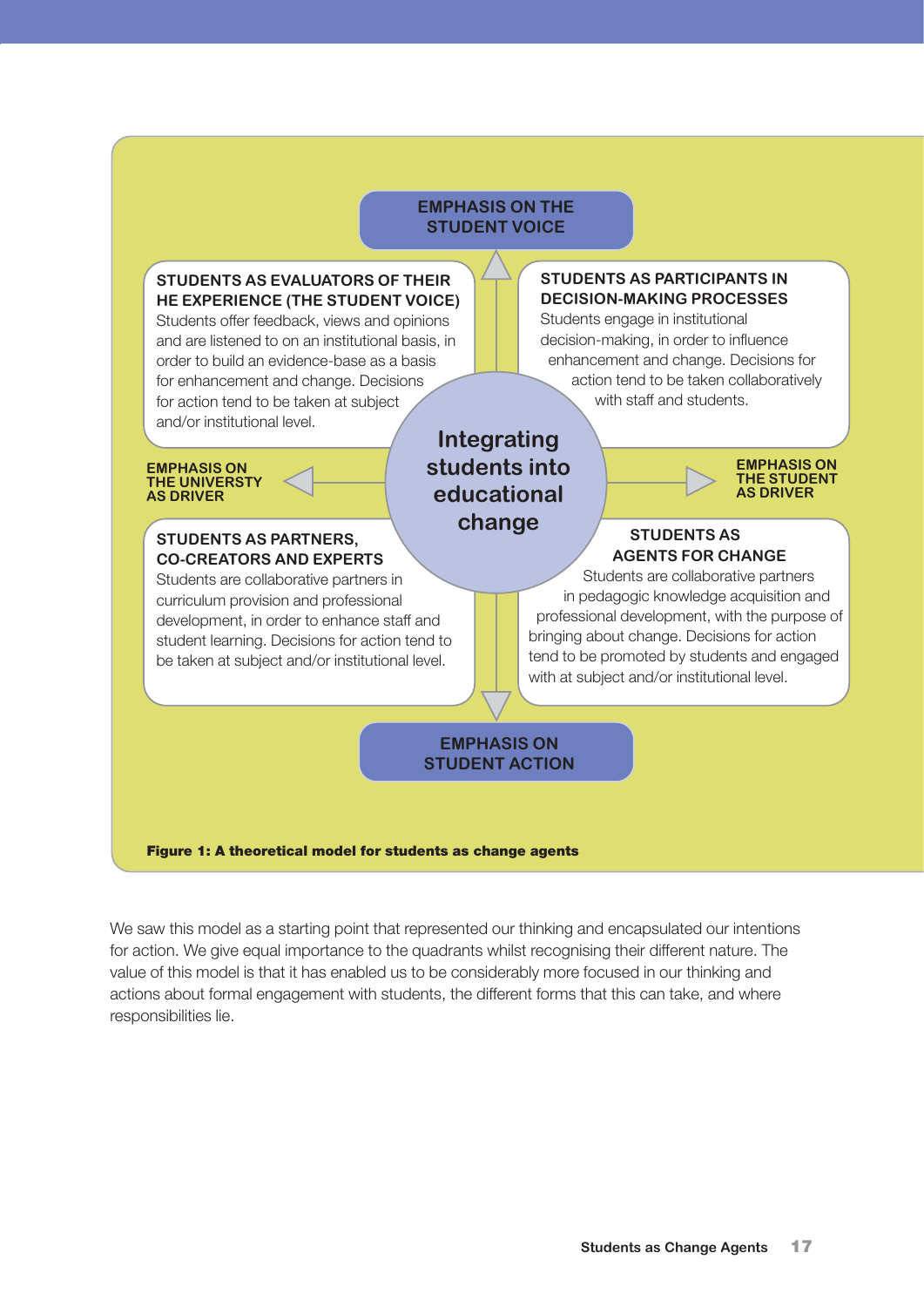**EMPHASIS ON THE STUDENT VOICE**

**STUDENTS AS EVALUATORS OF THEIR HE EXPERIENCE (THE STUDENT VOICE)**
Students offer feedback, views and opinions and are listened to on an institutional basis, in order to build an evidence-base as a basis for enhancement and change. Decisions for action tend to be taken at subject and/or institutional level.

**STUDENTS AS PARTICIPANTS IN DECISION-MAKING PROCESSES**
Students engage in institutional decision-making, in order to influence enhancement and change. Decisions for action tend to be taken collaboratively with staff and students.

**EMPHASIS ON THE UNIVERSTY AS DRIVER**

**Integrating students into educational change**

**EMPHASIS ON THE STUDENT AS DRIVER**

**STUDENTS AS PARTNERS, CO-CREATORS AND EXPERTS**
Students are collaborative partners in curriculum provision and professional development, in order to enhance staff and student learning. Decisions for action tend to be taken at subject and/or institutional level.

**STUDENTS AS AGENTS FOR CHANGE**
Students are collaborative partners in pedagogic knowledge acquisition and professional development, with the purpose of bringing about change. Decisions for action tend to be promoted by students and engaged with at subject and/or institutional level.

**EMPHASIS ON STUDENT ACTION**

**Figure 1: A theoretical model for students as change agents**

We saw this model as a starting point that represented our thinking and encapsulated our intentions for action. We give equal importance to the quadrants whilst recognising their different nature. The value of this model is that it has enabled us to be considerably more focused in our thinking and actions about formal engagement with students, the different forms that this can take, and where responsibilities lie.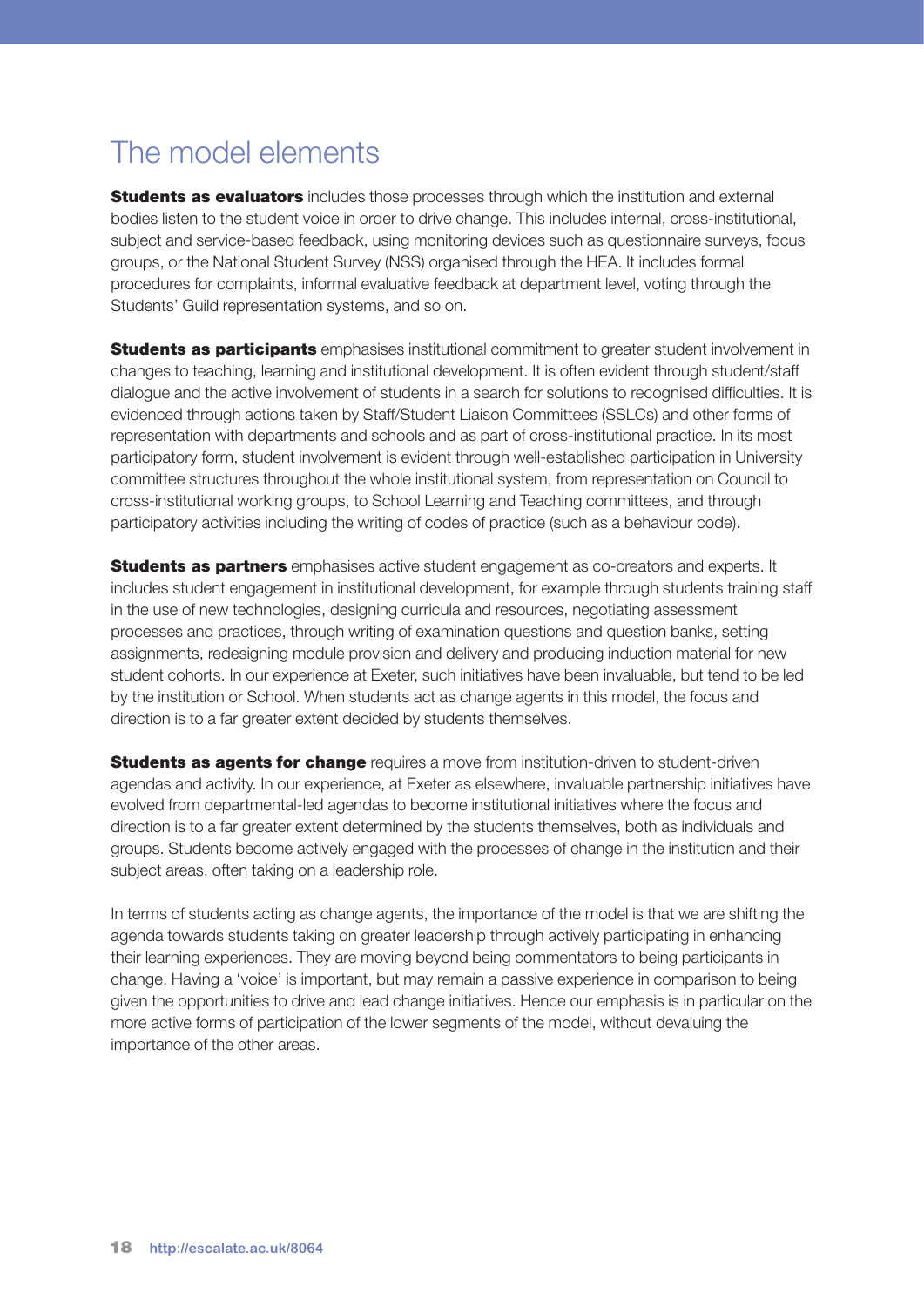# The model elements

**Students as evaluators** includes those processes through which the institution and external bodies listen to the student voice in order to drive change. This includes internal, cross-institutional, subject and service-based feedback, using monitoring devices such as questionnaire surveys, focus groups, or the National Student Survey (NSS) organised through the HEA. It includes formal procedures for complaints, informal evaluative feedback at department level, voting through the Students' Guild representation systems, and so on.

**Students as participants** emphasises institutional commitment to greater student involvement in changes to teaching, learning and institutional development. It is often evident through student/staff dialogue and the active involvement of students in a search for solutions to recognised difficulties. It is evidenced through actions taken by Staff/Student Liaison Committees (SSLCs) and other forms of representation with departments and schools and as part of cross-institutional practice. In its most participatory form, student involvement is evident through well-established participation in University committee structures throughout the whole institutional system, from representation on Council to cross-institutional working groups, to School Learning and Teaching committees, and through participatory activities including the writing of codes of practice (such as a behaviour code).

**Students as partners** emphasises active student engagement as co-creators and experts. It includes student engagement in institutional development, for example through students training staff in the use of new technologies, designing curricula and resources, negotiating assessment processes and practices, through writing of examination questions and question banks, setting assignments, redesigning module provision and delivery and producing induction material for new student cohorts. In our experience at Exeter, such initiatives have been invaluable, but tend to be led by the institution or School. When students act as change agents in this model, the focus and direction is to a far greater extent decided by students themselves.

**Students as agents for change** requires a move from institution-driven to student-driven agendas and activity. In our experience, at Exeter as elsewhere, invaluable partnership initiatives have evolved from departmental-led agendas to become institutional initiatives where the focus and direction is to a far greater extent determined by the students themselves, both as individuals and groups. Students become actively engaged with the processes of change in the institution and their subject areas, often taking on a leadership role.

In terms of students acting as change agents, the importance of the model is that we are shifting the agenda towards students taking on greater leadership through actively participating in enhancing their learning experiences. They are moving beyond being commentators to being participants in change. Having a 'voice' is important, but may remain a passive experience in comparison to being given the opportunities to drive and lead change initiatives. Hence our emphasis is in particular on the more active forms of participation of the lower segments of the model, without devaluing the importance of the other areas.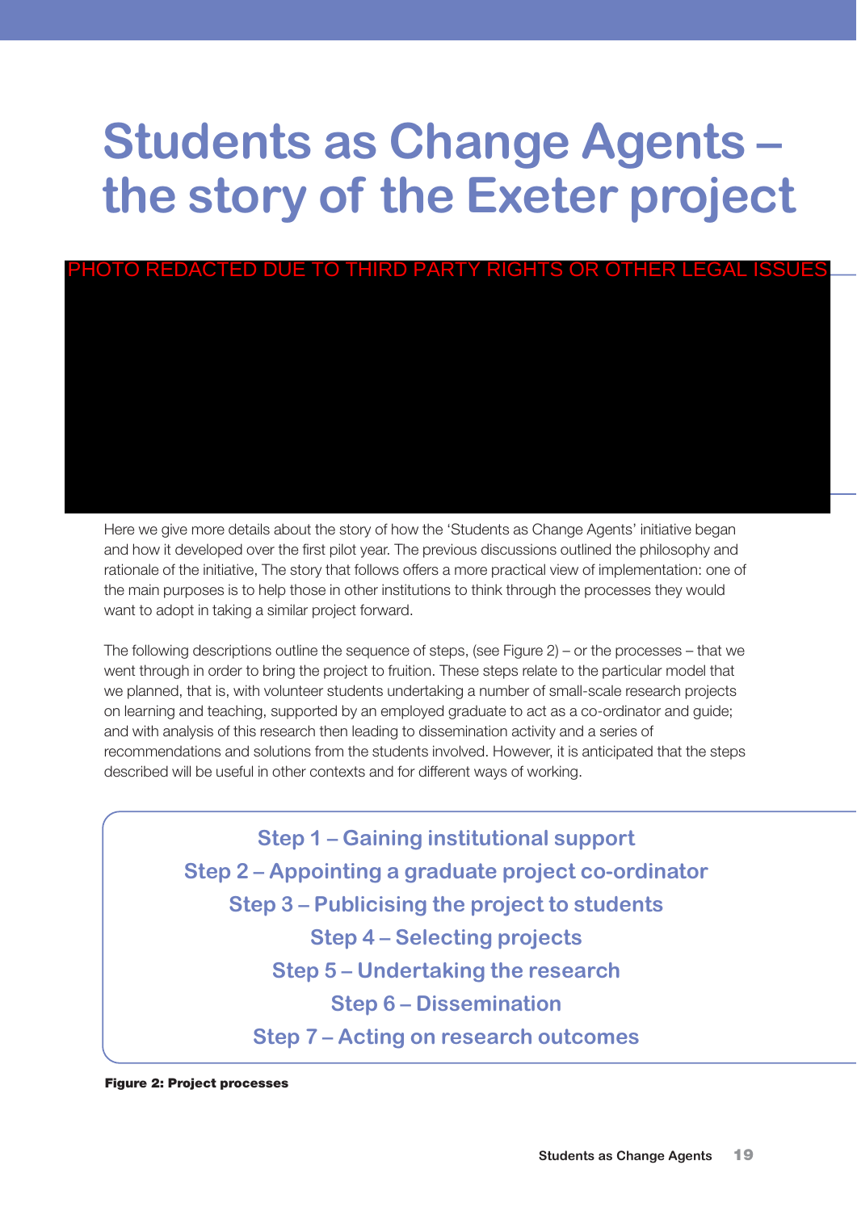# Students as Change Agents – the story of the Exeter project

PHOTO REDACTED DUE TO THIRD PARTY RIGHTS OR OTHER LEGAL ISSUES

Here we give more details about the story of how the 'Students as Change Agents' initiative began and how it developed over the first pilot year. The previous discussions outlined the philosophy and rationale of the initiative, The story that follows offers a more practical view of implementation: one of the main purposes is to help those in other institutions to think through the processes they would want to adopt in taking a similar project forward.

The following descriptions outline the sequence of steps, (see Figure 2) – or the processes – that we went through in order to bring the project to fruition. These steps relate to the particular model that we planned, that is, with volunteer students undertaking a number of small-scale research projects on learning and teaching, supported by an employed graduate to act as a co-ordinator and guide; and with analysis of this research then leading to dissemination activity and a series of recommendations and solutions from the students involved. However, it is anticipated that the steps described will be useful in other contexts and for different ways of working.

**Step 1 – Gaining institutional support**
**Step 2 – Appointing a graduate project co-ordinator**
**Step 3 – Publicising the project to students**
**Step 4 – Selecting projects**
**Step 5 – Undertaking the research**
**Step 6 – Dissemination**
**Step 7 – Acting on research outcomes**

**Figure 2: Project processes**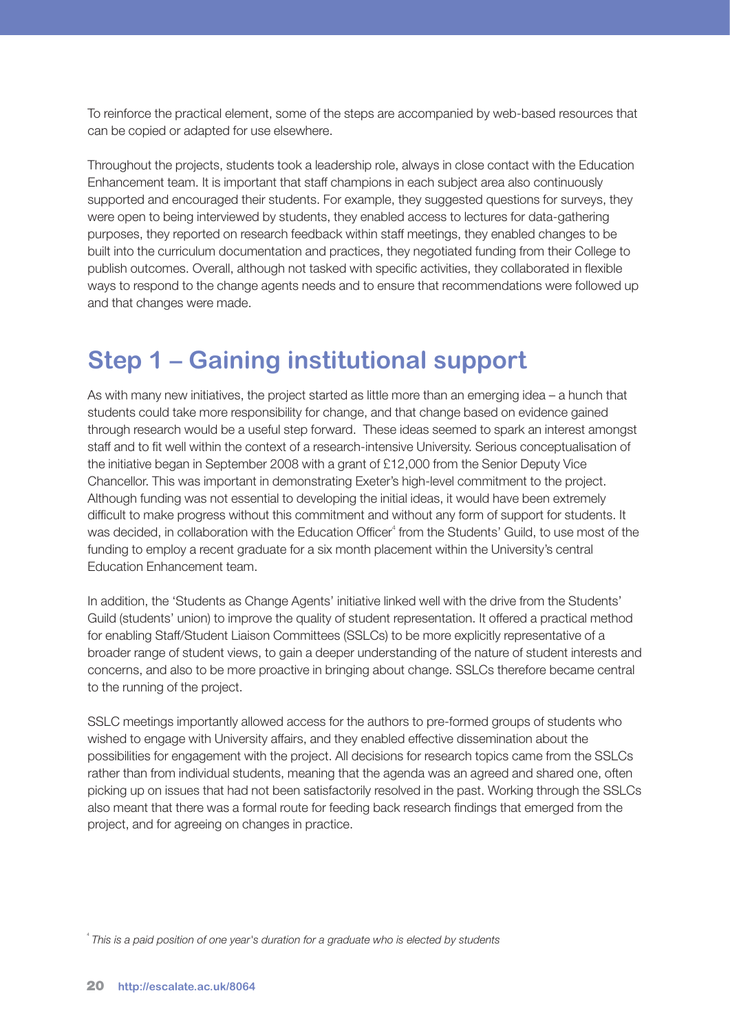To reinforce the practical element, some of the steps are accompanied by web-based resources that can be copied or adapted for use elsewhere.

Throughout the projects, students took a leadership role, always in close contact with the Education Enhancement team. It is important that staff champions in each subject area also continuously supported and encouraged their students. For example, they suggested questions for surveys, they were open to being interviewed by students, they enabled access to lectures for data-gathering purposes, they reported on research feedback within staff meetings, they enabled changes to be built into the curriculum documentation and practices, they negotiated funding from their College to publish outcomes. Overall, although not tasked with specific activities, they collaborated in flexible ways to respond to the change agents needs and to ensure that recommendations were followed up and that changes were made.

## Step 1 – Gaining institutional support

As with many new initiatives, the project started as little more than an emerging idea – a hunch that students could take more responsibility for change, and that change based on evidence gained through research would be a useful step forward. These ideas seemed to spark an interest amongst staff and to fit well within the context of a research-intensive University. Serious conceptualisation of the initiative began in September 2008 with a grant of £12,000 from the Senior Deputy Vice Chancellor. This was important in demonstrating Exeter's high-level commitment to the project. Although funding was not essential to developing the initial ideas, it would have been extremely difficult to make progress without this commitment and without any form of support for students. It was decided, in collaboration with the Education Officer[4] from the Students' Guild, to use most of the funding to employ a recent graduate for a six month placement within the University's central Education Enhancement team.

In addition, the 'Students as Change Agents' initiative linked well with the drive from the Students' Guild (students' union) to improve the quality of student representation. It offered a practical method for enabling Staff/Student Liaison Committees (SSLCs) to be more explicitly representative of a broader range of student views, to gain a deeper understanding of the nature of student interests and concerns, and also to be more proactive in bringing about change. SSLCs therefore became central to the running of the project.

SSLC meetings importantly allowed access for the authors to pre-formed groups of students who wished to engage with University affairs, and they enabled effective dissemination about the possibilities for engagement with the project. All decisions for research topics came from the SSLCs rather than from individual students, meaning that the agenda was an agreed and shared one, often picking up on issues that had not been satisfactorily resolved in the past. Working through the SSLCs also meant that there was a formal route for feeding back research findings that emerged from the project, and for agreeing on changes in practice.

[4] *This is a paid position of one year's duration for a graduate who is elected by students*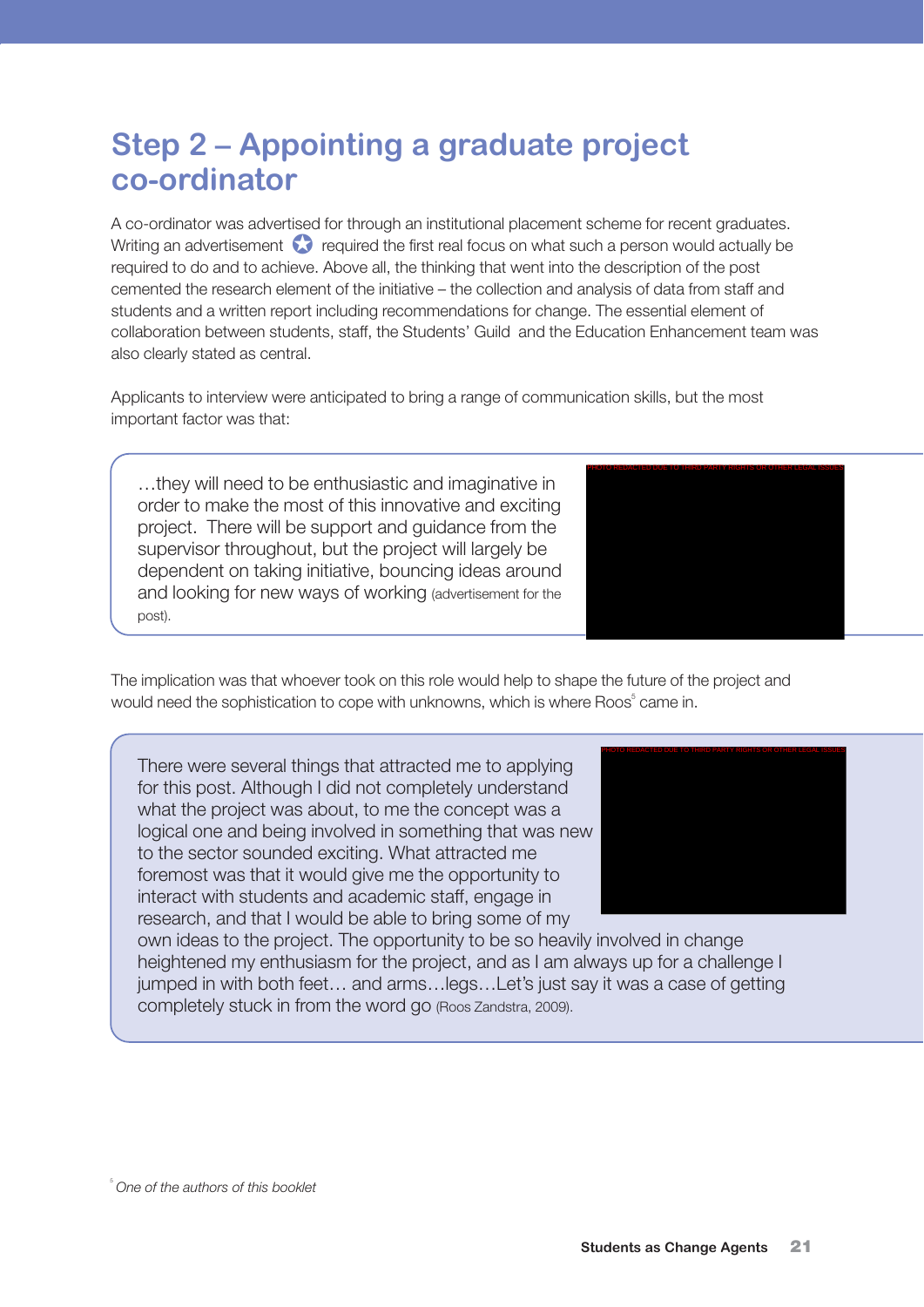# Step 2 – Appointing a graduate project co-ordinator

A co-ordinator was advertised for through an institutional placement scheme for recent graduates. Writing an advertisement required the first real focus on what such a person would actually be required to do and to achieve. Above all, the thinking that went into the description of the post cemented the research element of the initiative – the collection and analysis of data from staff and students and a written report including recommendations for change. The essential element of collaboration between students, staff, the Students' Guild and the Education Enhancement team was also clearly stated as central.

Applicants to interview were anticipated to bring a range of communication skills, but the most important factor was that:

> …they will need to be enthusiastic and imaginative in order to make the most of this innovative and exciting project. There will be support and guidance from the supervisor throughout, but the project will largely be dependent on taking initiative, bouncing ideas around and looking for new ways of working (advertisement for the post).

PHOTO REDACTED DUE TO THIRD PARTY RIGHTS OR OTHER LEGAL ISSUES

The implication was that whoever took on this role would help to shape the future of the project and would need the sophistication to cope with unknowns, which is where Roos[5] came in.

> There were several things that attracted me to applying for this post. Although I did not completely understand what the project was about, to me the concept was a logical one and being involved in something that was new to the sector sounded exciting. What attracted me foremost was that it would give me the opportunity to interact with students and academic staff, engage in research, and that I would be able to bring some of my own ideas to the project. The opportunity to be so heavily involved in change heightened my enthusiasm for the project, and as I am always up for a challenge I jumped in with both feet… and arms…legs…Let's just say it was a case of getting completely stuck in from the word go (Roos Zandstra, 2009).

PHOTO REDACTED DUE TO THIRD PARTY RIGHTS OR OTHER LEGAL ISSUES

[5] *One of the authors of this booklet*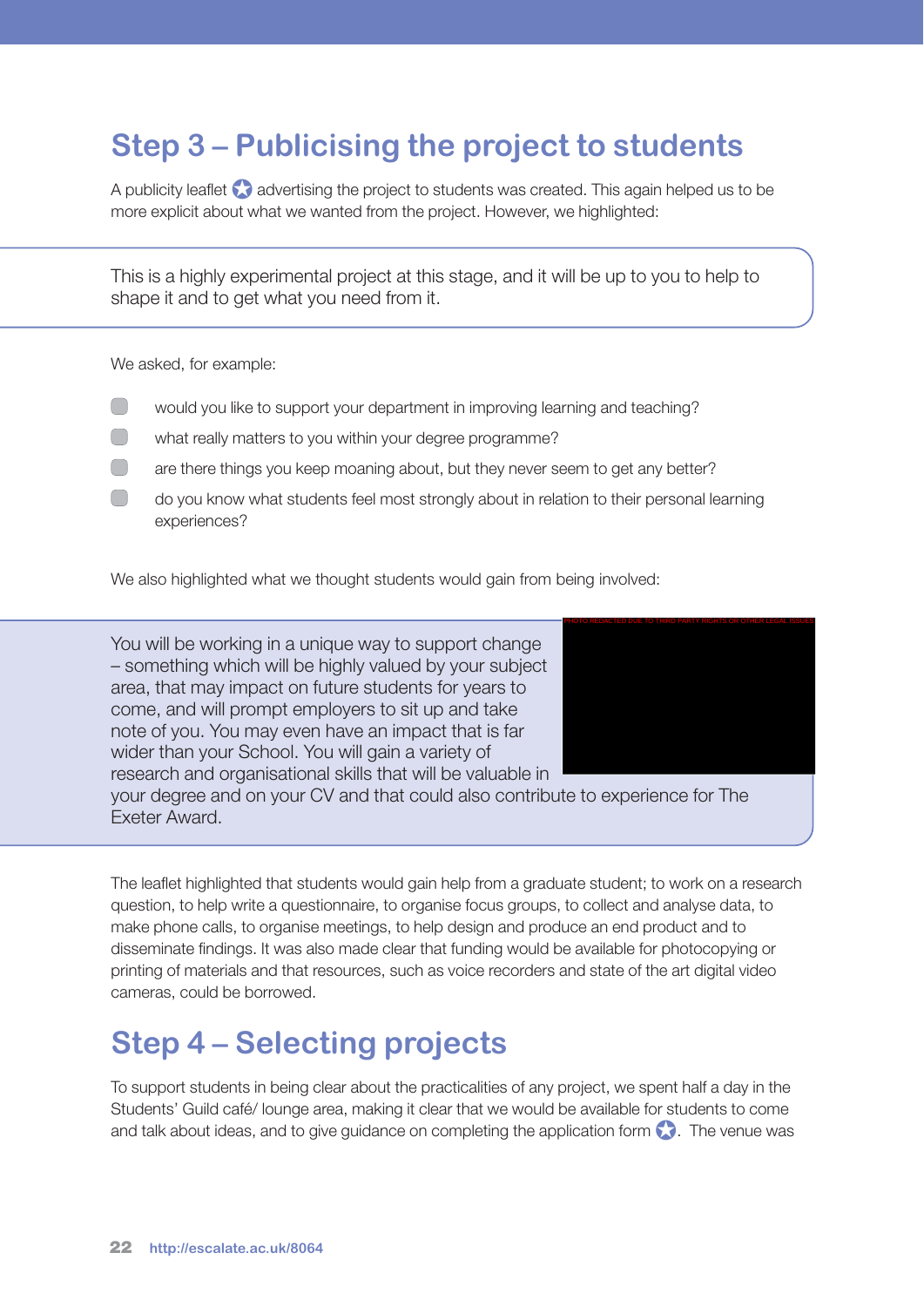## Step 3 – Publicising the project to students

A publicity leaflet advertising the project to students was created. This again helped us to be more explicit about what we wanted from the project. However, we highlighted:

> This is a highly experimental project at this stage, and it will be up to you to help to shape it and to get what you need from it.

We asked, for example:

- would you like to support your department in improving learning and teaching?
- what really matters to you within your degree programme?
- are there things you keep moaning about, but they never seem to get any better?
- do you know what students feel most strongly about in relation to their personal learning experiences?

We also highlighted what we thought students would gain from being involved:

> You will be working in a unique way to support change – something which will be highly valued by your subject area, that may impact on future students for years to come, and will prompt employers to sit up and take note of you. You may even have an impact that is far wider than your School. You will gain a variety of research and organisational skills that will be valuable in your degree and on your CV and that could also contribute to experience for The Exeter Award.

The leaflet highlighted that students would gain help from a graduate student; to work on a research question, to help write a questionnaire, to organise focus groups, to collect and analyse data, to make phone calls, to organise meetings, to help design and produce an end product and to disseminate findings. It was also made clear that funding would be available for photocopying or printing of materials and that resources, such as voice recorders and state of the art digital video cameras, could be borrowed.

## Step 4 – Selecting projects

To support students in being clear about the practicalities of any project, we spent half a day in the Students' Guild café/ lounge area, making it clear that we would be available for students to come and talk about ideas, and to give guidance on completing the application form. The venue was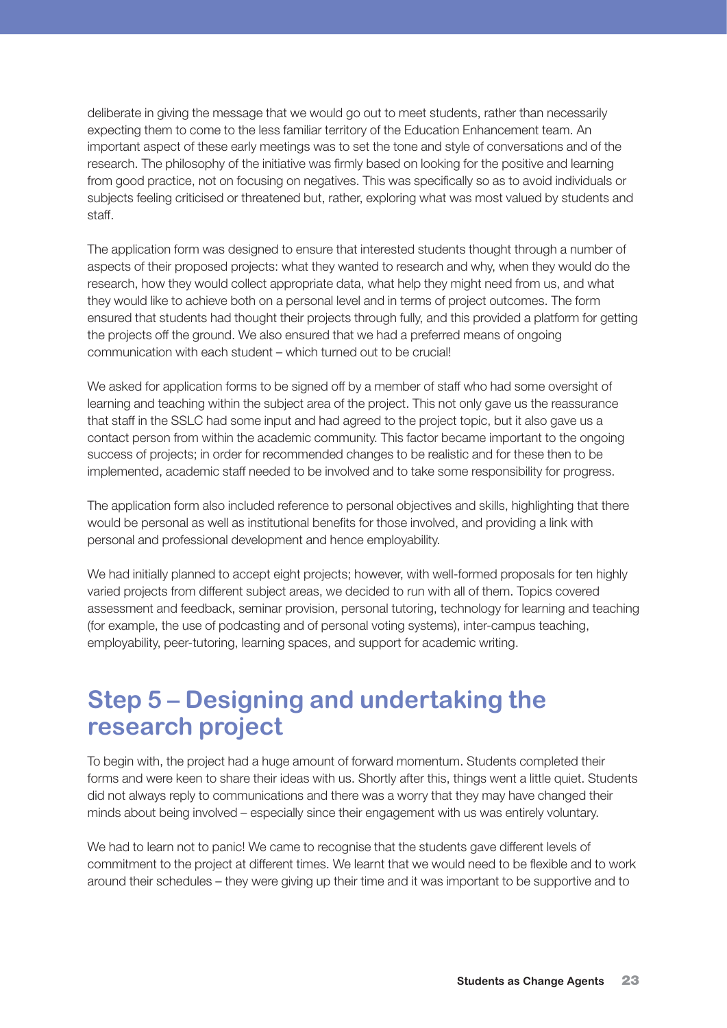deliberate in giving the message that we would go out to meet students, rather than necessarily expecting them to come to the less familiar territory of the Education Enhancement team. An important aspect of these early meetings was to set the tone and style of conversations and of the research. The philosophy of the initiative was firmly based on looking for the positive and learning from good practice, not on focusing on negatives. This was specifically so as to avoid individuals or subjects feeling criticised or threatened but, rather, exploring what was most valued by students and staff.

The application form was designed to ensure that interested students thought through a number of aspects of their proposed projects: what they wanted to research and why, when they would do the research, how they would collect appropriate data, what help they might need from us, and what they would like to achieve both on a personal level and in terms of project outcomes. The form ensured that students had thought their projects through fully, and this provided a platform for getting the projects off the ground. We also ensured that we had a preferred means of ongoing communication with each student – which turned out to be crucial!

We asked for application forms to be signed off by a member of staff who had some oversight of learning and teaching within the subject area of the project. This not only gave us the reassurance that staff in the SSLC had some input and had agreed to the project topic, but it also gave us a contact person from within the academic community. This factor became important to the ongoing success of projects; in order for recommended changes to be realistic and for these then to be implemented, academic staff needed to be involved and to take some responsibility for progress.

The application form also included reference to personal objectives and skills, highlighting that there would be personal as well as institutional benefits for those involved, and providing a link with personal and professional development and hence employability.

We had initially planned to accept eight projects; however, with well-formed proposals for ten highly varied projects from different subject areas, we decided to run with all of them. Topics covered assessment and feedback, seminar provision, personal tutoring, technology for learning and teaching (for example, the use of podcasting and of personal voting systems), inter-campus teaching, employability, peer-tutoring, learning spaces, and support for academic writing.

## Step 5 – Designing and undertaking the research project

To begin with, the project had a huge amount of forward momentum. Students completed their forms and were keen to share their ideas with us. Shortly after this, things went a little quiet. Students did not always reply to communications and there was a worry that they may have changed their minds about being involved – especially since their engagement with us was entirely voluntary.

We had to learn not to panic! We came to recognise that the students gave different levels of commitment to the project at different times. We learnt that we would need to be flexible and to work around their schedules – they were giving up their time and it was important to be supportive and to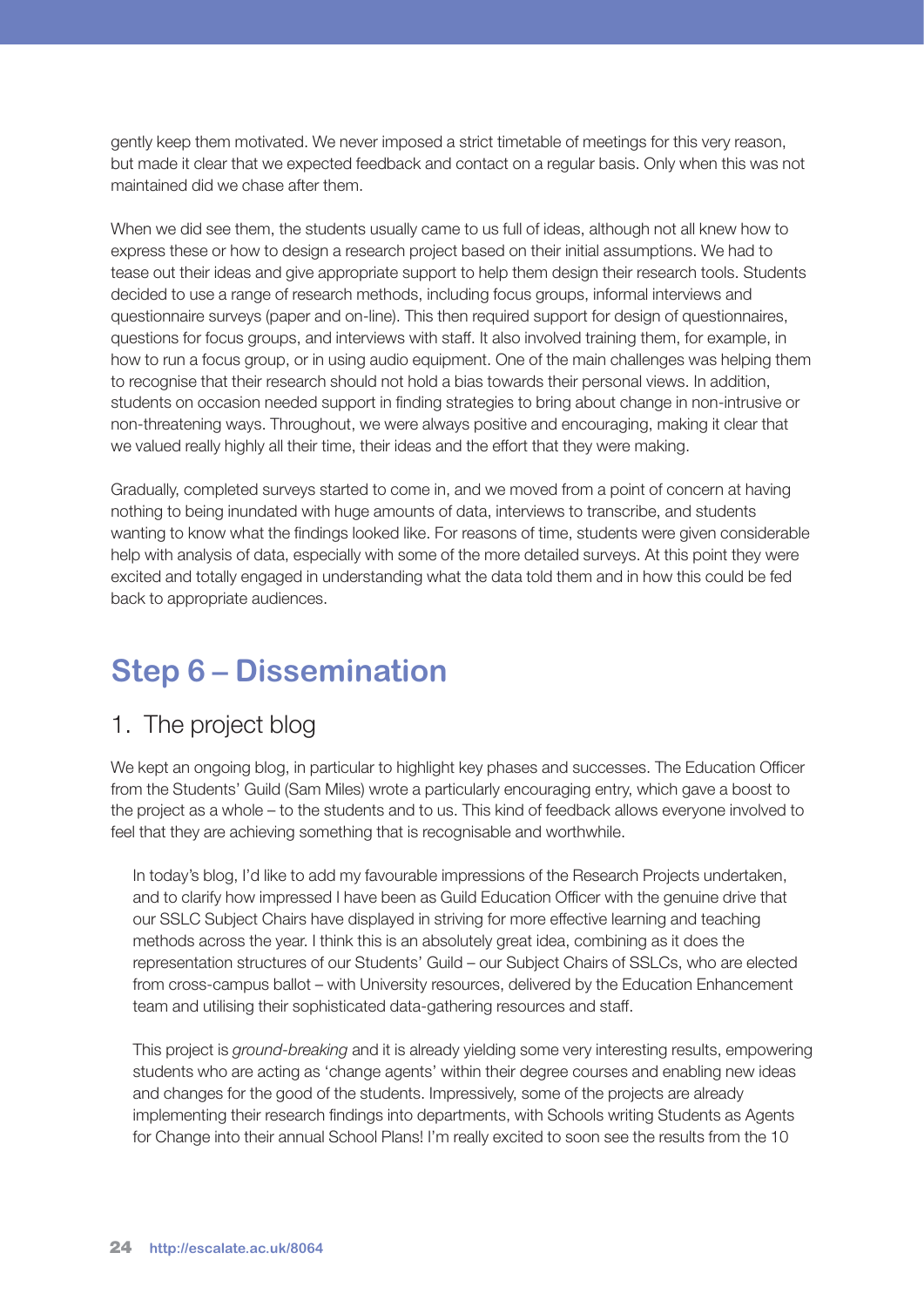gently keep them motivated. We never imposed a strict timetable of meetings for this very reason, but made it clear that we expected feedback and contact on a regular basis. Only when this was not maintained did we chase after them.

When we did see them, the students usually came to us full of ideas, although not all knew how to express these or how to design a research project based on their initial assumptions. We had to tease out their ideas and give appropriate support to help them design their research tools. Students decided to use a range of research methods, including focus groups, informal interviews and questionnaire surveys (paper and on-line). This then required support for design of questionnaires, questions for focus groups, and interviews with staff. It also involved training them, for example, in how to run a focus group, or in using audio equipment. One of the main challenges was helping them to recognise that their research should not hold a bias towards their personal views. In addition, students on occasion needed support in finding strategies to bring about change in non-intrusive or non-threatening ways. Throughout, we were always positive and encouraging, making it clear that we valued really highly all their time, their ideas and the effort that they were making.

Gradually, completed surveys started to come in, and we moved from a point of concern at having nothing to being inundated with huge amounts of data, interviews to transcribe, and students wanting to know what the findings looked like. For reasons of time, students were given considerable help with analysis of data, especially with some of the more detailed surveys. At this point they were excited and totally engaged in understanding what the data told them and in how this could be fed back to appropriate audiences.

## Step 6 – Dissemination

### 1. The project blog

We kept an ongoing blog, in particular to highlight key phases and successes. The Education Officer from the Students' Guild (Sam Miles) wrote a particularly encouraging entry, which gave a boost to the project as a whole – to the students and to us. This kind of feedback allows everyone involved to feel that they are achieving something that is recognisable and worthwhile.

> In today's blog, I'd like to add my favourable impressions of the Research Projects undertaken, and to clarify how impressed I have been as Guild Education Officer with the genuine drive that our SSLC Subject Chairs have displayed in striving for more effective learning and teaching methods across the year. I think this is an absolutely great idea, combining as it does the representation structures of our Students' Guild – our Subject Chairs of SSLCs, who are elected from cross-campus ballot – with University resources, delivered by the Education Enhancement team and utilising their sophisticated data-gathering resources and staff.
>
> This project is *ground-breaking* and it is already yielding some very interesting results, empowering students who are acting as 'change agents' within their degree courses and enabling new ideas and changes for the good of the students. Impressively, some of the projects are already implementing their research findings into departments, with Schools writing Students as Agents for Change into their annual School Plans! I'm really excited to soon see the results from the 10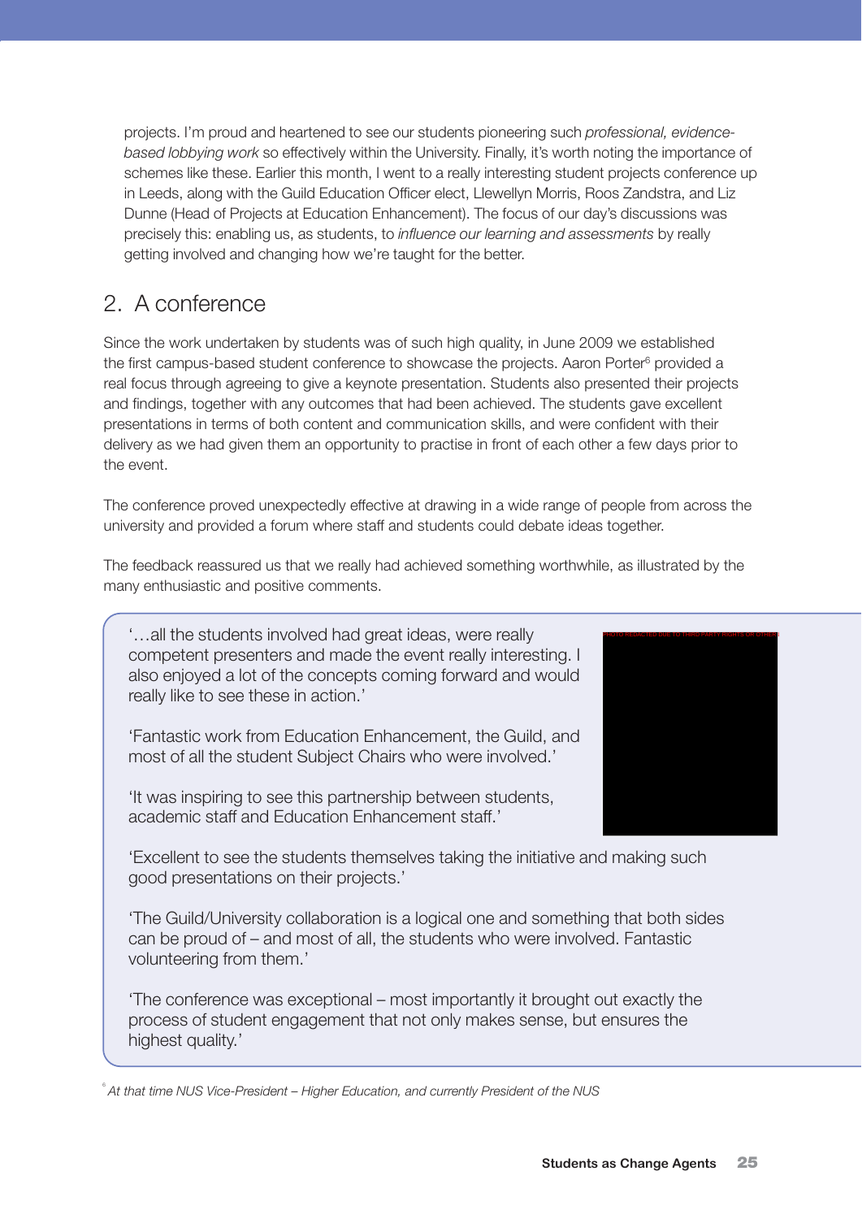projects. I'm proud and heartened to see our students pioneering such *professional, evidence-based lobbying work* so effectively within the University. Finally, it's worth noting the importance of schemes like these. Earlier this month, I went to a really interesting student projects conference up in Leeds, along with the Guild Education Officer elect, Llewellyn Morris, Roos Zandstra, and Liz Dunne (Head of Projects at Education Enhancement). The focus of our day's discussions was precisely this: enabling us, as students, to *influence our learning and assessments* by really getting involved and changing how we're taught for the better.

## 2. A conference

Since the work undertaken by students was of such high quality, in June 2009 we established the first campus-based student conference to showcase the projects. Aaron Porter[6] provided a real focus through agreeing to give a keynote presentation. Students also presented their projects and findings, together with any outcomes that had been achieved. The students gave excellent presentations in terms of both content and communication skills, and were confident with their delivery as we had given them an opportunity to practise in front of each other a few days prior to the event.

The conference proved unexpectedly effective at drawing in a wide range of people from across the university and provided a forum where staff and students could debate ideas together.

The feedback reassured us that we really had achieved something worthwhile, as illustrated by the many enthusiastic and positive comments.

'…all the students involved had great ideas, were really competent presenters and made the event really interesting. I also enjoyed a lot of the concepts coming forward and would really like to see these in action.'

'Fantastic work from Education Enhancement, the Guild, and most of all the student Subject Chairs who were involved.'

'It was inspiring to see this partnership between students, academic staff and Education Enhancement staff.'

'Excellent to see the students themselves taking the initiative and making such good presentations on their projects.'

'The Guild/University collaboration is a logical one and something that both sides can be proud of – and most of all, the students who were involved. Fantastic volunteering from them.'

'The conference was exceptional – most importantly it brought out exactly the process of student engagement that not only makes sense, but ensures the highest quality.'

[6] *At that time NUS Vice-President – Higher Education, and currently President of the NUS*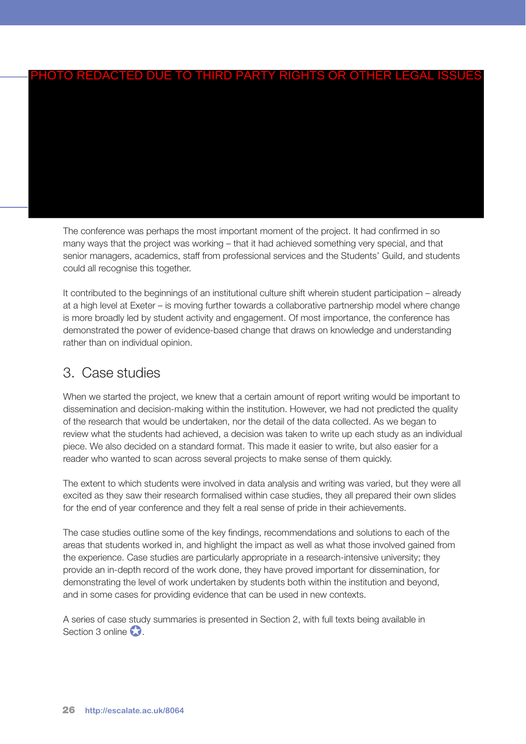PHOTO REDACTED DUE TO THIRD PARTY RIGHTS OR OTHER LEGAL ISSUES

The conference was perhaps the most important moment of the project. It had confirmed in so many ways that the project was working – that it had achieved something very special, and that senior managers, academics, staff from professional services and the Students' Guild, and students could all recognise this together.

It contributed to the beginnings of an institutional culture shift wherein student participation – already at a high level at Exeter – is moving further towards a collaborative partnership model where change is more broadly led by student activity and engagement. Of most importance, the conference has demonstrated the power of evidence-based change that draws on knowledge and understanding rather than on individual opinion.

## 3. Case studies

When we started the project, we knew that a certain amount of report writing would be important to dissemination and decision-making within the institution. However, we had not predicted the quality of the research that would be undertaken, nor the detail of the data collected. As we began to review what the students had achieved, a decision was taken to write up each study as an individual piece. We also decided on a standard format. This made it easier to write, but also easier for a reader who wanted to scan across several projects to make sense of them quickly.

The extent to which students were involved in data analysis and writing was varied, but they were all excited as they saw their research formalised within case studies, they all prepared their own slides for the end of year conference and they felt a real sense of pride in their achievements.

The case studies outline some of the key findings, recommendations and solutions to each of the areas that students worked in, and highlight the impact as well as what those involved gained from the experience. Case studies are particularly appropriate in a research-intensive university; they provide an in-depth record of the work done, they have proved important for dissemination, for demonstrating the level of work undertaken by students both within the institution and beyond, and in some cases for providing evidence that can be used in new contexts.

A series of case study summaries is presented in Section 2, with full texts being available in Section 3 online.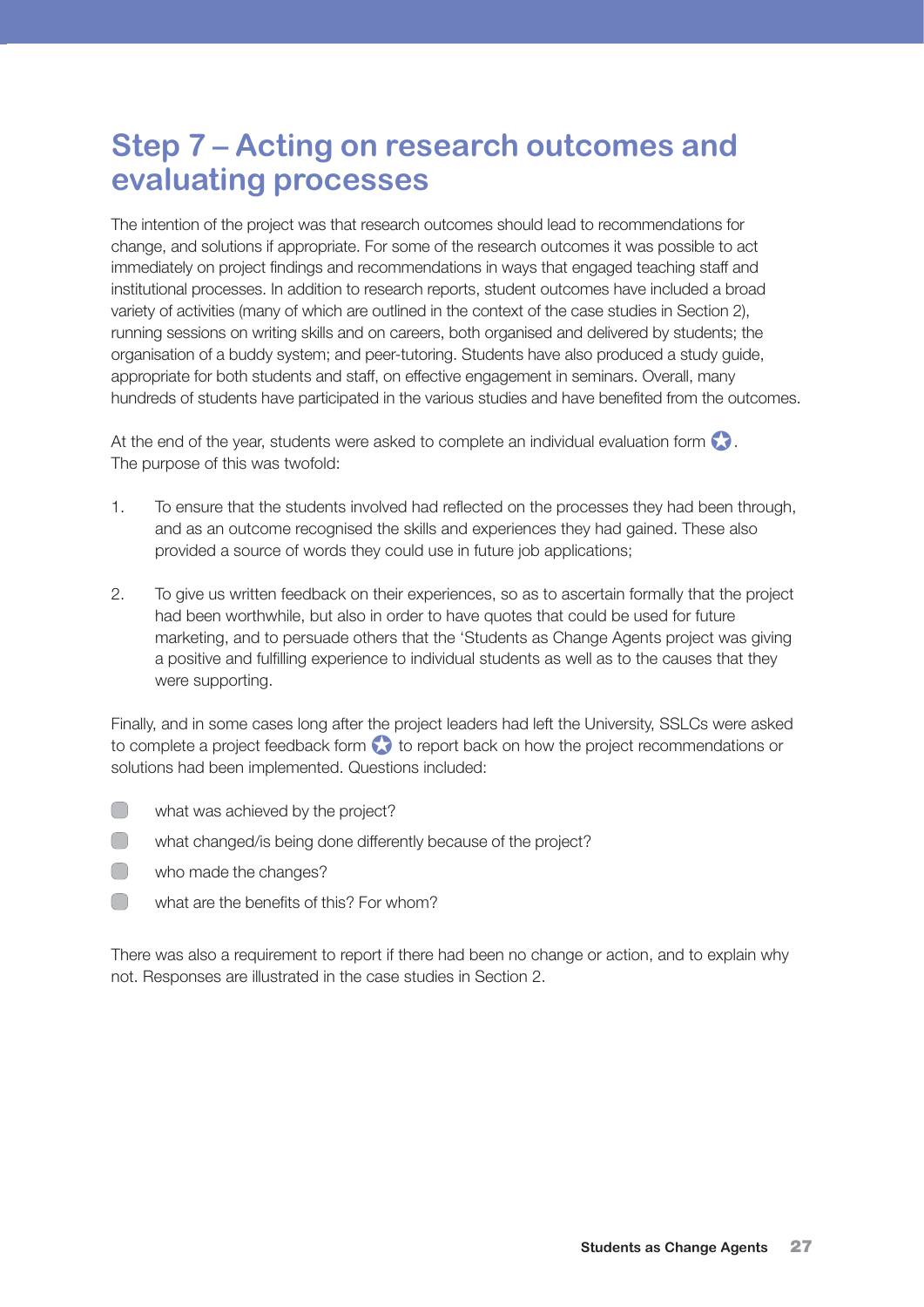# Step 7 – Acting on research outcomes and evaluating processes

The intention of the project was that research outcomes should lead to recommendations for change, and solutions if appropriate. For some of the research outcomes it was possible to act immediately on project findings and recommendations in ways that engaged teaching staff and institutional processes. In addition to research reports, student outcomes have included a broad variety of activities (many of which are outlined in the context of the case studies in Section 2), running sessions on writing skills and on careers, both organised and delivered by students; the organisation of a buddy system; and peer-tutoring. Students have also produced a study guide, appropriate for both students and staff, on effective engagement in seminars. Overall, many hundreds of students have participated in the various studies and have benefited from the outcomes.

At the end of the year, students were asked to complete an individual evaluation form. The purpose of this was twofold:

1. To ensure that the students involved had reflected on the processes they had been through, and as an outcome recognised the skills and experiences they had gained. These also provided a source of words they could use in future job applications;

2. To give us written feedback on their experiences, so as to ascertain formally that the project had been worthwhile, but also in order to have quotes that could be used for future marketing, and to persuade others that the 'Students as Change Agents project was giving a positive and fulfilling experience to individual students as well as to the causes that they were supporting.

Finally, and in some cases long after the project leaders had left the University, SSLCs were asked to complete a project feedback form to report back on how the project recommendations or solutions had been implemented. Questions included:

- what was achieved by the project?
- what changed/is being done differently because of the project?
- who made the changes?
- what are the benefits of this? For whom?

There was also a requirement to report if there had been no change or action, and to explain why not. Responses are illustrated in the case studies in Section 2.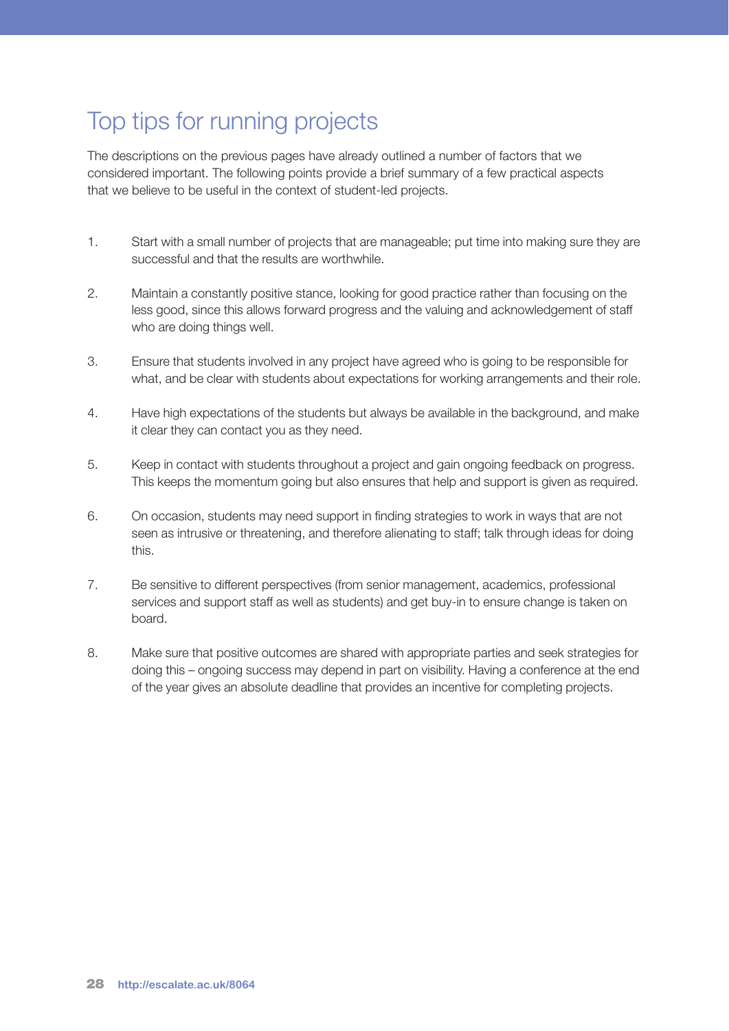# Top tips for running projects

The descriptions on the previous pages have already outlined a number of factors that we considered important. The following points provide a brief summary of a few practical aspects that we believe to be useful in the context of student-led projects.

1. Start with a small number of projects that are manageable; put time into making sure they are successful and that the results are worthwhile.

2. Maintain a constantly positive stance, looking for good practice rather than focusing on the less good, since this allows forward progress and the valuing and acknowledgement of staff who are doing things well.

3. Ensure that students involved in any project have agreed who is going to be responsible for what, and be clear with students about expectations for working arrangements and their role.

4. Have high expectations of the students but always be available in the background, and make it clear they can contact you as they need.

5. Keep in contact with students throughout a project and gain ongoing feedback on progress. This keeps the momentum going but also ensures that help and support is given as required.

6. On occasion, students may need support in finding strategies to work in ways that are not seen as intrusive or threatening, and therefore alienating to staff; talk through ideas for doing this.

7. Be sensitive to different perspectives (from senior management, academics, professional services and support staff as well as students) and get buy-in to ensure change is taken on board.

8. Make sure that positive outcomes are shared with appropriate parties and seek strategies for doing this – ongoing success may depend in part on visibility. Having a conference at the end of the year gives an absolute deadline that provides an incentive for completing projects.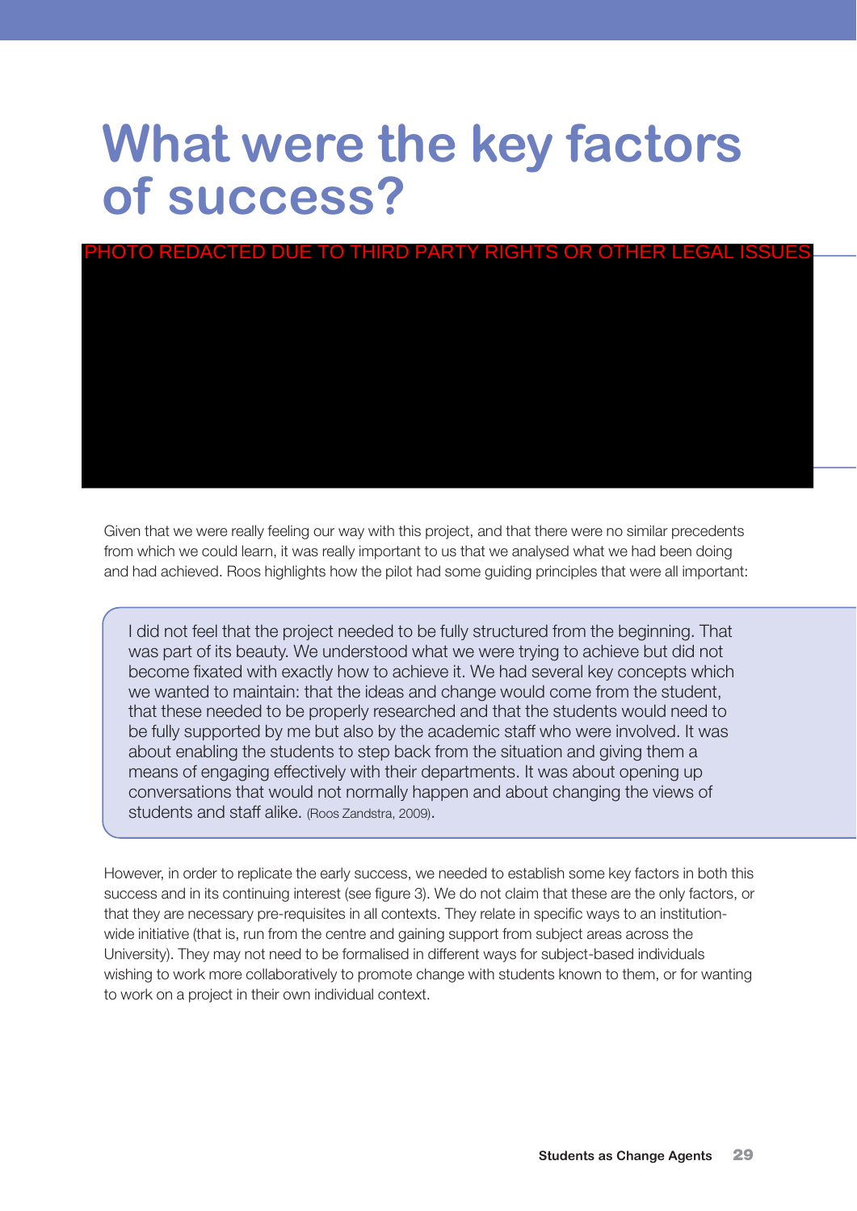# What were the key factors of success?

PHOTO REDACTED DUE TO THIRD PARTY RIGHTS OR OTHER LEGAL ISSUES

Given that we were really feeling our way with this project, and that there were no similar precedents from which we could learn, it was really important to us that we analysed what we had been doing and had achieved. Roos highlights how the pilot had some guiding principles that were all important:

> I did not feel that the project needed to be fully structured from the beginning. That was part of its beauty. We understood what we were trying to achieve but did not become fixated with exactly how to achieve it. We had several key concepts which we wanted to maintain: that the ideas and change would come from the student, that these needed to be properly researched and that the students would need to be fully supported by me but also by the academic staff who were involved. It was about enabling the students to step back from the situation and giving them a means of engaging effectively with their departments. It was about opening up conversations that would not normally happen and about changing the views of students and staff alike. (Roos Zandstra, 2009).

However, in order to replicate the early success, we needed to establish some key factors in both this success and in its continuing interest (see figure 3). We do not claim that these are the only factors, or that they are necessary pre-requisites in all contexts. They relate in specific ways to an institution-wide initiative (that is, run from the centre and gaining support from subject areas across the University). They may not need to be formalised in different ways for subject-based individuals wishing to work more collaboratively to promote change with students known to them, or for wanting to work on a project in their own individual context.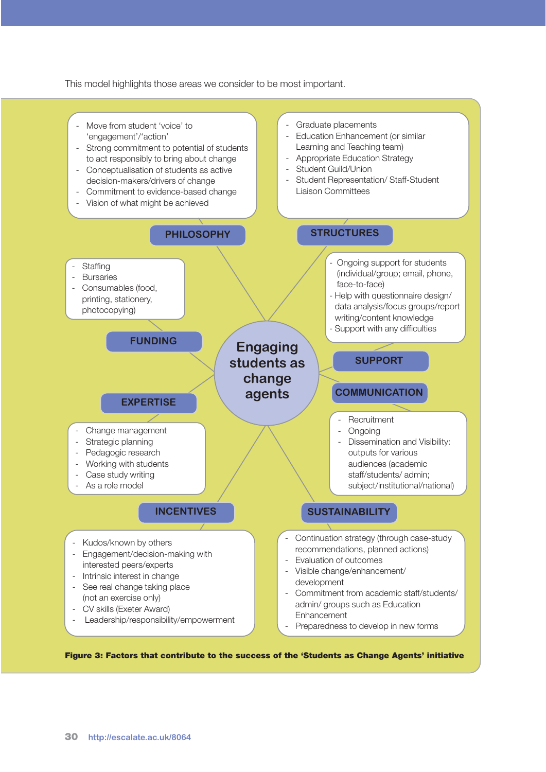This model highlights those areas we consider to be most important.

# Engaging students as change agents

### PHILOSOPHY

- Move from student 'voice' to 'engagement'/'action'
- Strong commitment to potential of students to act responsibly to bring about change
- Conceptualisation of students as active decision-makers/drivers of change
- Commitment to evidence-based change
- Vision of what might be achieved

### STRUCTURES

- Graduate placements
- Education Enhancement (or similar Learning and Teaching team)
- Appropriate Education Strategy
- Student Guild/Union
- Student Representation/ Staff-Student Liaison Committees

### FUNDING

- Staffing
- Bursaries
- Consumables (food, printing, stationery, photocopying)

### SUPPORT

- Ongoing support for students (individual/group; email, phone, face-to-face)
- Help with questionnaire design/ data analysis/focus groups/report writing/content knowledge
- Support with any difficulties

### EXPERTISE

- Change management
- Strategic planning
- Pedagogic research
- Working with students
- Case study writing
- As a role model

### COMMUNICATION

- Recruitment
- Ongoing
- Dissemination and Visibility: outputs for various audiences (academic staff/students/ admin; subject/institutional/national)

### INCENTIVES

- Kudos/known by others
- Engagement/decision-making with interested peers/experts
- Intrinsic interest in change
- See real change taking place (not an exercise only)
- CV skills (Exeter Award)
- Leadership/responsibility/empowerment

### SUSTAINABILITY

- Continuation strategy (through case-study recommendations, planned actions)
- Evaluation of outcomes
- Visible change/enhancement/ development
- Commitment from academic staff/students/ admin/ groups such as Education Enhancement
- Preparedness to develop in new forms

**Figure 3: Factors that contribute to the success of the 'Students as Change Agents' initiative**

http://escalate.ac.uk/8064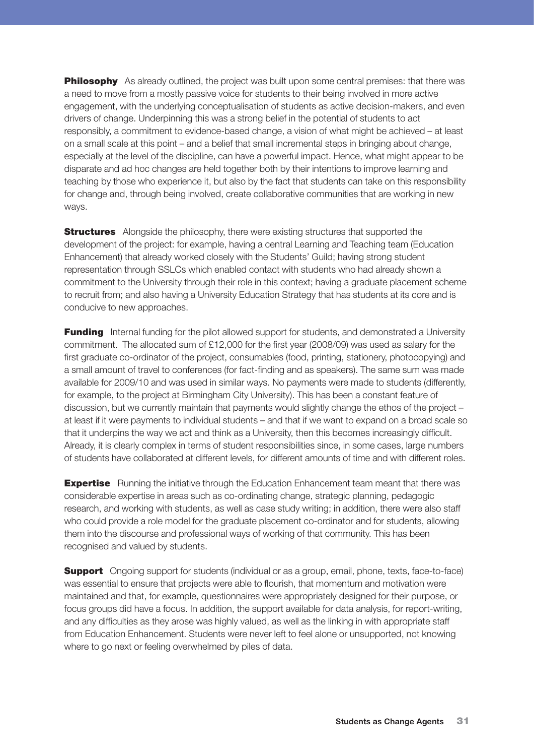**Philosophy** As already outlined, the project was built upon some central premises: that there was a need to move from a mostly passive voice for students to their being involved in more active engagement, with the underlying conceptualisation of students as active decision-makers, and even drivers of change. Underpinning this was a strong belief in the potential of students to act responsibly, a commitment to evidence-based change, a vision of what might be achieved – at least on a small scale at this point – and a belief that small incremental steps in bringing about change, especially at the level of the discipline, can have a powerful impact. Hence, what might appear to be disparate and ad hoc changes are held together both by their intentions to improve learning and teaching by those who experience it, but also by the fact that students can take on this responsibility for change and, through being involved, create collaborative communities that are working in new ways.

**Structures** Alongside the philosophy, there were existing structures that supported the development of the project: for example, having a central Learning and Teaching team (Education Enhancement) that already worked closely with the Students' Guild; having strong student representation through SSLCs which enabled contact with students who had already shown a commitment to the University through their role in this context; having a graduate placement scheme to recruit from; and also having a University Education Strategy that has students at its core and is conducive to new approaches.

**Funding** Internal funding for the pilot allowed support for students, and demonstrated a University commitment. The allocated sum of £12,000 for the first year (2008/09) was used as salary for the first graduate co-ordinator of the project, consumables (food, printing, stationery, photocopying) and a small amount of travel to conferences (for fact-finding and as speakers). The same sum was made available for 2009/10 and was used in similar ways. No payments were made to students (differently, for example, to the project at Birmingham City University). This has been a constant feature of discussion, but we currently maintain that payments would slightly change the ethos of the project – at least if it were payments to individual students – and that if we want to expand on a broad scale so that it underpins the way we act and think as a University, then this becomes increasingly difficult. Already, it is clearly complex in terms of student responsibilities since, in some cases, large numbers of students have collaborated at different levels, for different amounts of time and with different roles.

**Expertise** Running the initiative through the Education Enhancement team meant that there was considerable expertise in areas such as co-ordinating change, strategic planning, pedagogic research, and working with students, as well as case study writing; in addition, there were also staff who could provide a role model for the graduate placement co-ordinator and for students, allowing them into the discourse and professional ways of working of that community. This has been recognised and valued by students.

**Support** Ongoing support for students (individual or as a group, email, phone, texts, face-to-face) was essential to ensure that projects were able to flourish, that momentum and motivation were maintained and that, for example, questionnaires were appropriately designed for their purpose, or focus groups did have a focus. In addition, the support available for data analysis, for report-writing, and any difficulties as they arose was highly valued, as well as the linking in with appropriate staff from Education Enhancement. Students were never left to feel alone or unsupported, not knowing where to go next or feeling overwhelmed by piles of data.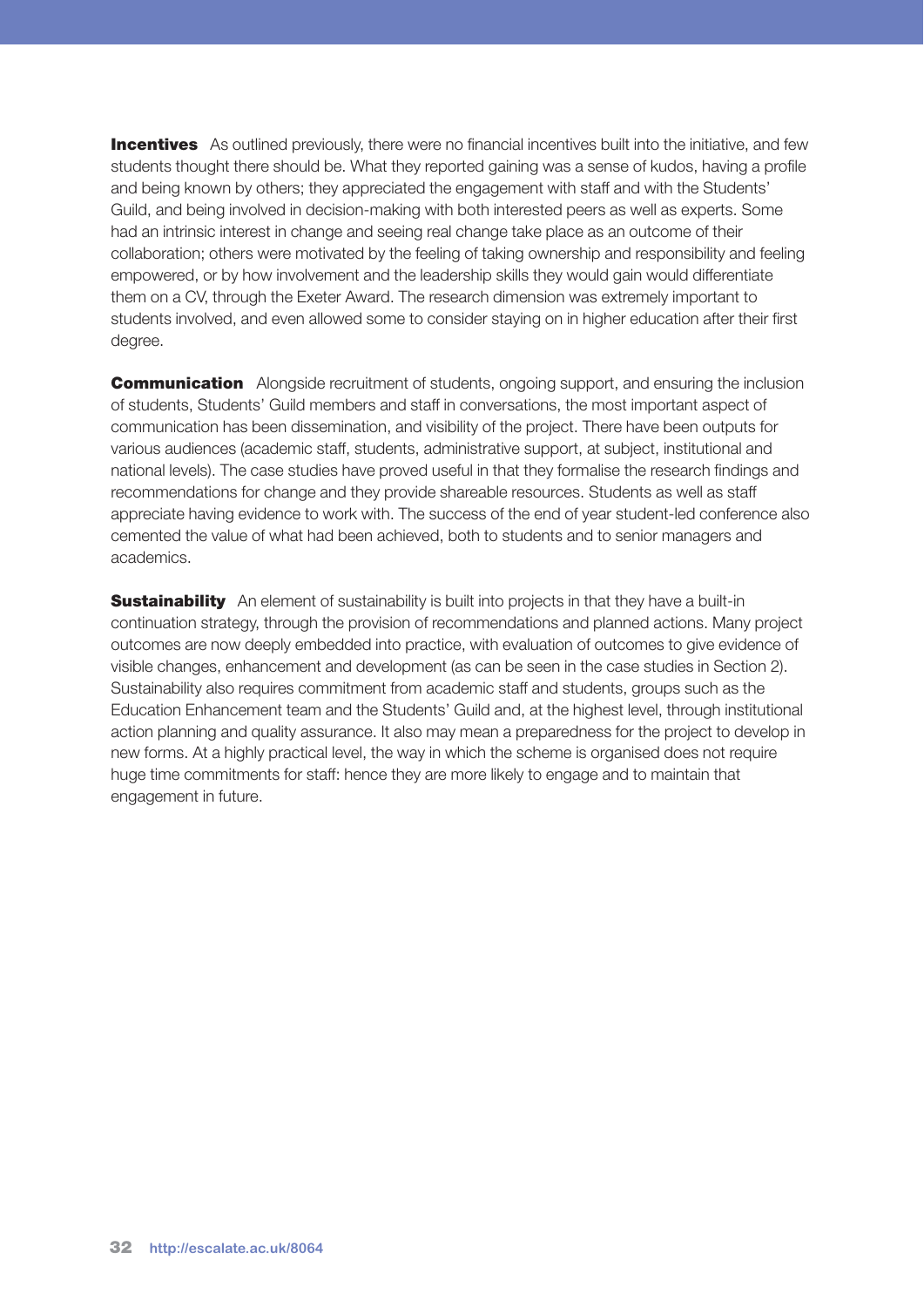**Incentives** As outlined previously, there were no financial incentives built into the initiative, and few students thought there should be. What they reported gaining was a sense of kudos, having a profile and being known by others; they appreciated the engagement with staff and with the Students' Guild, and being involved in decision-making with both interested peers as well as experts. Some had an intrinsic interest in change and seeing real change take place as an outcome of their collaboration; others were motivated by the feeling of taking ownership and responsibility and feeling empowered, or by how involvement and the leadership skills they would gain would differentiate them on a CV, through the Exeter Award. The research dimension was extremely important to students involved, and even allowed some to consider staying on in higher education after their first degree.

**Communication** Alongside recruitment of students, ongoing support, and ensuring the inclusion of students, Students' Guild members and staff in conversations, the most important aspect of communication has been dissemination, and visibility of the project. There have been outputs for various audiences (academic staff, students, administrative support, at subject, institutional and national levels). The case studies have proved useful in that they formalise the research findings and recommendations for change and they provide shareable resources. Students as well as staff appreciate having evidence to work with. The success of the end of year student-led conference also cemented the value of what had been achieved, both to students and to senior managers and academics.

**Sustainability** An element of sustainability is built into projects in that they have a built-in continuation strategy, through the provision of recommendations and planned actions. Many project outcomes are now deeply embedded into practice, with evaluation of outcomes to give evidence of visible changes, enhancement and development (as can be seen in the case studies in Section 2). Sustainability also requires commitment from academic staff and students, groups such as the Education Enhancement team and the Students' Guild and, at the highest level, through institutional action planning and quality assurance. It also may mean a preparedness for the project to develop in new forms. At a highly practical level, the way in which the scheme is organised does not require huge time commitments for staff: hence they are more likely to engage and to maintain that engagement in future.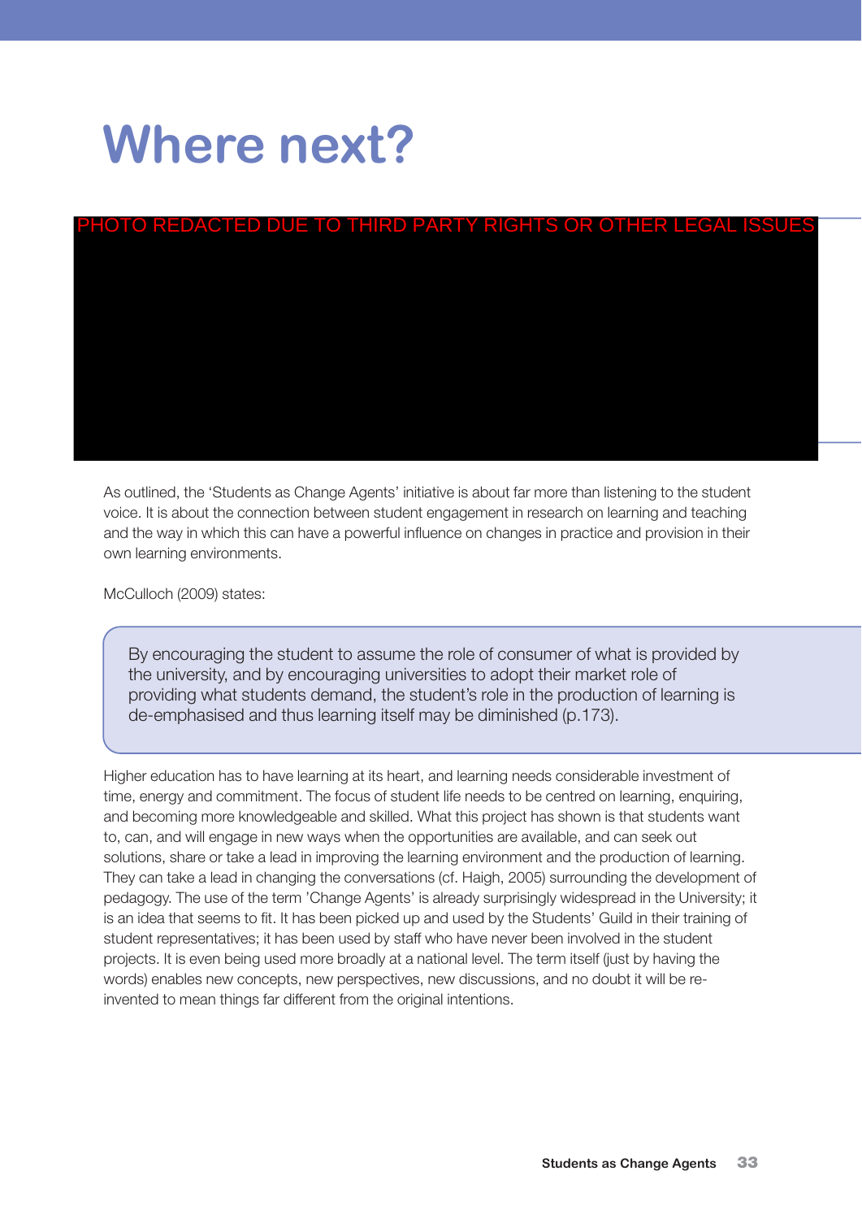# Where next?

PHOTO REDACTED DUE TO THIRD PARTY RIGHTS OR OTHER LEGAL ISSUES

As outlined, the 'Students as Change Agents' initiative is about far more than listening to the student voice. It is about the connection between student engagement in research on learning and teaching and the way in which this can have a powerful influence on changes in practice and provision in their own learning environments.

McCulloch (2009) states:

> By encouraging the student to assume the role of consumer of what is provided by the university, and by encouraging universities to adopt their market role of providing what students demand, the student's role in the production of learning is de-emphasised and thus learning itself may be diminished (p.173).

Higher education has to have learning at its heart, and learning needs considerable investment of time, energy and commitment. The focus of student life needs to be centred on learning, enquiring, and becoming more knowledgeable and skilled. What this project has shown is that students want to, can, and will engage in new ways when the opportunities are available, and can seek out solutions, share or take a lead in improving the learning environment and the production of learning. They can take a lead in changing the conversations (cf. Haigh, 2005) surrounding the development of pedagogy. The use of the term 'Change Agents' is already surprisingly widespread in the University; it is an idea that seems to fit. It has been picked up and used by the Students' Guild in their training of student representatives; it has been used by staff who have never been involved in the student projects. It is even being used more broadly at a national level. The term itself (just by having the words) enables new concepts, new perspectives, new discussions, and no doubt it will be re-invented to mean things far different from the original intentions.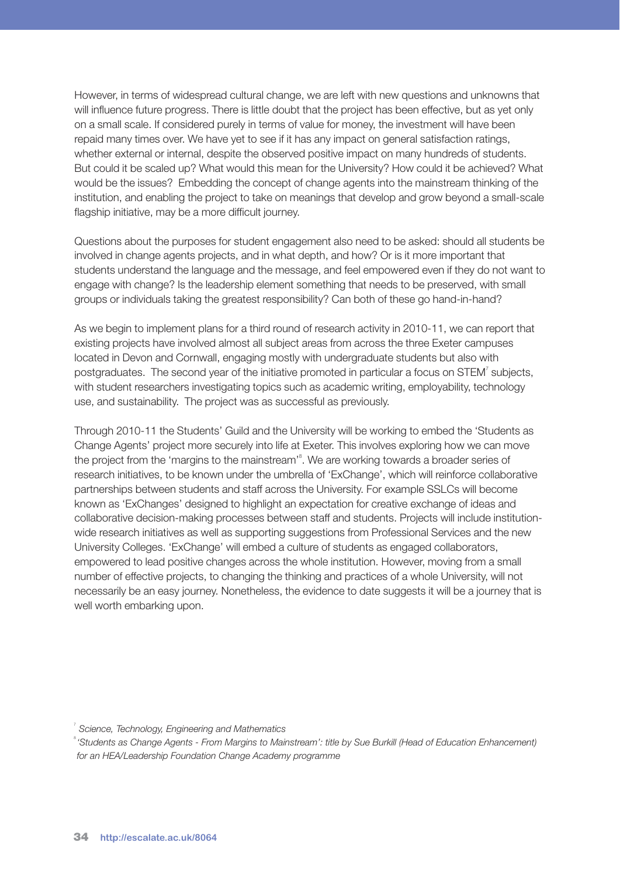However, in terms of widespread cultural change, we are left with new questions and unknowns that will influence future progress. There is little doubt that the project has been effective, but as yet only on a small scale. If considered purely in terms of value for money, the investment will have been repaid many times over. We have yet to see if it has any impact on general satisfaction ratings, whether external or internal, despite the observed positive impact on many hundreds of students. But could it be scaled up? What would this mean for the University? How could it be achieved? What would be the issues? Embedding the concept of change agents into the mainstream thinking of the institution, and enabling the project to take on meanings that develop and grow beyond a small-scale flagship initiative, may be a more difficult journey.

Questions about the purposes for student engagement also need to be asked: should all students be involved in change agents projects, and in what depth, and how? Or is it more important that students understand the language and the message, and feel empowered even if they do not want to engage with change? Is the leadership element something that needs to be preserved, with small groups or individuals taking the greatest responsibility? Can both of these go hand-in-hand?

As we begin to implement plans for a third round of research activity in 2010-11, we can report that existing projects have involved almost all subject areas from across the three Exeter campuses located in Devon and Cornwall, engaging mostly with undergraduate students but also with postgraduates. The second year of the initiative promoted in particular a focus on STEM[7] subjects, with student researchers investigating topics such as academic writing, employability, technology use, and sustainability. The project was as successful as previously.

Through 2010-11 the Students' Guild and the University will be working to embed the 'Students as Change Agents' project more securely into life at Exeter. This involves exploring how we can move the project from the 'margins to the mainstream'[8]. We are working towards a broader series of research initiatives, to be known under the umbrella of 'ExChange', which will reinforce collaborative partnerships between students and staff across the University. For example SSLCs will become known as 'ExChanges' designed to highlight an expectation for creative exchange of ideas and collaborative decision-making processes between staff and students. Projects will include institution-wide research initiatives as well as supporting suggestions from Professional Services and the new University Colleges. 'ExChange' will embed a culture of students as engaged collaborators, empowered to lead positive changes across the whole institution. However, moving from a small number of effective projects, to changing the thinking and practices of a whole University, will not necessarily be an easy journey. Nonetheless, the evidence to date suggests it will be a journey that is well worth embarking upon.

[7] *Science, Technology, Engineering and Mathematics*

[8] *'Students as Change Agents - From Margins to Mainstream': title by Sue Burkill (Head of Education Enhancement) for an HEA/Leadership Foundation Change Academy programme*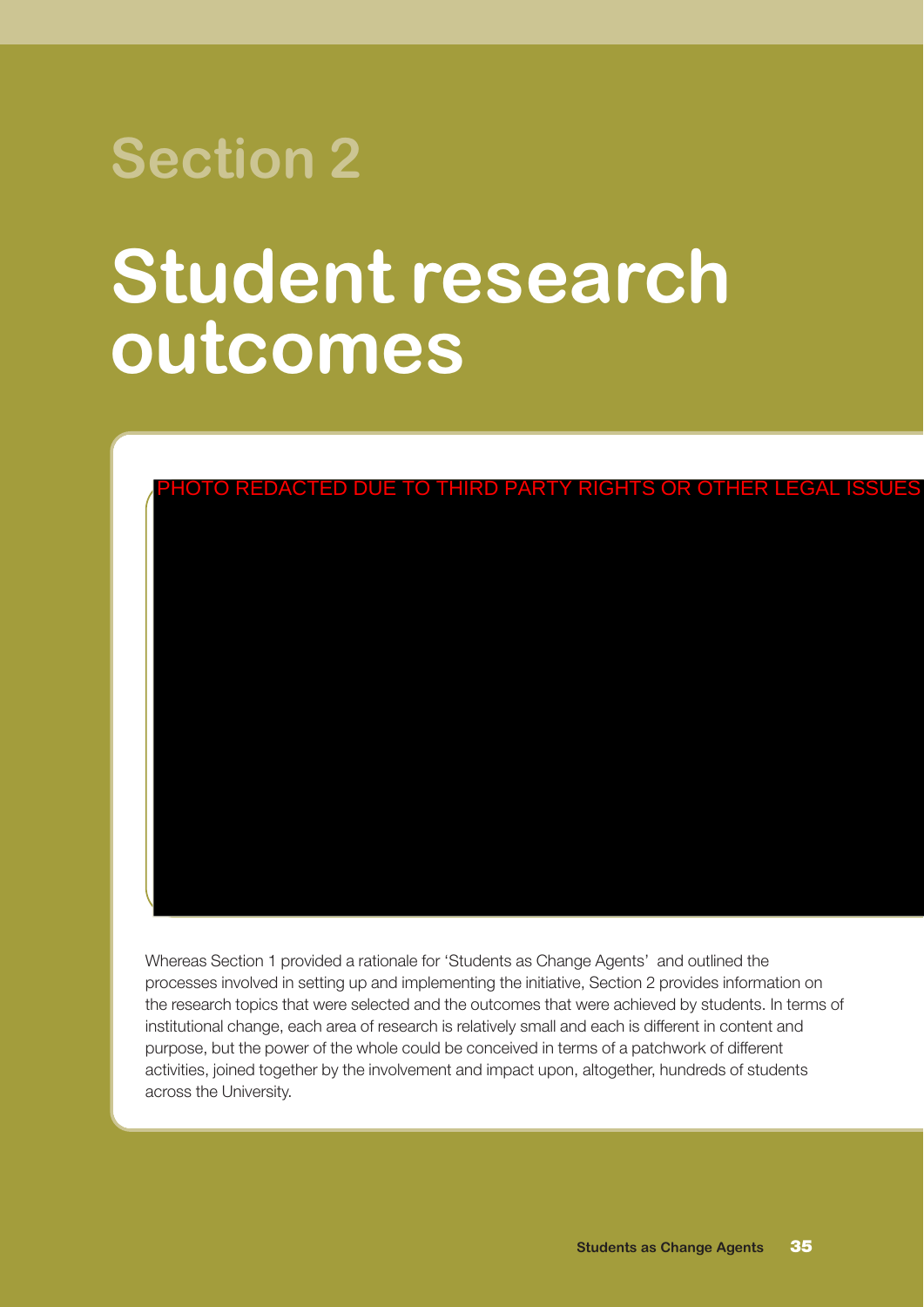# Section 2

# Student research outcomes

PHOTO REDACTED DUE TO THIRD PARTY RIGHTS OR OTHER LEGAL ISSUES

Whereas Section 1 provided a rationale for 'Students as Change Agents' and outlined the processes involved in setting up and implementing the initiative, Section 2 provides information on the research topics that were selected and the outcomes that were achieved by students. In terms of institutional change, each area of research is relatively small and each is different in content and purpose, but the power of the whole could be conceived in terms of a patchwork of different activities, joined together by the involvement and impact upon, altogether, hundreds of students across the University.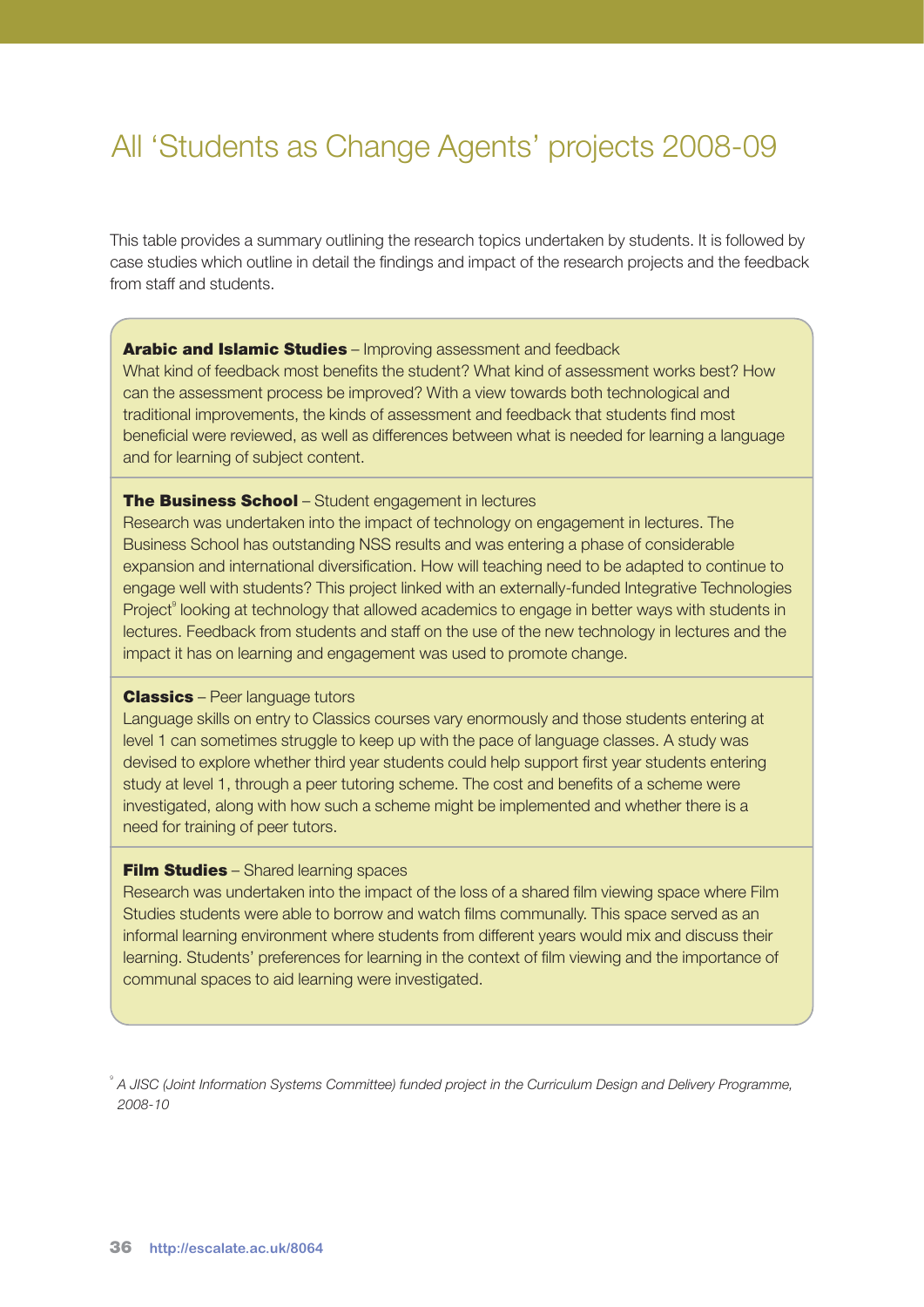# All 'Students as Change Agents' projects 2008-09

This table provides a summary outlining the research topics undertaken by students. It is followed by case studies which outline in detail the findings and impact of the research projects and the feedback from staff and students.

**Arabic and Islamic Studies** – Improving assessment and feedback
What kind of feedback most benefits the student? What kind of assessment works best? How can the assessment process be improved? With a view towards both technological and traditional improvements, the kinds of assessment and feedback that students find most beneficial were reviewed, as well as differences between what is needed for learning a language and for learning of subject content.

**The Business School** – Student engagement in lectures
Research was undertaken into the impact of technology on engagement in lectures. The Business School has outstanding NSS results and was entering a phase of considerable expansion and international diversification. How will teaching need to be adapted to continue to engage well with students? This project linked with an externally-funded Integrative Technologies Project[9] looking at technology that allowed academics to engage in better ways with students in lectures. Feedback from students and staff on the use of the new technology in lectures and the impact it has on learning and engagement was used to promote change.

**Classics** – Peer language tutors
Language skills on entry to Classics courses vary enormously and those students entering at level 1 can sometimes struggle to keep up with the pace of language classes. A study was devised to explore whether third year students could help support first year students entering study at level 1, through a peer tutoring scheme. The cost and benefits of a scheme were investigated, along with how such a scheme might be implemented and whether there is a need for training of peer tutors.

**Film Studies** – Shared learning spaces
Research was undertaken into the impact of the loss of a shared film viewing space where Film Studies students were able to borrow and watch films communally. This space served as an informal learning environment where students from different years would mix and discuss their learning. Students' preferences for learning in the context of film viewing and the importance of communal spaces to aid learning were investigated.

[9] *A JISC (Joint Information Systems Committee) funded project in the Curriculum Design and Delivery Programme, 2008-10*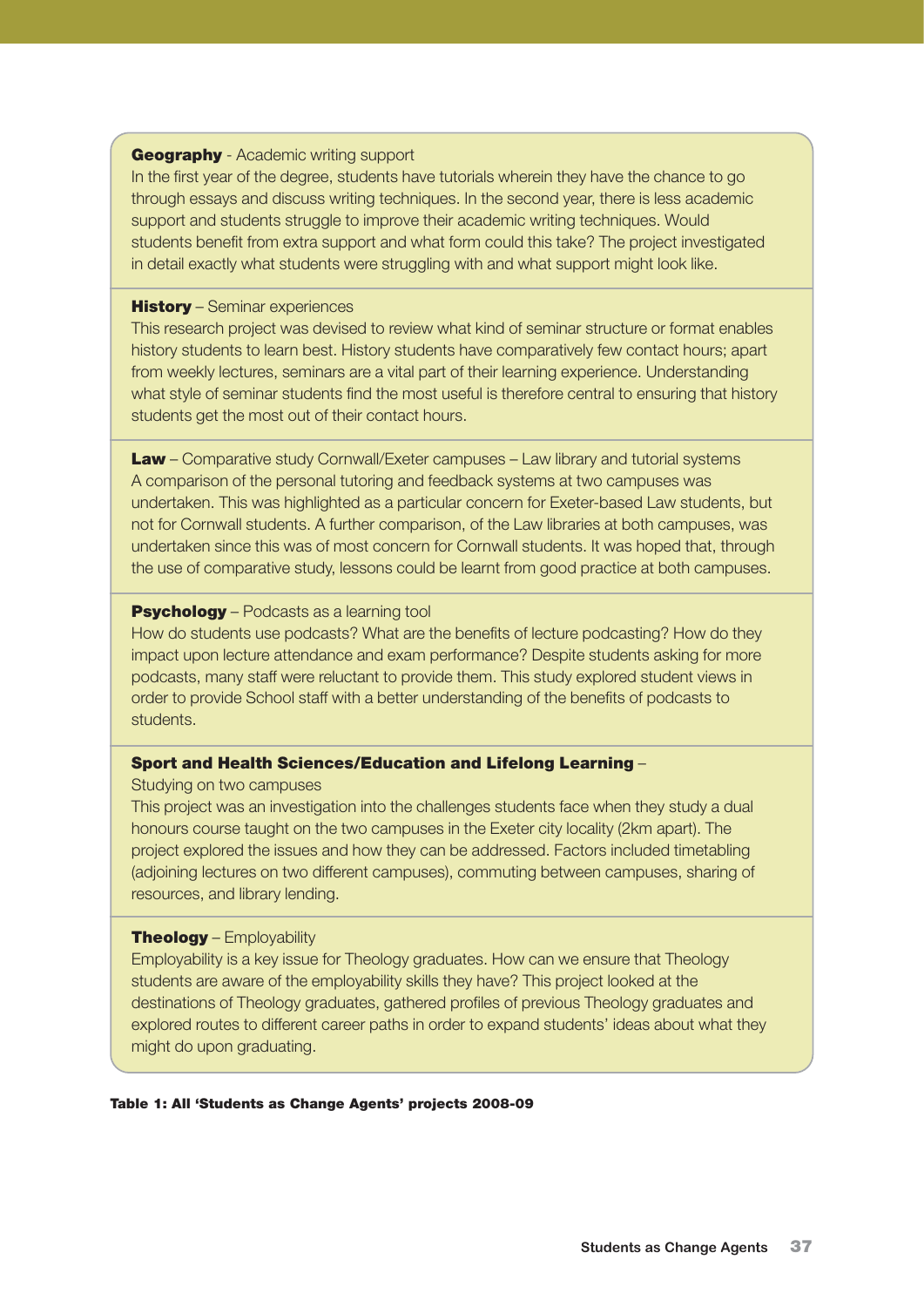**Geography** - Academic writing support
In the first year of the degree, students have tutorials wherein they have the chance to go through essays and discuss writing techniques. In the second year, there is less academic support and students struggle to improve their academic writing techniques. Would students benefit from extra support and what form could this take? The project investigated in detail exactly what students were struggling with and what support might look like.

**History** – Seminar experiences
This research project was devised to review what kind of seminar structure or format enables history students to learn best. History students have comparatively few contact hours; apart from weekly lectures, seminars are a vital part of their learning experience. Understanding what style of seminar students find the most useful is therefore central to ensuring that history students get the most out of their contact hours.

**Law** – Comparative study Cornwall/Exeter campuses – Law library and tutorial systems
A comparison of the personal tutoring and feedback systems at two campuses was undertaken. This was highlighted as a particular concern for Exeter-based Law students, but not for Cornwall students. A further comparison, of the Law libraries at both campuses, was undertaken since this was of most concern for Cornwall students. It was hoped that, through the use of comparative study, lessons could be learnt from good practice at both campuses.

**Psychology** – Podcasts as a learning tool
How do students use podcasts? What are the benefits of lecture podcasting? How do they impact upon lecture attendance and exam performance? Despite students asking for more podcasts, many staff were reluctant to provide them. This study explored student views in order to provide School staff with a better understanding of the benefits of podcasts to students.

**Sport and Health Sciences/Education and Lifelong Learning** –
Studying on two campuses
This project was an investigation into the challenges students face when they study a dual honours course taught on the two campuses in the Exeter city locality (2km apart). The project explored the issues and how they can be addressed. Factors included timetabling (adjoining lectures on two different campuses), commuting between campuses, sharing of resources, and library lending.

**Theology** – Employability
Employability is a key issue for Theology graduates. How can we ensure that Theology students are aware of the employability skills they have? This project looked at the destinations of Theology graduates, gathered profiles of previous Theology graduates and explored routes to different career paths in order to expand students' ideas about what they might do upon graduating.

**Table 1: All 'Students as Change Agents' projects 2008-09**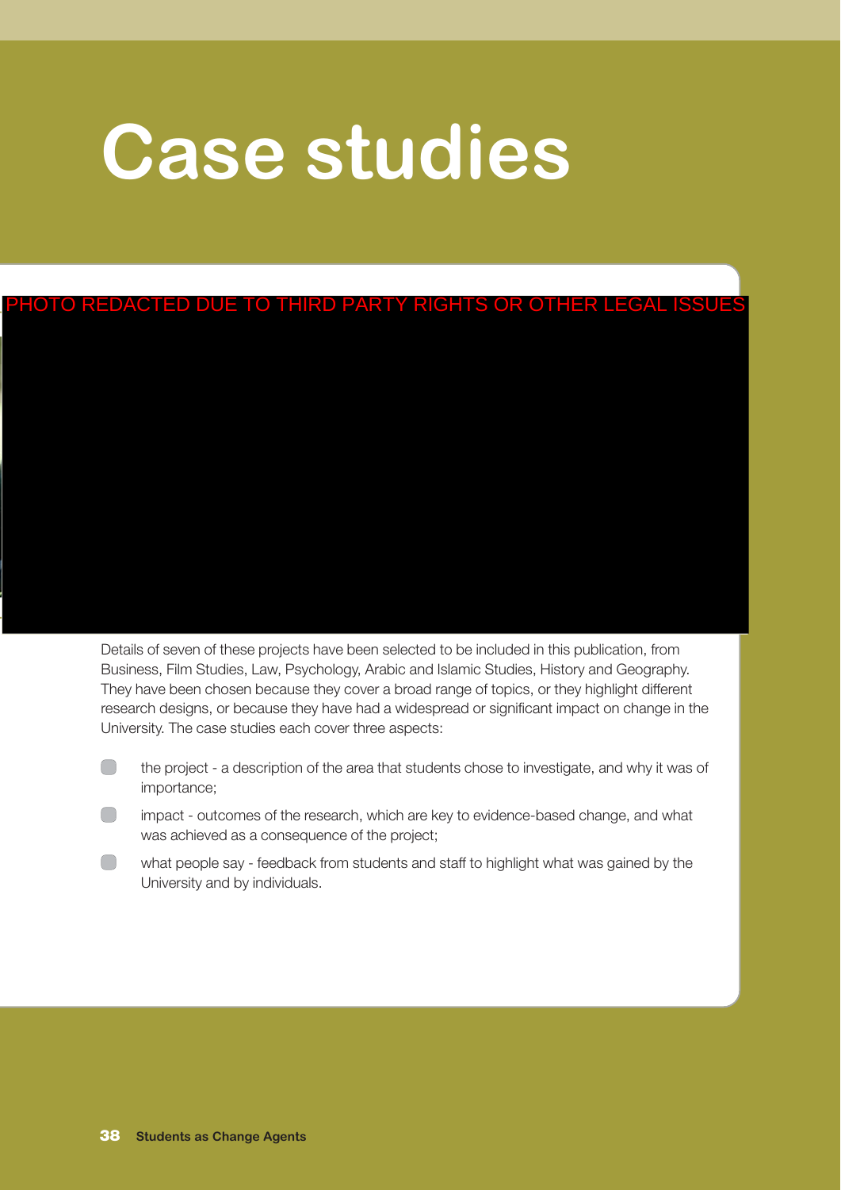# Case studies

PHOTO REDACTED DUE TO THIRD PARTY RIGHTS OR OTHER LEGAL ISSUES

Details of seven of these projects have been selected to be included in this publication, from Business, Film Studies, Law, Psychology, Arabic and Islamic Studies, History and Geography. They have been chosen because they cover a broad range of topics, or they highlight different research designs, or because they have had a widespread or significant impact on change in the University. The case studies each cover three aspects:

- the project - a description of the area that students chose to investigate, and why it was of importance;
- impact - outcomes of the research, which are key to evidence-based change, and what was achieved as a consequence of the project;
- what people say - feedback from students and staff to highlight what was gained by the University and by individuals.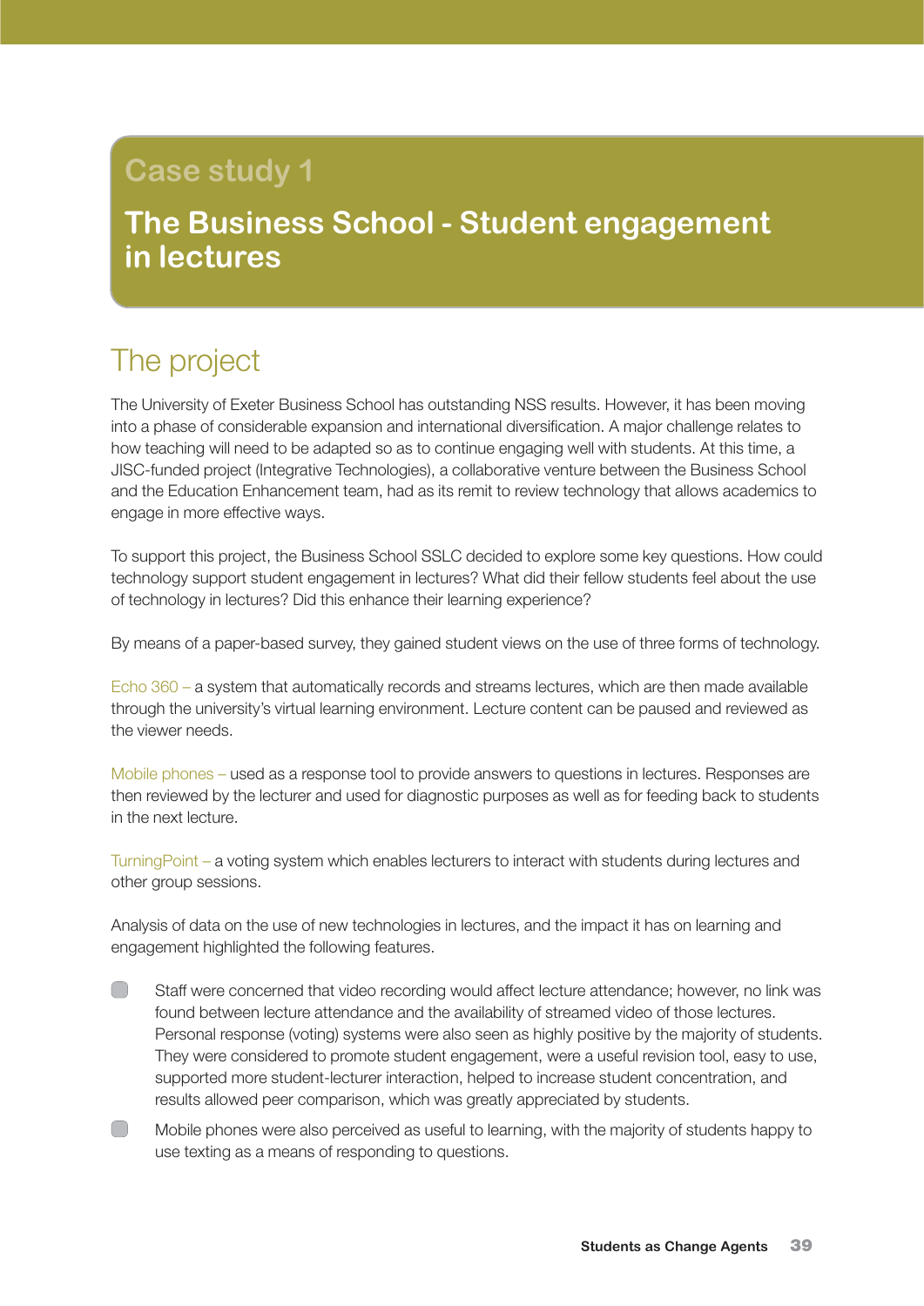# Case study 1

## The Business School - Student engagement in lectures

## The project

The University of Exeter Business School has outstanding NSS results. However, it has been moving into a phase of considerable expansion and international diversification. A major challenge relates to how teaching will need to be adapted so as to continue engaging well with students. At this time, a JISC-funded project (Integrative Technologies), a collaborative venture between the Business School and the Education Enhancement team, had as its remit to review technology that allows academics to engage in more effective ways.

To support this project, the Business School SSLC decided to explore some key questions. How could technology support student engagement in lectures? What did their fellow students feel about the use of technology in lectures? Did this enhance their learning experience?

By means of a paper-based survey, they gained student views on the use of three forms of technology.

Echo 360 – a system that automatically records and streams lectures, which are then made available through the university's virtual learning environment. Lecture content can be paused and reviewed as the viewer needs.

Mobile phones – used as a response tool to provide answers to questions in lectures. Responses are then reviewed by the lecturer and used for diagnostic purposes as well as for feeding back to students in the next lecture.

TurningPoint – a voting system which enables lecturers to interact with students during lectures and other group sessions.

Analysis of data on the use of new technologies in lectures, and the impact it has on learning and engagement highlighted the following features.

- Staff were concerned that video recording would affect lecture attendance; however, no link was found between lecture attendance and the availability of streamed video of those lectures. Personal response (voting) systems were also seen as highly positive by the majority of students. They were considered to promote student engagement, were a useful revision tool, easy to use, supported more student-lecturer interaction, helped to increase student concentration, and results allowed peer comparison, which was greatly appreciated by students.
- Mobile phones were also perceived as useful to learning, with the majority of students happy to use texting as a means of responding to questions.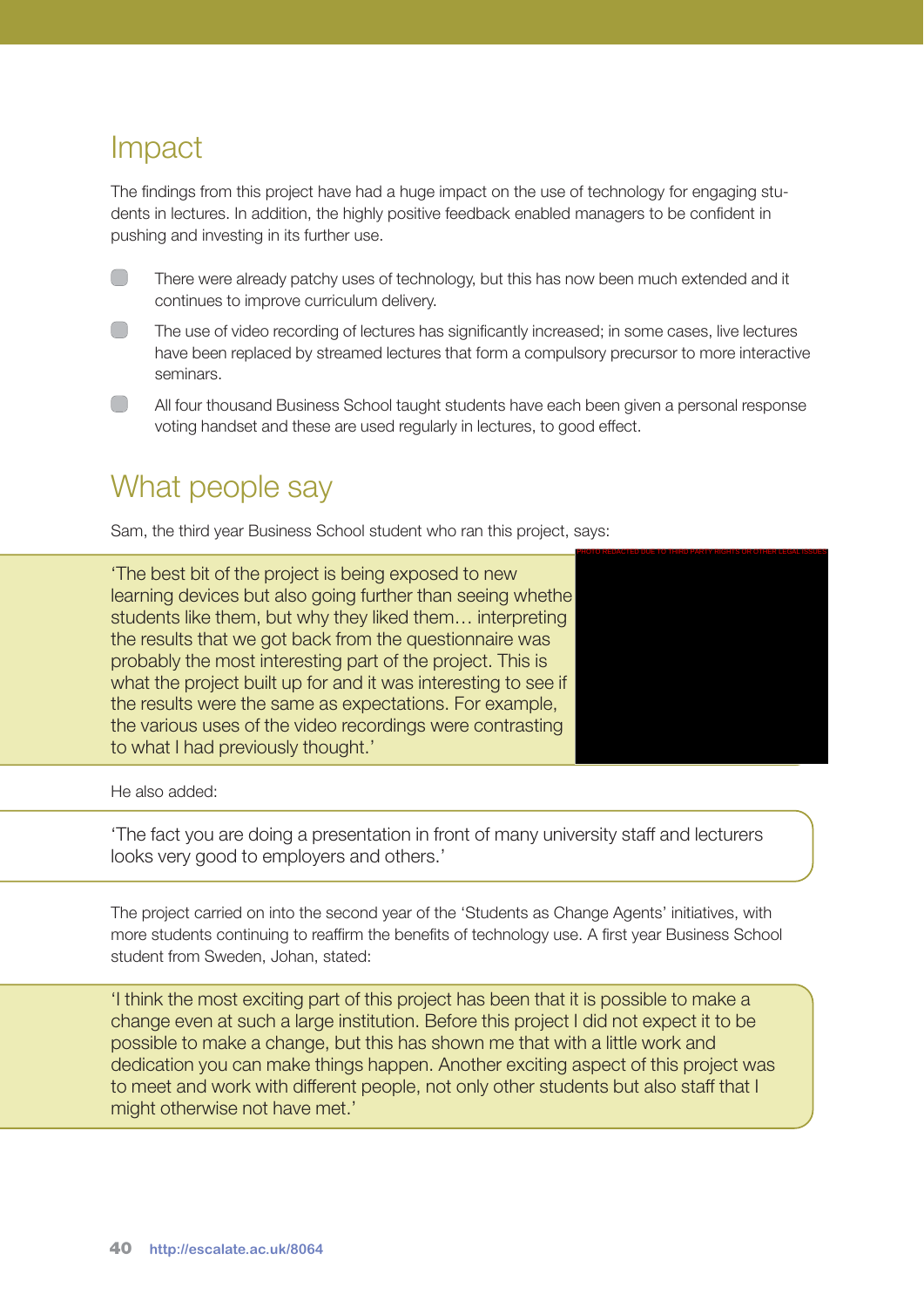## Impact

The findings from this project have had a huge impact on the use of technology for engaging students in lectures. In addition, the highly positive feedback enabled managers to be confident in pushing and investing in its further use.

- There were already patchy uses of technology, but this has now been much extended and it continues to improve curriculum delivery.
- The use of video recording of lectures has significantly increased; in some cases, live lectures have been replaced by streamed lectures that form a compulsory precursor to more interactive seminars.
- All four thousand Business School taught students have each been given a personal response voting handset and these are used regularly in lectures, to good effect.

## What people say

Sam, the third year Business School student who ran this project, says:

PHOTO REDACTED DUE TO THIRD PARTY RIGHTS OR OTHER LEGAL ISSUES

> 'The best bit of the project is being exposed to new learning devices but also going further than seeing whethe students like them, but why they liked them… interpreting the results that we got back from the questionnaire was probably the most interesting part of the project. This is what the project built up for and it was interesting to see if the results were the same as expectations. For example, the various uses of the video recordings were contrasting to what I had previously thought.'

He also added:

> 'The fact you are doing a presentation in front of many university staff and lecturers looks very good to employers and others.'

The project carried on into the second year of the 'Students as Change Agents' initiatives, with more students continuing to reaffirm the benefits of technology use. A first year Business School student from Sweden, Johan, stated:

> 'I think the most exciting part of this project has been that it is possible to make a change even at such a large institution. Before this project I did not expect it to be possible to make a change, but this has shown me that with a little work and dedication you can make things happen. Another exciting aspect of this project was to meet and work with different people, not only other students but also staff that I might otherwise not have met.'

http://escalate.ac.uk/8064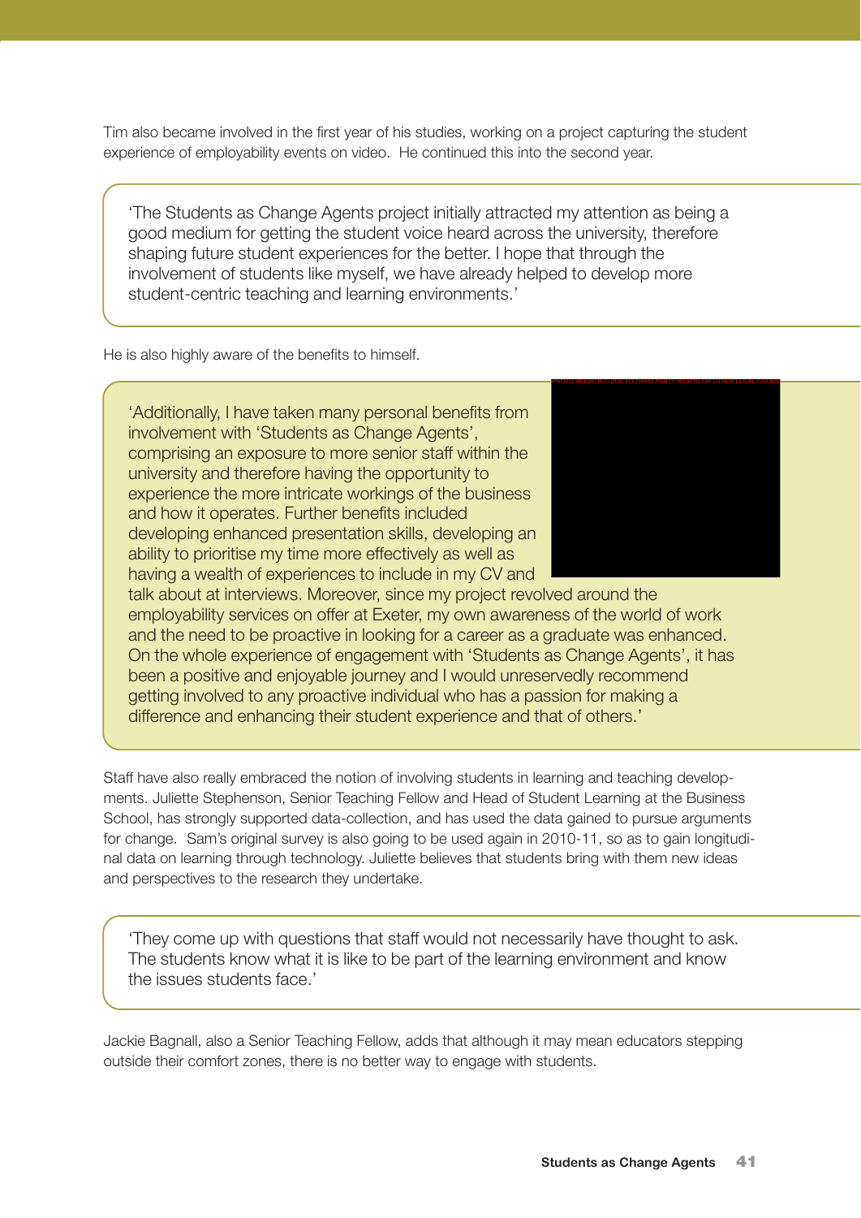Tim also became involved in the first year of his studies, working on a project capturing the student experience of employability events on video. He continued this into the second year.

> 'The Students as Change Agents project initially attracted my attention as being a good medium for getting the student voice heard across the university, therefore shaping future student experiences for the better. I hope that through the involvement of students like myself, we have already helped to develop more student-centric teaching and learning environments.'

He is also highly aware of the benefits to himself.

> 'Additionally, I have taken many personal benefits from involvement with 'Students as Change Agents', comprising an exposure to more senior staff within the university and therefore having the opportunity to experience the more intricate workings of the business and how it operates. Further benefits included developing enhanced presentation skills, developing an ability to prioritise my time more effectively as well as having a wealth of experiences to include in my CV and talk about at interviews. Moreover, since my project revolved around the employability services on offer at Exeter, my own awareness of the world of work and the need to be proactive in looking for a career as a graduate was enhanced. On the whole experience of engagement with 'Students as Change Agents', it has been a positive and enjoyable journey and I would unreservedly recommend getting involved to any proactive individual who has a passion for making a difference and enhancing their student experience and that of others.'

Staff have also really embraced the notion of involving students in learning and teaching developments. Juliette Stephenson, Senior Teaching Fellow and Head of Student Learning at the Business School, has strongly supported data-collection, and has used the data gained to pursue arguments for change. Sam's original survey is also going to be used again in 2010-11, so as to gain longitudinal data on learning through technology. Juliette believes that students bring with them new ideas and perspectives to the research they undertake.

> 'They come up with questions that staff would not necessarily have thought to ask. The students know what it is like to be part of the learning environment and know the issues students face.'

Jackie Bagnall, also a Senior Teaching Fellow, adds that although it may mean educators stepping outside their comfort zones, there is no better way to engage with students.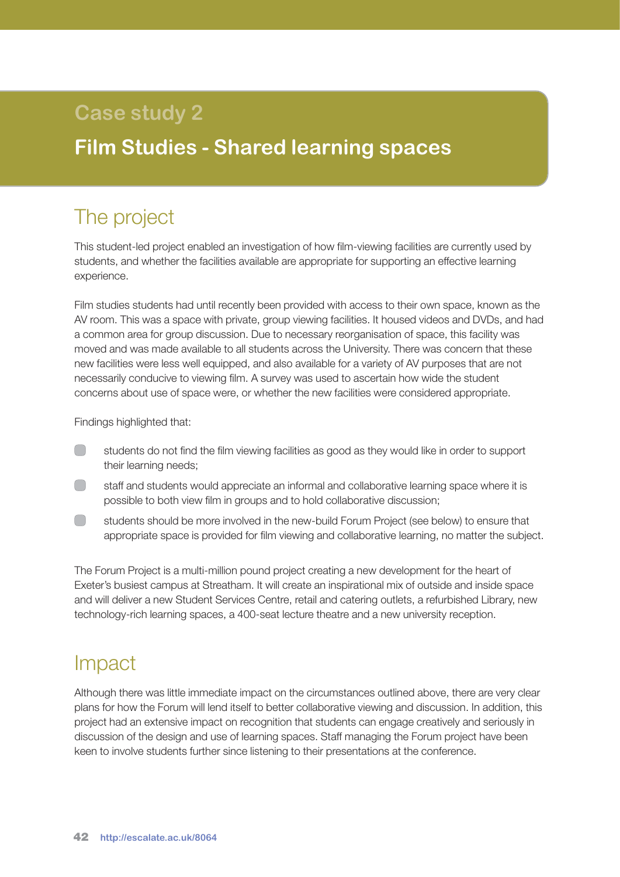## Case study 2

# Film Studies - Shared learning spaces

## The project

This student-led project enabled an investigation of how film-viewing facilities are currently used by students, and whether the facilities available are appropriate for supporting an effective learning experience.

Film studies students had until recently been provided with access to their own space, known as the AV room. This was a space with private, group viewing facilities. It housed videos and DVDs, and had a common area for group discussion. Due to necessary reorganisation of space, this facility was moved and was made available to all students across the University. There was concern that these new facilities were less well equipped, and also available for a variety of AV purposes that are not necessarily conducive to viewing film. A survey was used to ascertain how wide the student concerns about use of space were, or whether the new facilities were considered appropriate.

Findings highlighted that:

- students do not find the film viewing facilities as good as they would like in order to support their learning needs;
- staff and students would appreciate an informal and collaborative learning space where it is possible to both view film in groups and to hold collaborative discussion;
- students should be more involved in the new-build Forum Project (see below) to ensure that appropriate space is provided for film viewing and collaborative learning, no matter the subject.

The Forum Project is a multi-million pound project creating a new development for the heart of Exeter's busiest campus at Streatham. It will create an inspirational mix of outside and inside space and will deliver a new Student Services Centre, retail and catering outlets, a refurbished Library, new technology-rich learning spaces, a 400-seat lecture theatre and a new university reception.

## Impact

Although there was little immediate impact on the circumstances outlined above, there are very clear plans for how the Forum will lend itself to better collaborative viewing and discussion. In addition, this project had an extensive impact on recognition that students can engage creatively and seriously in discussion of the design and use of learning spaces. Staff managing the Forum project have been keen to involve students further since listening to their presentations at the conference.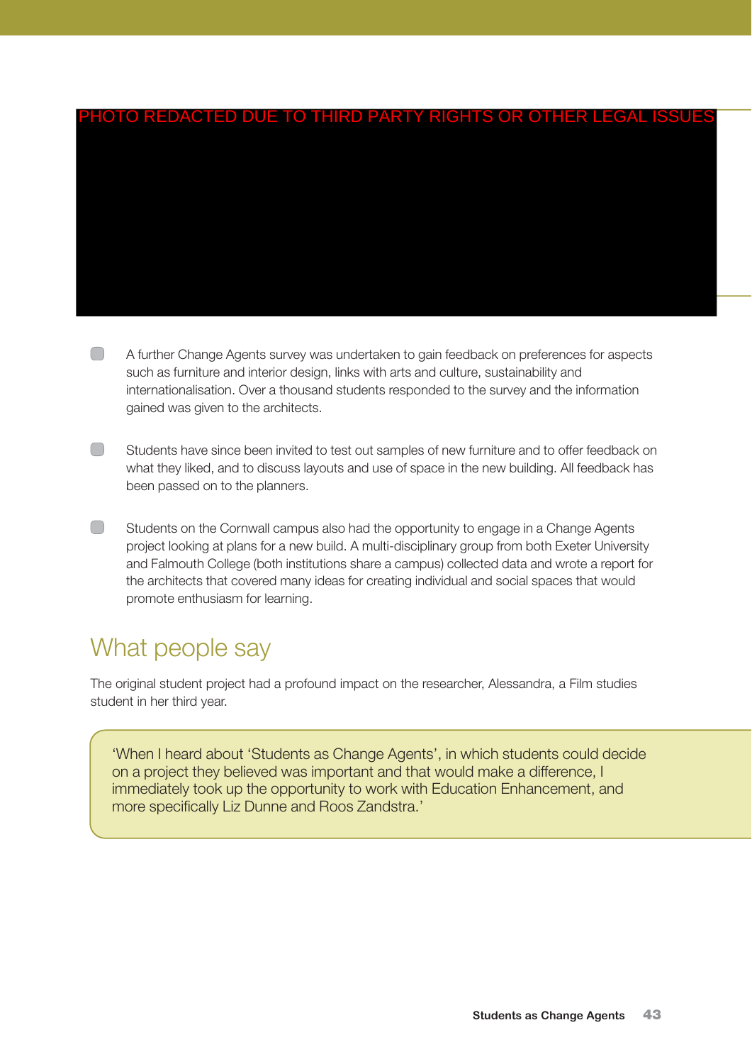PHOTO REDACTED DUE TO THIRD PARTY RIGHTS OR OTHER LEGAL ISSUES

- A further Change Agents survey was undertaken to gain feedback on preferences for aspects such as furniture and interior design, links with arts and culture, sustainability and internationalisation. Over a thousand students responded to the survey and the information gained was given to the architects.

- Students have since been invited to test out samples of new furniture and to offer feedback on what they liked, and to discuss layouts and use of space in the new building. All feedback has been passed on to the planners.

- Students on the Cornwall campus also had the opportunity to engage in a Change Agents project looking at plans for a new build. A multi-disciplinary group from both Exeter University and Falmouth College (both institutions share a campus) collected data and wrote a report for the architects that covered many ideas for creating individual and social spaces that would promote enthusiasm for learning.

## What people say

The original student project had a profound impact on the researcher, Alessandra, a Film studies student in her third year.

> 'When I heard about 'Students as Change Agents', in which students could decide on a project they believed was important and that would make a difference, I immediately took up the opportunity to work with Education Enhancement, and more specifically Liz Dunne and Roos Zandstra.'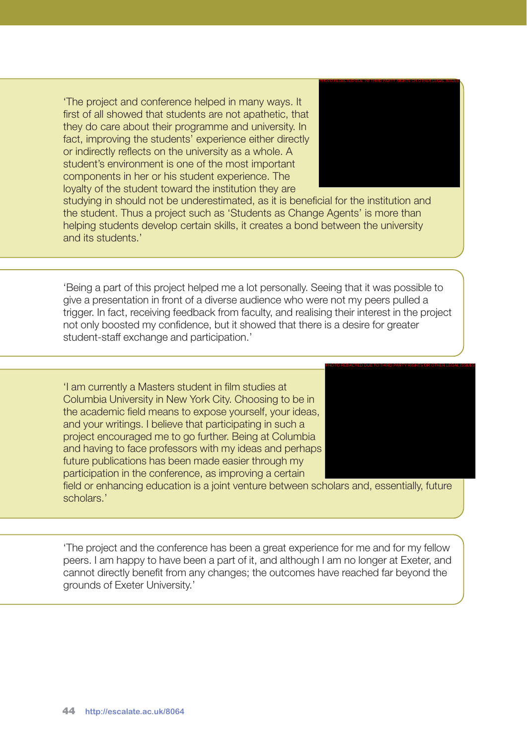'The project and conference helped in many ways. It first of all showed that students are not apathetic, that they do care about their programme and university. In fact, improving the students' experience either directly or indirectly reflects on the university as a whole. A student's environment is one of the most important components in her or his student experience. The loyalty of the student toward the institution they are studying in should not be underestimated, as it is beneficial for the institution and the student. Thus a project such as 'Students as Change Agents' is more than helping students develop certain skills, it creates a bond between the university and its students.'

'Being a part of this project helped me a lot personally. Seeing that it was possible to give a presentation in front of a diverse audience who were not my peers pulled a trigger. In fact, receiving feedback from faculty, and realising their interest in the project not only boosted my confidence, but it showed that there is a desire for greater student-staff exchange and participation.'

'I am currently a Masters student in film studies at Columbia University in New York City. Choosing to be in the academic field means to expose yourself, your ideas, and your writings. I believe that participating in such a project encouraged me to go further. Being at Columbia and having to face professors with my ideas and perhaps future publications has been made easier through my participation in the conference, as improving a certain field or enhancing education is a joint venture between scholars and, essentially, future scholars.'

'The project and the conference has been a great experience for me and for my fellow peers. I am happy to have been a part of it, and although I am no longer at Exeter, and cannot directly benefit from any changes; the outcomes have reached far beyond the grounds of Exeter University.'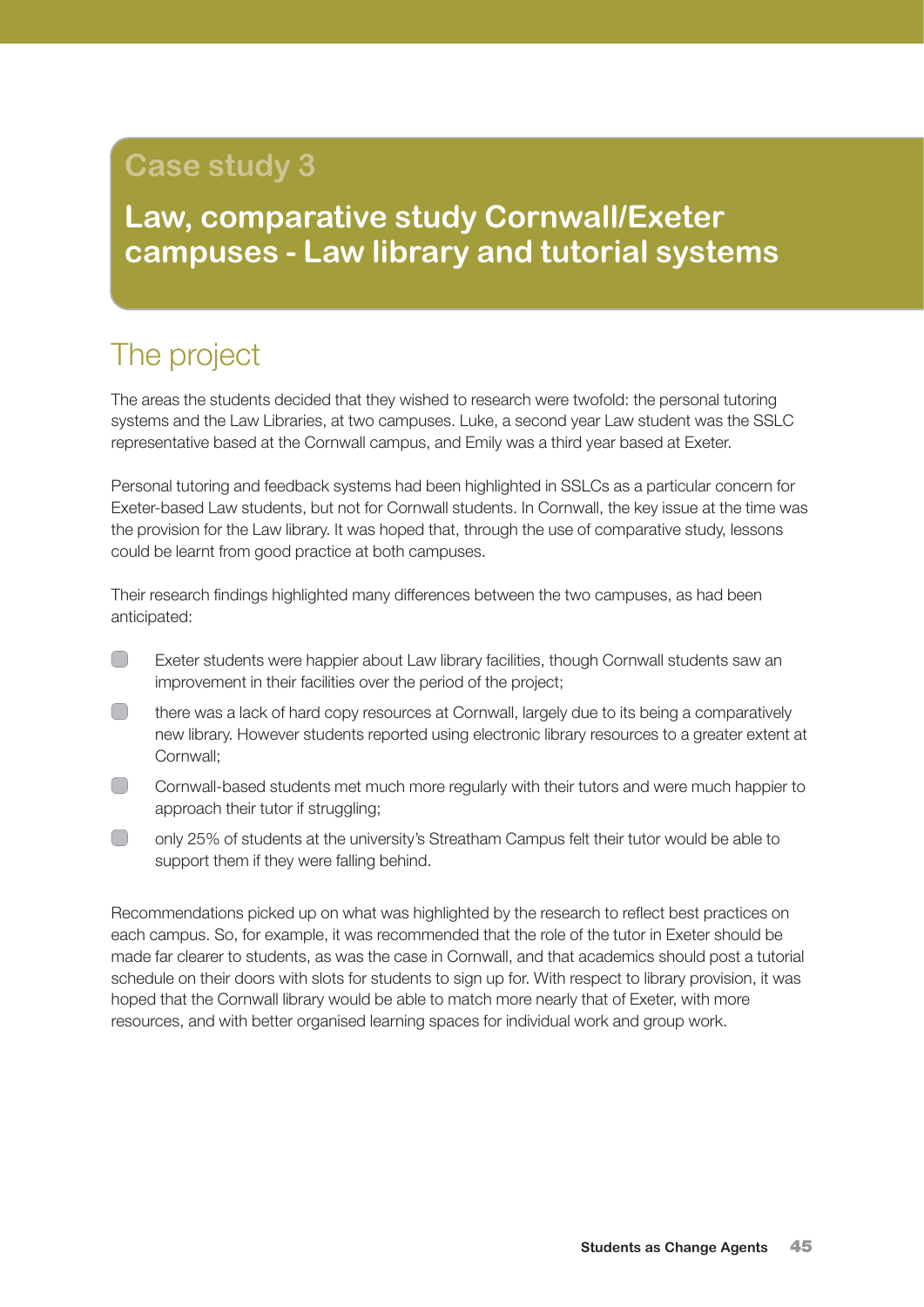## Case study 3

# Law, comparative study Cornwall/Exeter campuses - Law library and tutorial systems

## The project

The areas the students decided that they wished to research were twofold: the personal tutoring systems and the Law Libraries, at two campuses. Luke, a second year Law student was the SSLC representative based at the Cornwall campus, and Emily was a third year based at Exeter.

Personal tutoring and feedback systems had been highlighted in SSLCs as a particular concern for Exeter-based Law students, but not for Cornwall students. In Cornwall, the key issue at the time was the provision for the Law library. It was hoped that, through the use of comparative study, lessons could be learnt from good practice at both campuses.

Their research findings highlighted many differences between the two campuses, as had been anticipated:

- Exeter students were happier about Law library facilities, though Cornwall students saw an improvement in their facilities over the period of the project;
- there was a lack of hard copy resources at Cornwall, largely due to its being a comparatively new library. However students reported using electronic library resources to a greater extent at Cornwall;
- Cornwall-based students met much more regularly with their tutors and were much happier to approach their tutor if struggling;
- only 25% of students at the university's Streatham Campus felt their tutor would be able to support them if they were falling behind.

Recommendations picked up on what was highlighted by the research to reflect best practices on each campus. So, for example, it was recommended that the role of the tutor in Exeter should be made far clearer to students, as was the case in Cornwall, and that academics should post a tutorial schedule on their doors with slots for students to sign up for. With respect to library provision, it was hoped that the Cornwall library would be able to match more nearly that of Exeter, with more resources, and with better organised learning spaces for individual work and group work.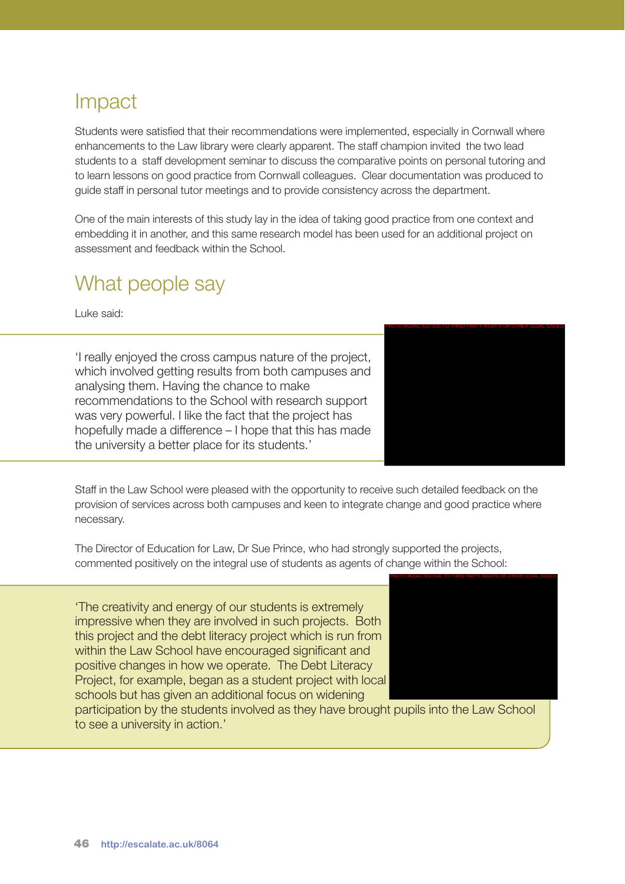## Impact

Students were satisfied that their recommendations were implemented, especially in Cornwall where enhancements to the Law library were clearly apparent. The staff champion invited the two lead students to a staff development seminar to discuss the comparative points on personal tutoring and to learn lessons on good practice from Cornwall colleagues. Clear documentation was produced to guide staff in personal tutor meetings and to provide consistency across the department.

One of the main interests of this study lay in the idea of taking good practice from one context and embedding it in another, and this same research model has been used for an additional project on assessment and feedback within the School.

## What people say

Luke said:

'I really enjoyed the cross campus nature of the project, which involved getting results from both campuses and analysing them. Having the chance to make recommendations to the School with research support was very powerful. I like the fact that the project has hopefully made a difference – I hope that this has made the university a better place for its students.'

Staff in the Law School were pleased with the opportunity to receive such detailed feedback on the provision of services across both campuses and keen to integrate change and good practice where necessary.

The Director of Education for Law, Dr Sue Prince, who had strongly supported the projects, commented positively on the integral use of students as agents of change within the School:

'The creativity and energy of our students is extremely impressive when they are involved in such projects. Both this project and the debt literacy project which is run from within the Law School have encouraged significant and positive changes in how we operate. The Debt Literacy Project, for example, began as a student project with local schools but has given an additional focus on widening participation by the students involved as they have brought pupils into the Law School to see a university in action.'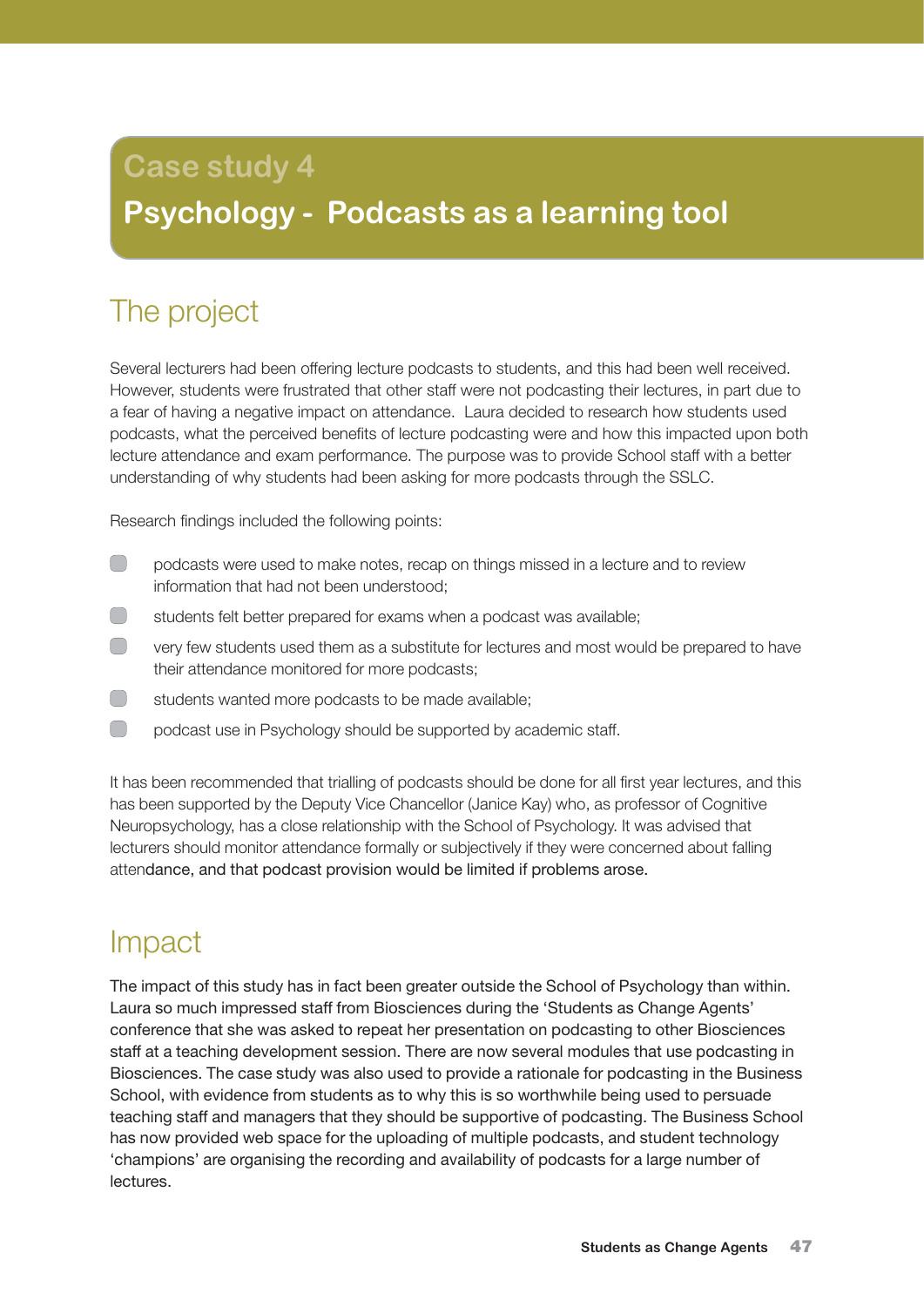## Case study 4

# Psychology - Podcasts as a learning tool

## The project

Several lecturers had been offering lecture podcasts to students, and this had been well received. However, students were frustrated that other staff were not podcasting their lectures, in part due to a fear of having a negative impact on attendance. Laura decided to research how students used podcasts, what the perceived benefits of lecture podcasting were and how this impacted upon both lecture attendance and exam performance. The purpose was to provide School staff with a better understanding of why students had been asking for more podcasts through the SSLC.

Research findings included the following points:

- podcasts were used to make notes, recap on things missed in a lecture and to review information that had not been understood;
- students felt better prepared for exams when a podcast was available;
- very few students used them as a substitute for lectures and most would be prepared to have their attendance monitored for more podcasts;
- students wanted more podcasts to be made available;
- podcast use in Psychology should be supported by academic staff.

It has been recommended that trialling of podcasts should be done for all first year lectures, and this has been supported by the Deputy Vice Chancellor (Janice Kay) who, as professor of Cognitive Neuropsychology, has a close relationship with the School of Psychology. It was advised that lecturers should monitor attendance formally or subjectively if they were concerned about falling attendance, and that podcast provision would be limited if problems arose.

## Impact

The impact of this study has in fact been greater outside the School of Psychology than within. Laura so much impressed staff from Biosciences during the 'Students as Change Agents' conference that she was asked to repeat her presentation on podcasting to other Biosciences staff at a teaching development session. There are now several modules that use podcasting in Biosciences. The case study was also used to provide a rationale for podcasting in the Business School, with evidence from students as to why this is so worthwhile being used to persuade teaching staff and managers that they should be supportive of podcasting. The Business School has now provided web space for the uploading of multiple podcasts, and student technology 'champions' are organising the recording and availability of podcasts for a large number of lectures.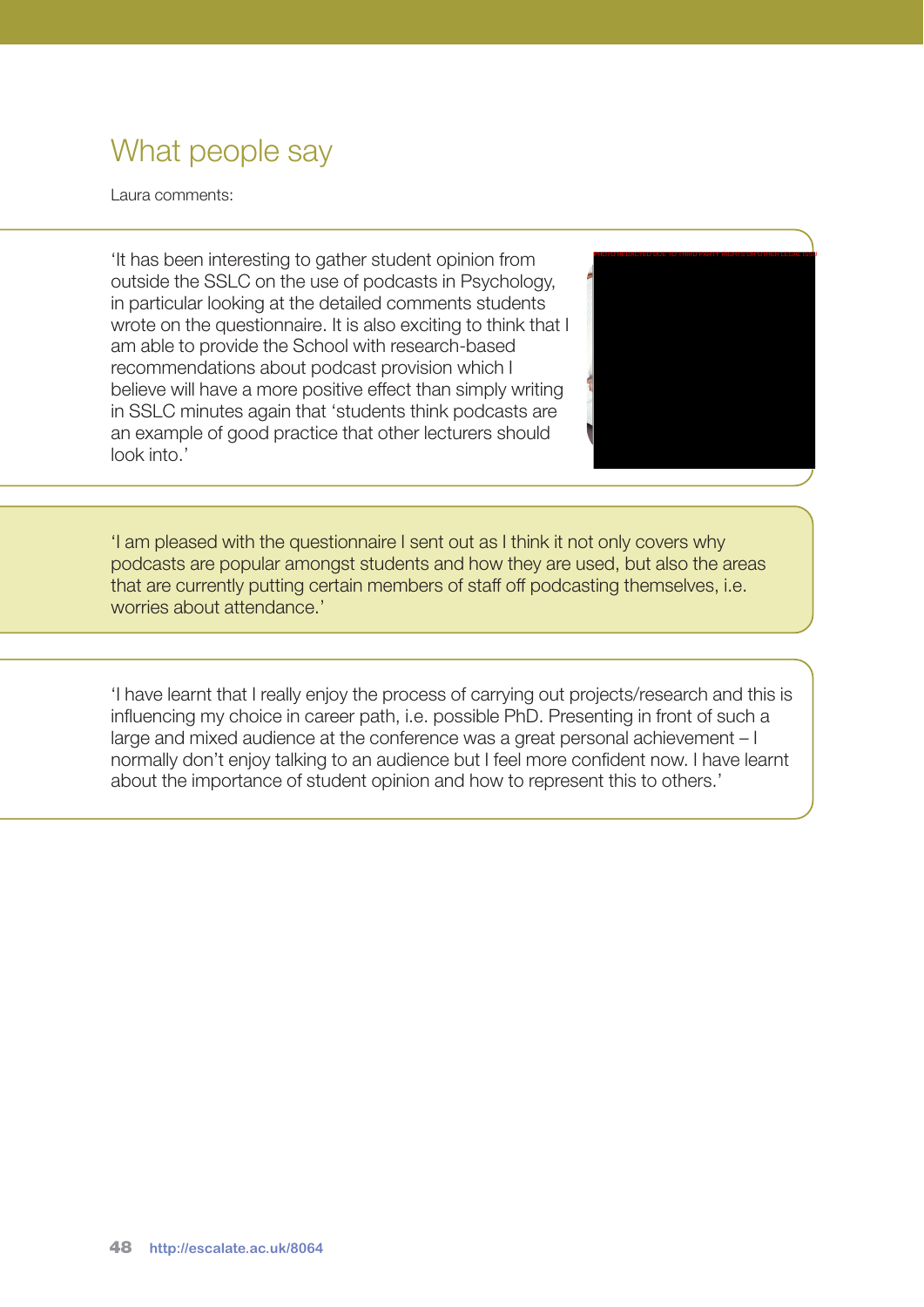## What people say

Laura comments:

'It has been interesting to gather student opinion from outside the SSLC on the use of podcasts in Psychology, in particular looking at the detailed comments students wrote on the questionnaire. It is also exciting to think that I am able to provide the School with research-based recommendations about podcast provision which I believe will have a more positive effect than simply writing in SSLC minutes again that 'students think podcasts are an example of good practice that other lecturers should look into.'

'I am pleased with the questionnaire I sent out as I think it not only covers why podcasts are popular amongst students and how they are used, but also the areas that are currently putting certain members of staff off podcasting themselves, i.e. worries about attendance.'

'I have learnt that I really enjoy the process of carrying out projects/research and this is influencing my choice in career path, i.e. possible PhD. Presenting in front of such a large and mixed audience at the conference was a great personal achievement – I normally don't enjoy talking to an audience but I feel more confident now. I have learnt about the importance of student opinion and how to represent this to others.'

http://escalate.ac.uk/8064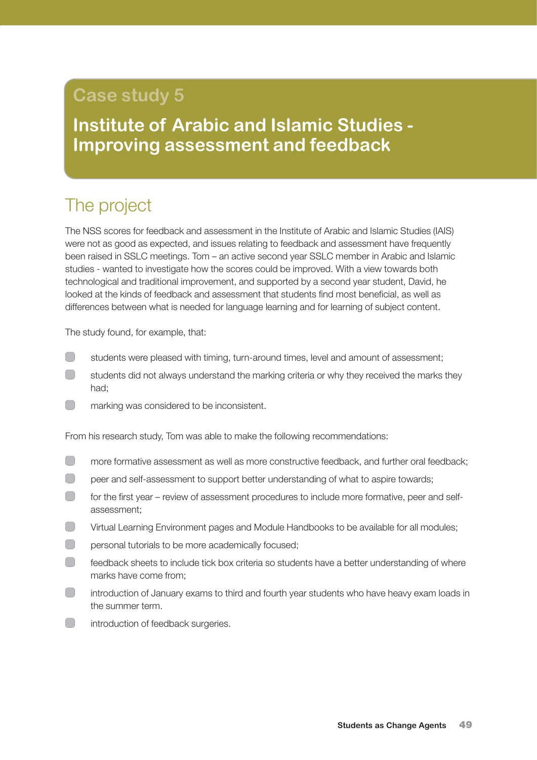# Case study 5

## Institute of Arabic and Islamic Studies - Improving assessment and feedback

## The project

The NSS scores for feedback and assessment in the Institute of Arabic and Islamic Studies (IAIS) were not as good as expected, and issues relating to feedback and assessment have frequently been raised in SSLC meetings. Tom – an active second year SSLC member in Arabic and Islamic studies - wanted to investigate how the scores could be improved. With a view towards both technological and traditional improvement, and supported by a second year student, David, he looked at the kinds of feedback and assessment that students find most beneficial, as well as differences between what is needed for language learning and for learning of subject content.

The study found, for example, that:

- students were pleased with timing, turn-around times, level and amount of assessment;
- students did not always understand the marking criteria or why they received the marks they had;
- marking was considered to be inconsistent.

From his research study, Tom was able to make the following recommendations:

- more formative assessment as well as more constructive feedback, and further oral feedback;
- peer and self-assessment to support better understanding of what to aspire towards;
- for the first year – review of assessment procedures to include more formative, peer and self-assessment;
- Virtual Learning Environment pages and Module Handbooks to be available for all modules;
- personal tutorials to be more academically focused;
- feedback sheets to include tick box criteria so students have a better understanding of where marks have come from;
- introduction of January exams to third and fourth year students who have heavy exam loads in the summer term.
- introduction of feedback surgeries.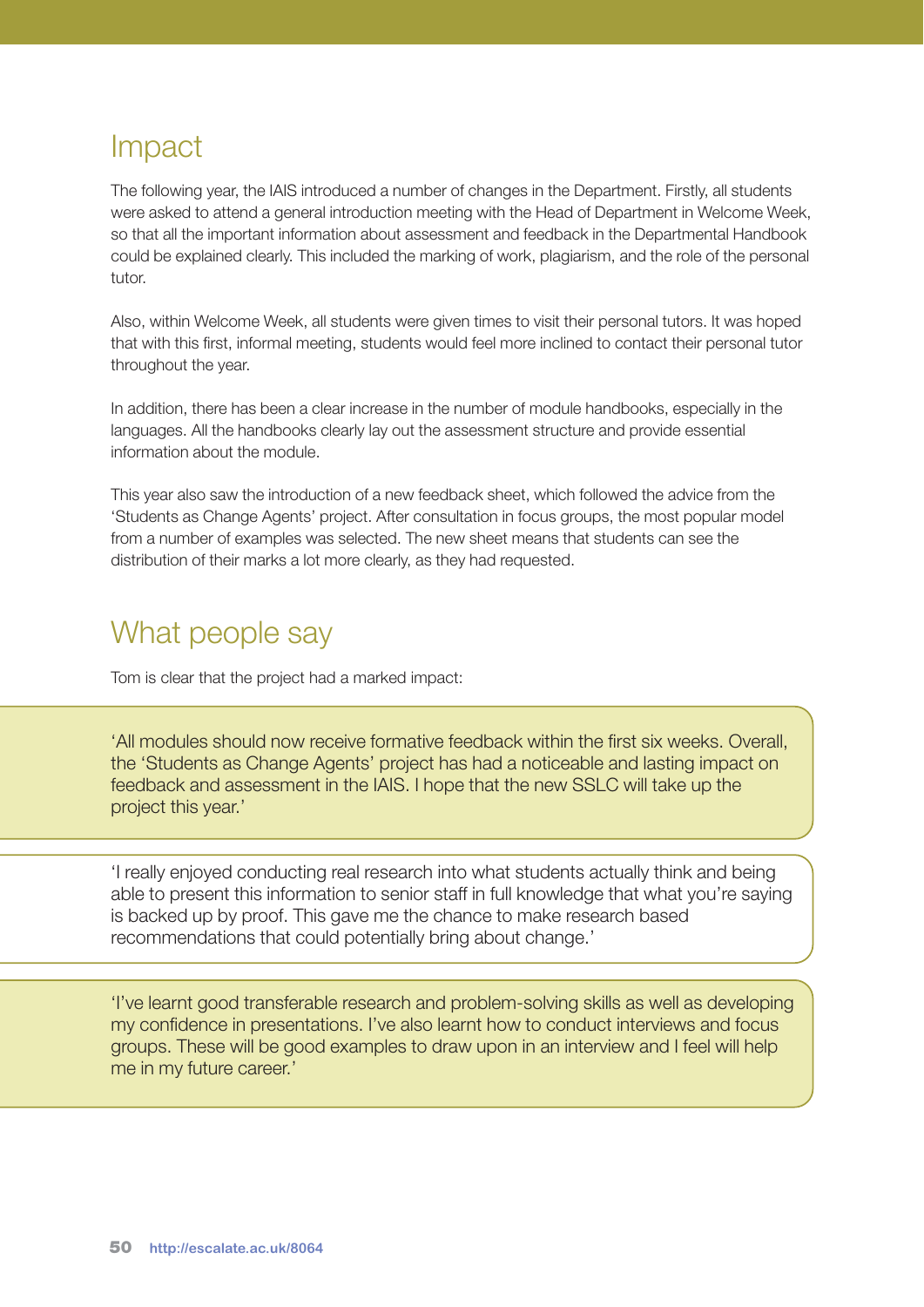## Impact

The following year, the IAIS introduced a number of changes in the Department. Firstly, all students were asked to attend a general introduction meeting with the Head of Department in Welcome Week, so that all the important information about assessment and feedback in the Departmental Handbook could be explained clearly. This included the marking of work, plagiarism, and the role of the personal tutor.

Also, within Welcome Week, all students were given times to visit their personal tutors. It was hoped that with this first, informal meeting, students would feel more inclined to contact their personal tutor throughout the year.

In addition, there has been a clear increase in the number of module handbooks, especially in the languages. All the handbooks clearly lay out the assessment structure and provide essential information about the module.

This year also saw the introduction of a new feedback sheet, which followed the advice from the 'Students as Change Agents' project. After consultation in focus groups, the most popular model from a number of examples was selected. The new sheet means that students can see the distribution of their marks a lot more clearly, as they had requested.

## What people say

Tom is clear that the project had a marked impact:

> 'All modules should now receive formative feedback within the first six weeks. Overall, the 'Students as Change Agents' project has had a noticeable and lasting impact on feedback and assessment in the IAIS. I hope that the new SSLC will take up the project this year.'

> 'I really enjoyed conducting real research into what students actually think and being able to present this information to senior staff in full knowledge that what you're saying is backed up by proof. This gave me the chance to make research based recommendations that could potentially bring about change.'

> 'I've learnt good transferable research and problem-solving skills as well as developing my confidence in presentations. I've also learnt how to conduct interviews and focus groups. These will be good examples to draw upon in an interview and I feel will help me in my future career.'

http://escalate.ac.uk/8064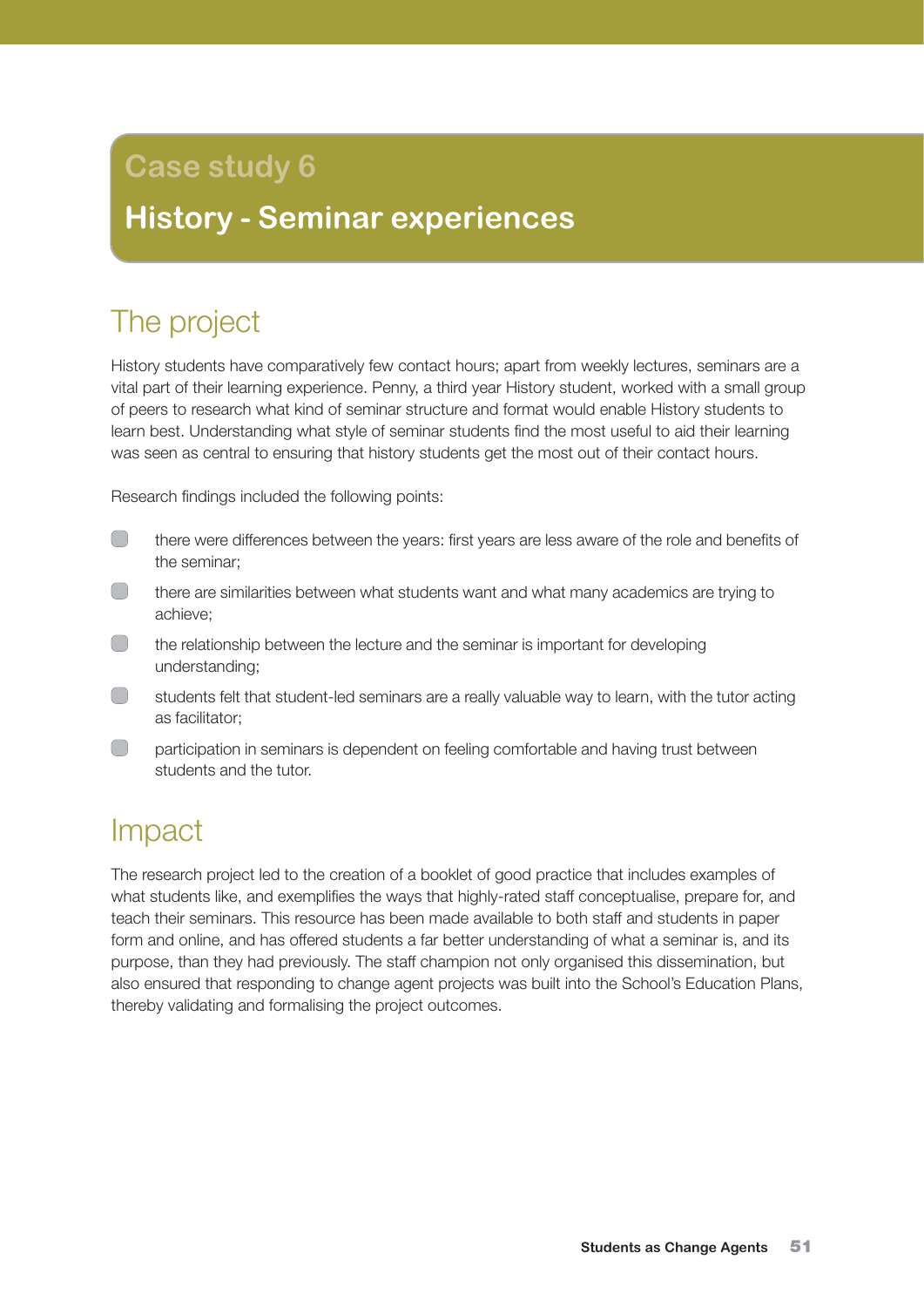# Case study 6

## History - Seminar experiences

## The project

History students have comparatively few contact hours; apart from weekly lectures, seminars are a vital part of their learning experience. Penny, a third year History student, worked with a small group of peers to research what kind of seminar structure and format would enable History students to learn best. Understanding what style of seminar students find the most useful to aid their learning was seen as central to ensuring that history students get the most out of their contact hours.

Research findings included the following points:

- there were differences between the years: first years are less aware of the role and benefits of the seminar;
- there are similarities between what students want and what many academics are trying to achieve;
- the relationship between the lecture and the seminar is important for developing understanding;
- students felt that student-led seminars are a really valuable way to learn, with the tutor acting as facilitator;
- participation in seminars is dependent on feeling comfortable and having trust between students and the tutor.

## Impact

The research project led to the creation of a booklet of good practice that includes examples of what students like, and exemplifies the ways that highly-rated staff conceptualise, prepare for, and teach their seminars. This resource has been made available to both staff and students in paper form and online, and has offered students a far better understanding of what a seminar is, and its purpose, than they had previously. The staff champion not only organised this dissemination, but also ensured that responding to change agent projects was built into the School's Education Plans, thereby validating and formalising the project outcomes.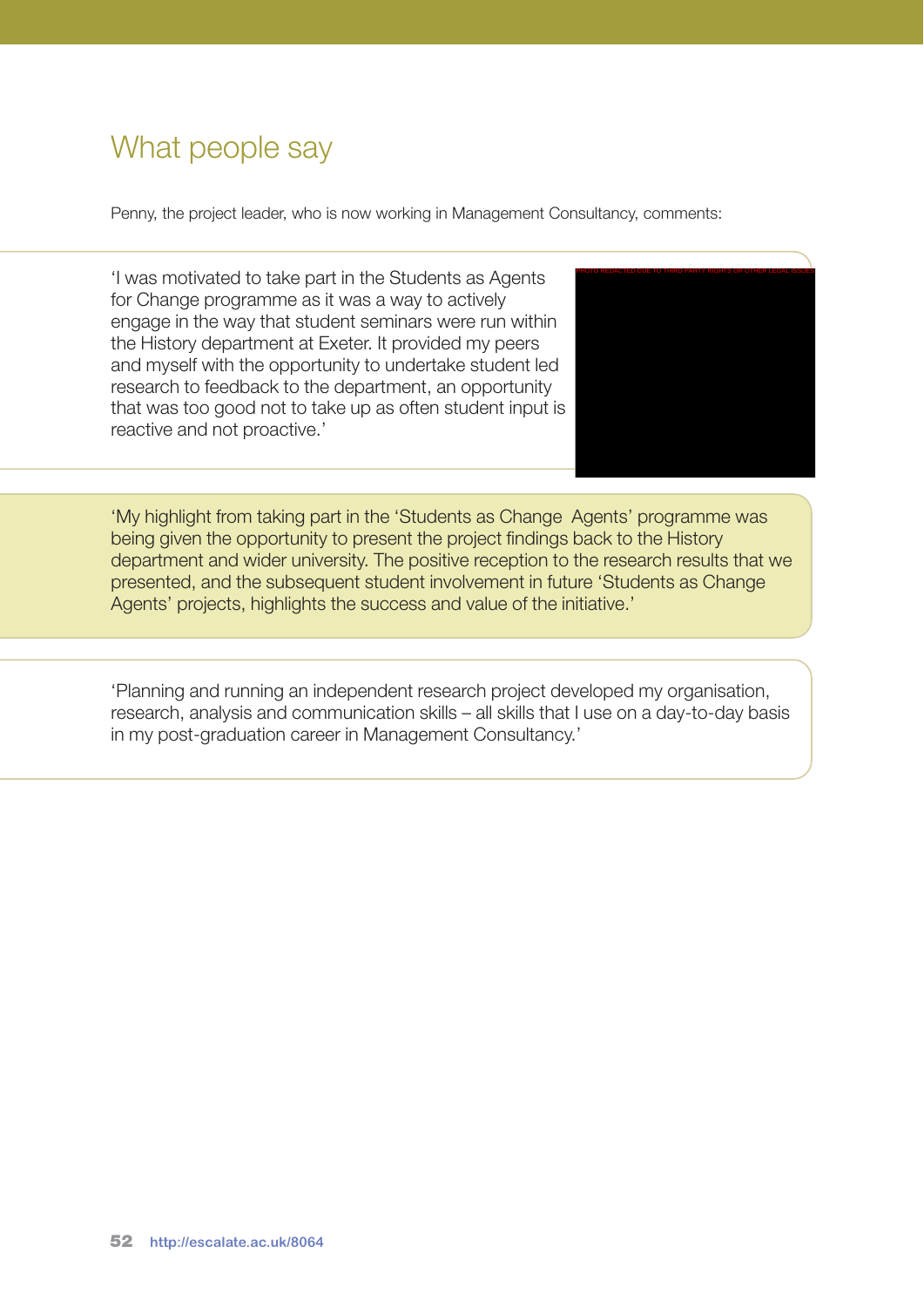# What people say

Penny, the project leader, who is now working in Management Consultancy, comments:

'I was motivated to take part in the Students as Agents for Change programme as it was a way to actively engage in the way that student seminars were run within the History department at Exeter. It provided my peers and myself with the opportunity to undertake student led research to feedback to the department, an opportunity that was too good not to take up as often student input is reactive and not proactive.'

PHOTO REDACTED DUE TO THIRD PARTY RIGHTS OR OTHER LEGAL ISSUES

'My highlight from taking part in the 'Students as Change Agents' programme was being given the opportunity to present the project findings back to the History department and wider university. The positive reception to the research results that we presented, and the subsequent student involvement in future 'Students as Change Agents' projects, highlights the success and value of the initiative.'

'Planning and running an independent research project developed my organisation, research, analysis and communication skills – all skills that I use on a day-to-day basis in my post-graduation career in Management Consultancy.'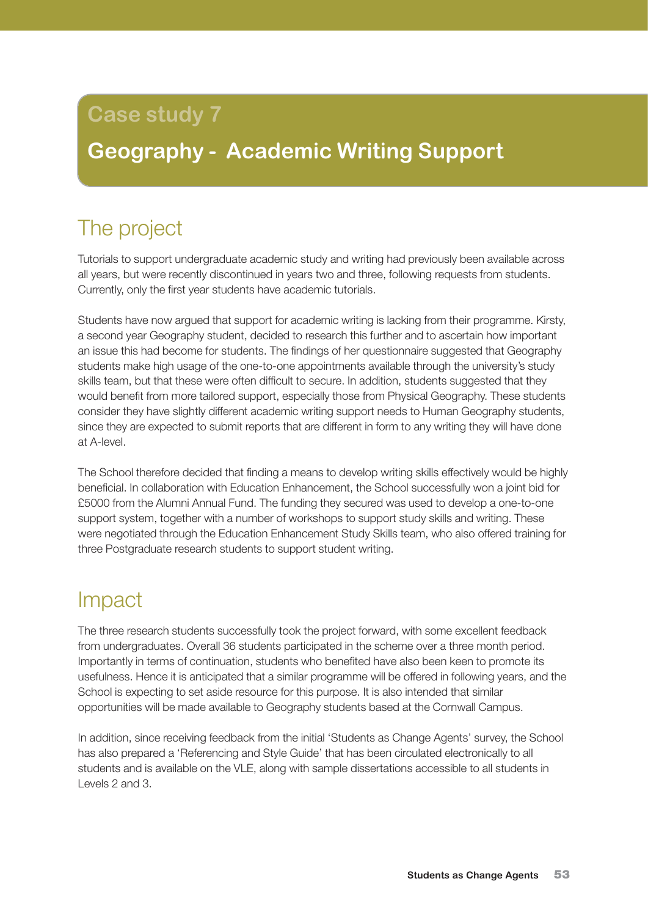# Case study 7

## Geography - Academic Writing Support

## The project

Tutorials to support undergraduate academic study and writing had previously been available across all years, but were recently discontinued in years two and three, following requests from students. Currently, only the first year students have academic tutorials.

Students have now argued that support for academic writing is lacking from their programme. Kirsty, a second year Geography student, decided to research this further and to ascertain how important an issue this had become for students. The findings of her questionnaire suggested that Geography students make high usage of the one-to-one appointments available through the university's study skills team, but that these were often difficult to secure. In addition, students suggested that they would benefit from more tailored support, especially those from Physical Geography. These students consider they have slightly different academic writing support needs to Human Geography students, since they are expected to submit reports that are different in form to any writing they will have done at A-level.

The School therefore decided that finding a means to develop writing skills effectively would be highly beneficial. In collaboration with Education Enhancement, the School successfully won a joint bid for £5000 from the Alumni Annual Fund. The funding they secured was used to develop a one-to-one support system, together with a number of workshops to support study skills and writing. These were negotiated through the Education Enhancement Study Skills team, who also offered training for three Postgraduate research students to support student writing.

## Impact

The three research students successfully took the project forward, with some excellent feedback from undergraduates. Overall 36 students participated in the scheme over a three month period. Importantly in terms of continuation, students who benefited have also been keen to promote its usefulness. Hence it is anticipated that a similar programme will be offered in following years, and the School is expecting to set aside resource for this purpose. It is also intended that similar opportunities will be made available to Geography students based at the Cornwall Campus.

In addition, since receiving feedback from the initial 'Students as Change Agents' survey, the School has also prepared a 'Referencing and Style Guide' that has been circulated electronically to all students and is available on the VLE, along with sample dissertations accessible to all students in Levels 2 and 3.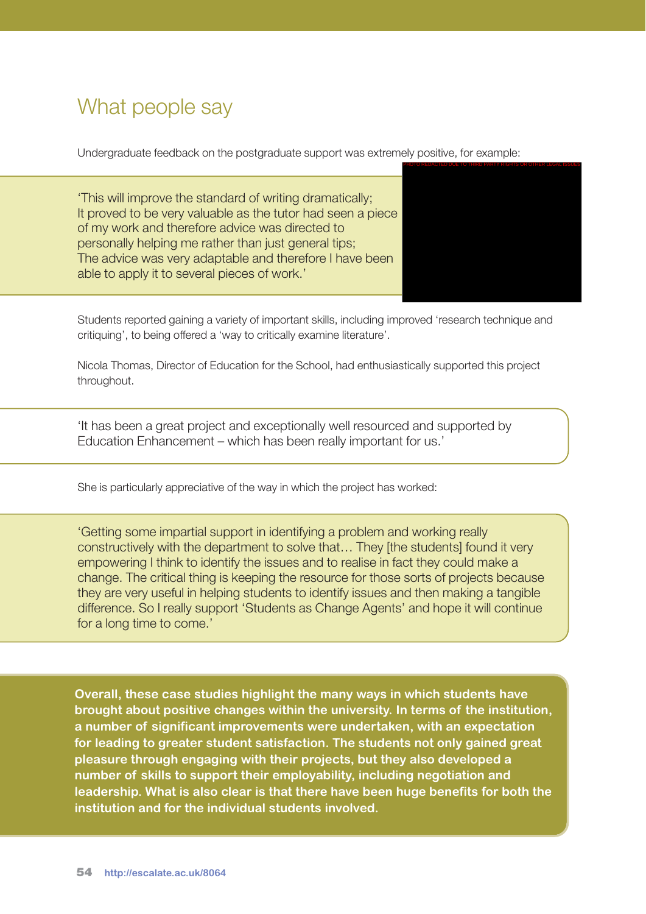## What people say

Undergraduate feedback on the postgraduate support was extremely positive, for example:

> 'This will improve the standard of writing dramatically;
> It proved to be very valuable as the tutor had seen a piece of my work and therefore advice was directed to personally helping me rather than just general tips;
> The advice was very adaptable and therefore I have been able to apply it to several pieces of work.'

PHOTO REDACTED DUE TO THIRD PARTY RIGHTS OR OTHER LEGAL ISSUES

Students reported gaining a variety of important skills, including improved 'research technique and critiquing', to being offered a 'way to critically examine literature'.

Nicola Thomas, Director of Education for the School, had enthusiastically supported this project throughout.

> 'It has been a great project and exceptionally well resourced and supported by Education Enhancement – which has been really important for us.'

She is particularly appreciative of the way in which the project has worked:

> 'Getting some impartial support in identifying a problem and working really constructively with the department to solve that… They [the students] found it very empowering I think to identify the issues and to realise in fact they could make a change. The critical thing is keeping the resource for those sorts of projects because they are very useful in helping students to identify issues and then making a tangible difference. So I really support 'Students as Change Agents' and hope it will continue for a long time to come.'

**Overall, these case studies highlight the many ways in which students have brought about positive changes within the university. In terms of the institution, a number of significant improvements were undertaken, with an expectation for leading to greater student satisfaction. The students not only gained great pleasure through engaging with their projects, but they also developed a number of skills to support their employability, including negotiation and leadership. What is also clear is that there have been huge benefits for both the institution and for the individual students involved.**

http://escalate.ac.uk/8064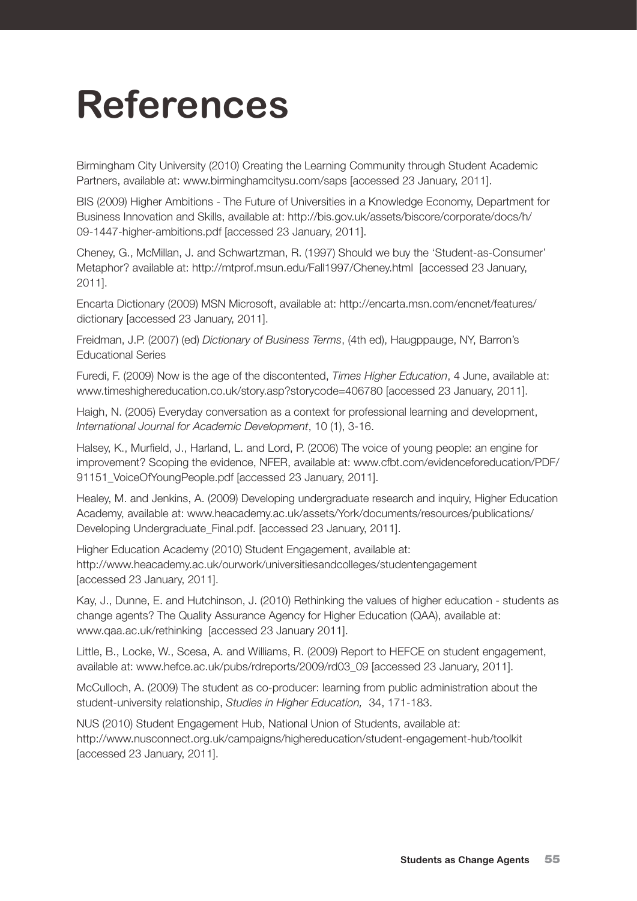# References

Birmingham City University (2010) Creating the Learning Community through Student Academic Partners, available at: www.birminghamcitysu.com/saps [accessed 23 January, 2011].

BIS (2009) Higher Ambitions - The Future of Universities in a Knowledge Economy, Department for Business Innovation and Skills, available at: http://bis.gov.uk/assets/biscore/corporate/docs/h/09-1447-higher-ambitions.pdf [accessed 23 January, 2011].

Cheney, G., McMillan, J. and Schwartzman, R. (1997) Should we buy the 'Student-as-Consumer' Metaphor? available at: http://mtprof.msun.edu/Fall1997/Cheney.html [accessed 23 January, 2011].

Encarta Dictionary (2009) MSN Microsoft, available at: http://encarta.msn.com/encnet/features/dictionary [accessed 23 January, 2011].

Freidman, J.P. (2007) (ed) *Dictionary of Business Terms*, (4th ed), Haugppauge, NY, Barron's Educational Series

Furedi, F. (2009) Now is the age of the discontented, *Times Higher Education*, 4 June, available at: www.timeshighereducation.co.uk/story.asp?storycode=406780 [accessed 23 January, 2011].

Haigh, N. (2005) Everyday conversation as a context for professional learning and development, *International Journal for Academic Development*, 10 (1), 3-16.

Halsey, K., Murfield, J., Harland, L. and Lord, P. (2006) The voice of young people: an engine for improvement? Scoping the evidence, NFER, available at: www.cfbt.com/evidenceforeducation/PDF/91151_VoiceOfYoungPeople.pdf [accessed 23 January, 2011].

Healey, M. and Jenkins, A. (2009) Developing undergraduate research and inquiry, Higher Education Academy, available at: www.heacademy.ac.uk/assets/York/documents/resources/publications/Developing Undergraduate_Final.pdf. [accessed 23 January, 2011].

Higher Education Academy (2010) Student Engagement, available at: http://www.heacademy.ac.uk/ourwork/universitiesandcolleges/studentengagement [accessed 23 January, 2011].

Kay, J., Dunne, E. and Hutchinson, J. (2010) Rethinking the values of higher education - students as change agents? The Quality Assurance Agency for Higher Education (QAA), available at: www.qaa.ac.uk/rethinking [accessed 23 January 2011].

Little, B., Locke, W., Scesa, A. and Williams, R. (2009) Report to HEFCE on student engagement, available at: www.hefce.ac.uk/pubs/rdreports/2009/rd03_09 [accessed 23 January, 2011].

McCulloch, A. (2009) The student as co-producer: learning from public administration about the student-university relationship, *Studies in Higher Education,* 34, 171-183.

NUS (2010) Student Engagement Hub, National Union of Students, available at: http://www.nusconnect.org.uk/campaigns/highereducation/student-engagement-hub/toolkit [accessed 23 January, 2011].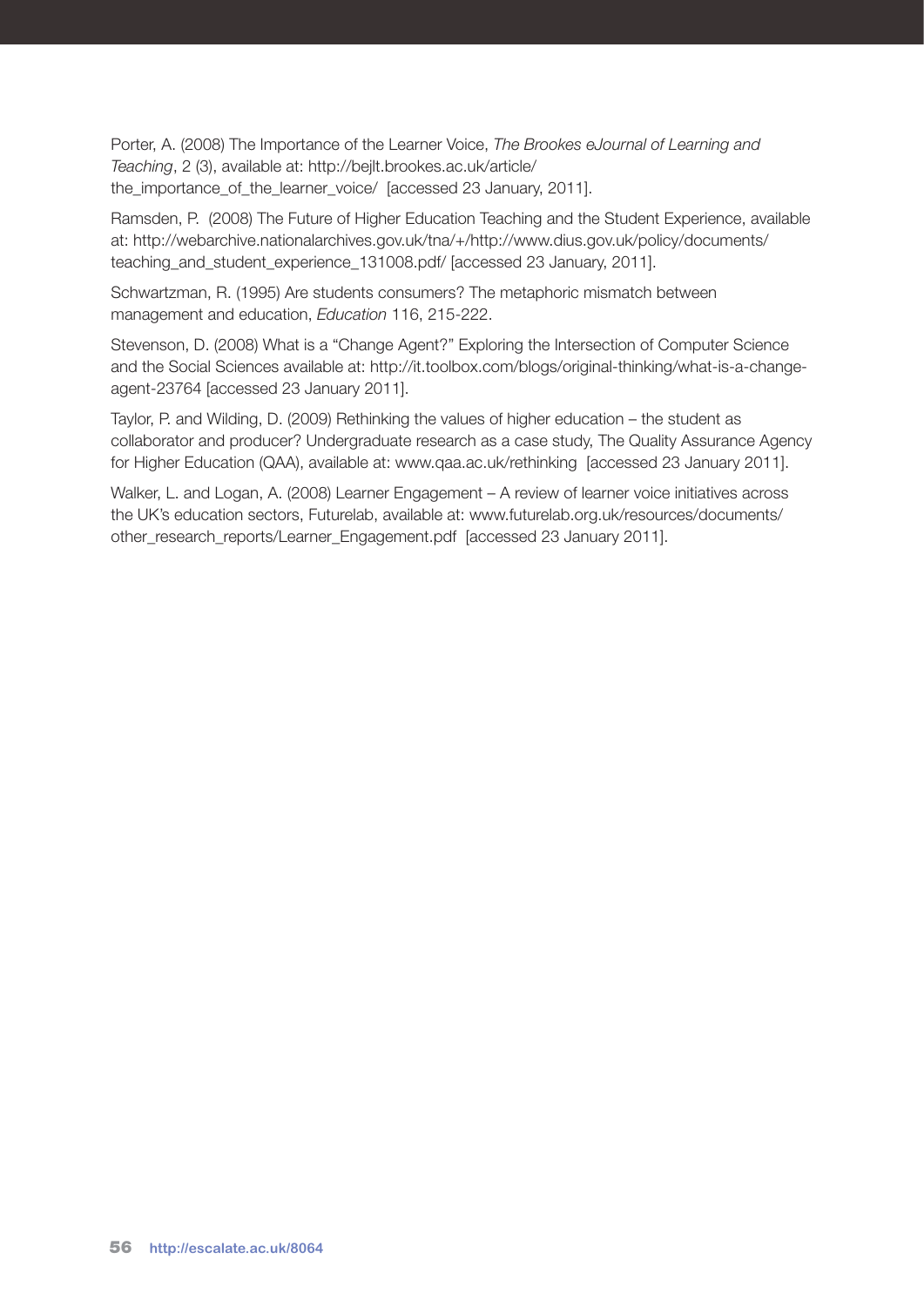Porter, A. (2008) The Importance of the Learner Voice, *The Brookes eJournal of Learning and Teaching*, 2 (3), available at: http://bejlt.brookes.ac.uk/article/the_importance_of_the_learner_voice/ [accessed 23 January, 2011].

Ramsden, P. (2008) The Future of Higher Education Teaching and the Student Experience, available at: http://webarchive.nationalarchives.gov.uk/tna/+/http://www.dius.gov.uk/policy/documents/teaching_and_student_experience_131008.pdf/ [accessed 23 January, 2011].

Schwartzman, R. (1995) Are students consumers? The metaphoric mismatch between management and education, *Education* 116, 215-222.

Stevenson, D. (2008) What is a "Change Agent?" Exploring the Intersection of Computer Science and the Social Sciences available at: http://it.toolbox.com/blogs/original-thinking/what-is-a-change-agent-23764 [accessed 23 January 2011].

Taylor, P. and Wilding, D. (2009) Rethinking the values of higher education – the student as collaborator and producer? Undergraduate research as a case study, The Quality Assurance Agency for Higher Education (QAA), available at: www.qaa.ac.uk/rethinking [accessed 23 January 2011].

Walker, L. and Logan, A. (2008) Learner Engagement – A review of learner voice initiatives across the UK's education sectors, Futurelab, available at: www.futurelab.org.uk/resources/documents/other_research_reports/Learner_Engagement.pdf [accessed 23 January 2011].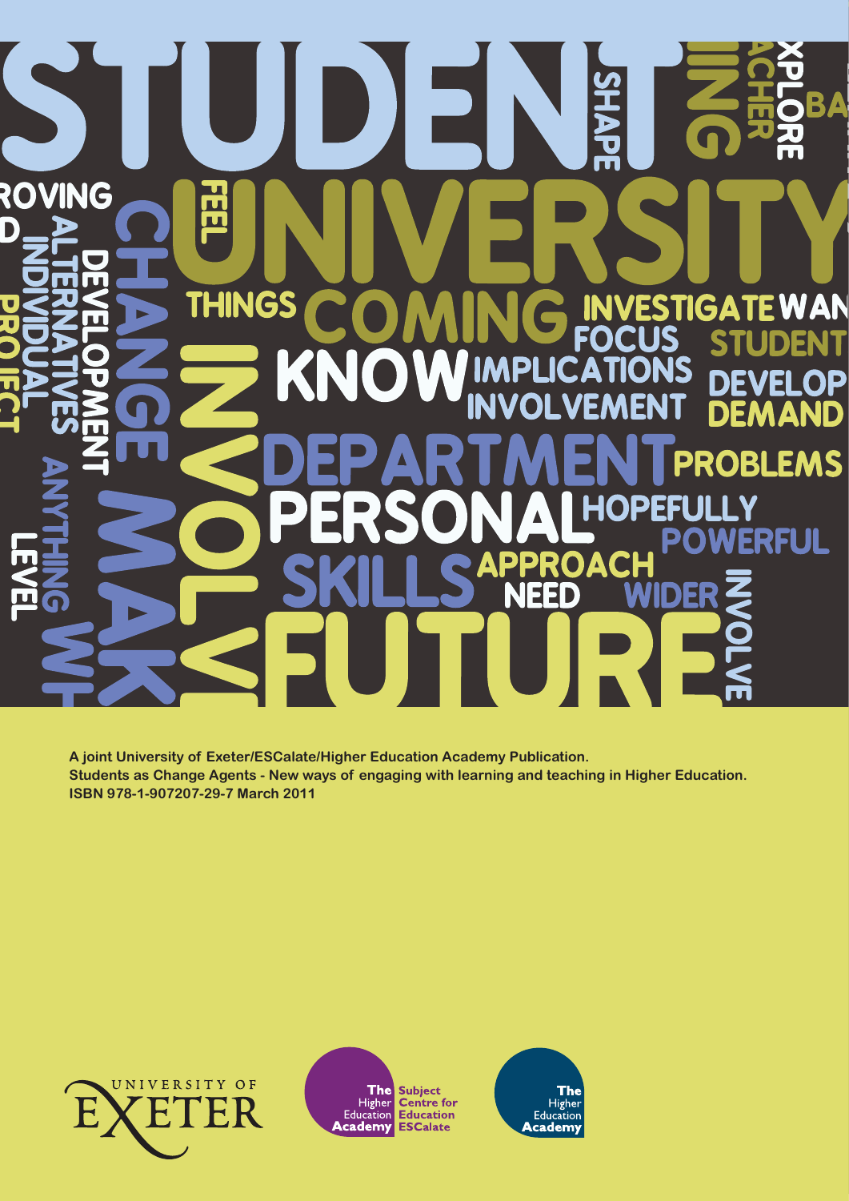A joint University of Exeter/ESCalate/Higher Education Academy Publication.
Students as Change Agents - New ways of engaging with learning and teaching in Higher Education.
ISBN 978-1-907207-29-7 March 2011